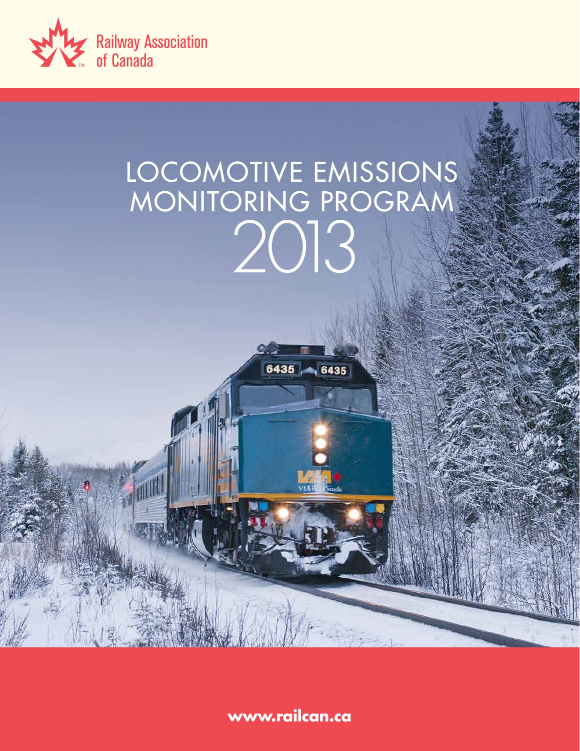Railway Association of Canada

# LOCOMOTIVE EMISSIONS MONITORING PROGRAM 2013

www.railcan.ca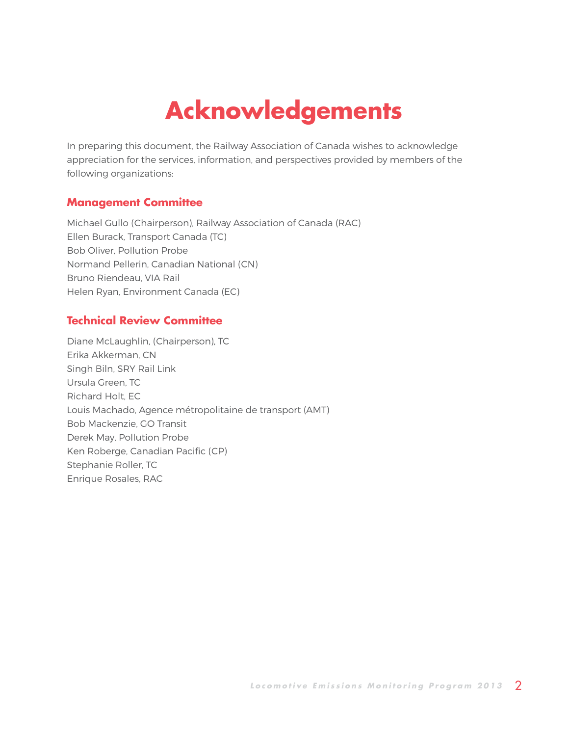# Acknowledgements

In preparing this document, the Railway Association of Canada wishes to acknowledge appreciation for the services, information, and perspectives provided by members of the following organizations:

## Management Committee

Michael Gullo (Chairperson), Railway Association of Canada (RAC)
Ellen Burack, Transport Canada (TC)
Bob Oliver, Pollution Probe
Normand Pellerin, Canadian National (CN)
Bruno Riendeau, VIA Rail
Helen Ryan, Environment Canada (EC)

## Technical Review Committee

Diane McLaughlin, (Chairperson), TC
Erika Akkerman, CN
Singh Biln, SRY Rail Link
Ursula Green, TC
Richard Holt, EC
Louis Machado, Agence métropolitaine de transport (AMT)
Bob Mackenzie, GO Transit
Derek May, Pollution Probe
Ken Roberge, Canadian Pacific (CP)
Stephanie Roller, TC
Enrique Rosales, RAC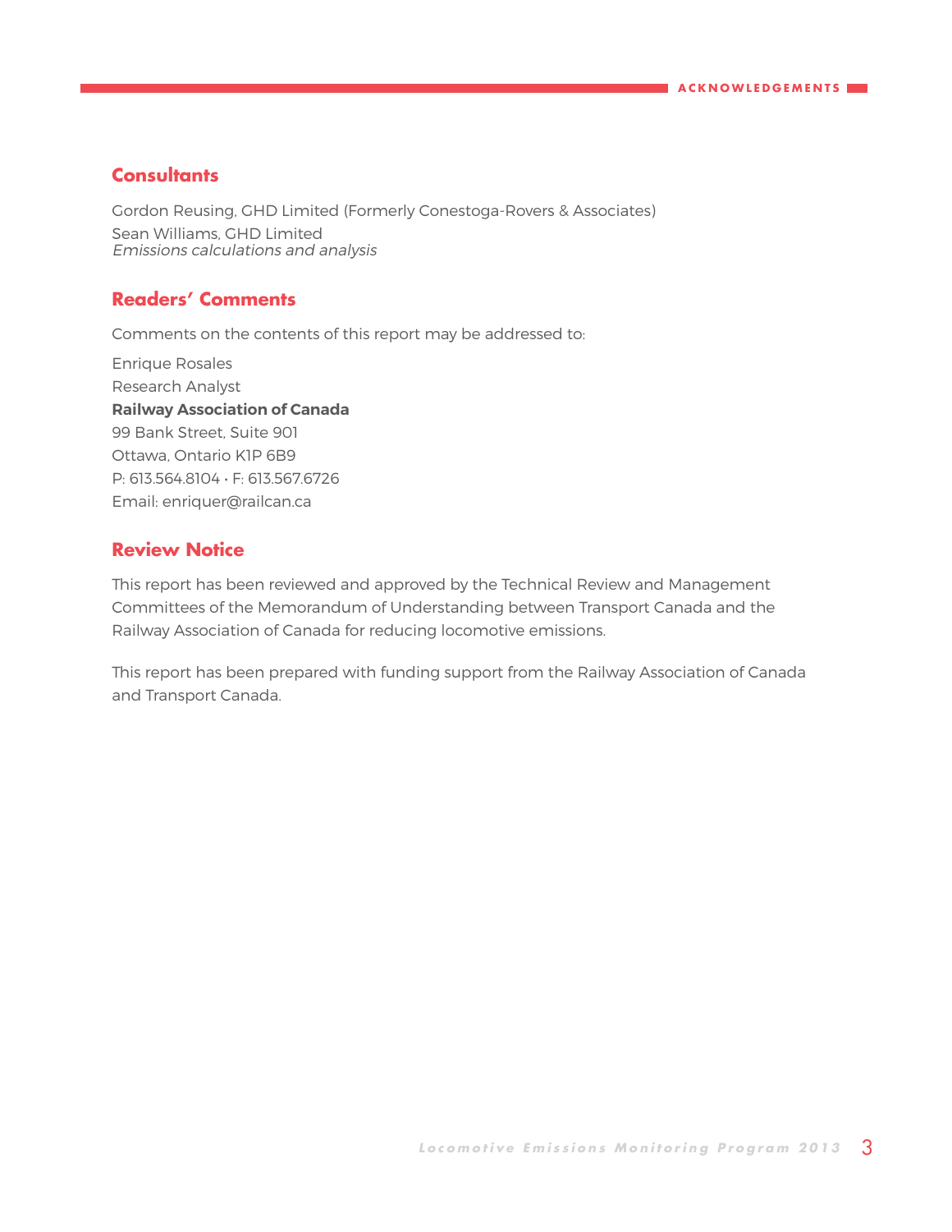## Consultants

Gordon Reusing, GHD Limited (Formerly Conestoga-Rovers & Associates)
Sean Williams, GHD Limited
*Emissions calculations and analysis*

## Readers' Comments

Comments on the contents of this report may be addressed to:

Enrique Rosales
Research Analyst
**Railway Association of Canada**
99 Bank Street, Suite 901
Ottawa, Ontario K1P 6B9
P: 613.564.8104 • F: 613.567.6726
Email: enriquer@railcan.ca

## Review Notice

This report has been reviewed and approved by the Technical Review and Management Committees of the Memorandum of Understanding between Transport Canada and the Railway Association of Canada for reducing locomotive emissions.

This report has been prepared with funding support from the Railway Association of Canada and Transport Canada.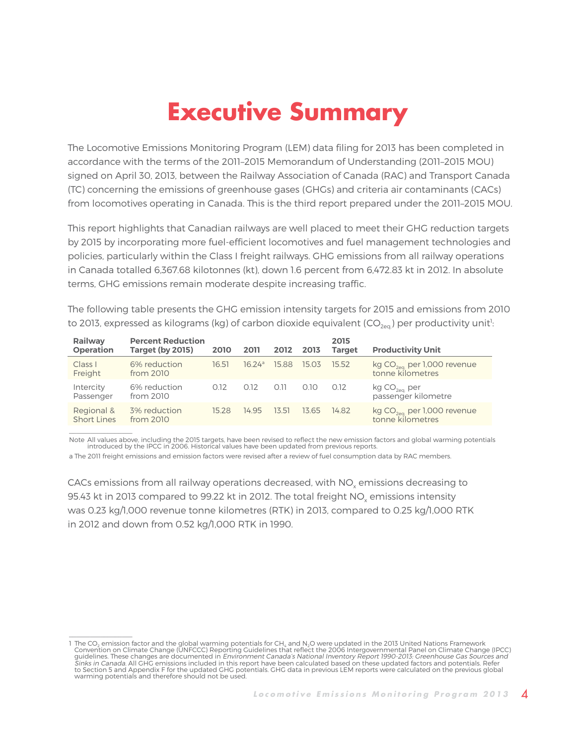# Executive Summary

The Locomotive Emissions Monitoring Program (LEM) data filing for 2013 has been completed in accordance with the terms of the 2011–2015 Memorandum of Understanding (2011–2015 MOU) signed on April 30, 2013, between the Railway Association of Canada (RAC) and Transport Canada (TC) concerning the emissions of greenhouse gases (GHGs) and criteria air contaminants (CACs) from locomotives operating in Canada. This is the third report prepared under the 2011–2015 MOU.

This report highlights that Canadian railways are well placed to meet their GHG reduction targets by 2015 by incorporating more fuel-efficient locomotives and fuel management technologies and policies, particularly within the Class I freight railways. GHG emissions from all railway operations in Canada totalled 6,367.68 kilotonnes (kt), down 1.6 percent from 6,472.83 kt in 2012. In absolute terms, GHG emissions remain moderate despite increasing traffic.

The following table presents the GHG emission intensity targets for 2015 and emissions from 2010 to 2013, expressed as kilograms (kg) of carbon dioxide equivalent ($CO_{2eq.}$) per productivity unit[1]:

| Railway Operation | Percent Reduction Target (by 2015) | 2010 | 2011 | 2012 | 2013 | 2015 Target | Productivity Unit |
|---|---|---|---|---|---|---|---|
| Class I Freight | 6% reduction from 2010 | 16.51 | 16.24[a] | 15.88 | 15.03 | 15.52 | kg $CO_{2eq.}$ per 1,000 revenue tonne kilometres |
| Intercity Passenger | 6% reduction from 2010 | 0.12 | 0.12 | 0.11 | 0.10 | 0.12 | kg $CO_{2eq.}$ per passenger kilometre |
| Regional & Short Lines | 3% reduction from 2010 | 15.28 | 14.95 | 13.51 | 13.65 | 14.82 | kg $CO_{2eq.}$ per 1,000 revenue tonne kilometres |

Note All values above, including the 2015 targets, have been revised to reflect the new emission factors and global warming potentials introduced by the IPCC in 2006. Historical values have been updated from previous reports.

a The 2011 freight emissions and emission factors were revised after a review of fuel consumption data by RAC members.

CACs emissions from all railway operations decreased, with $NO_x$ emissions decreasing to 95.43 kt in 2013 compared to 99.22 kt in 2012. The total freight $NO_x$ emissions intensity was 0.23 kg/1,000 revenue tonne kilometres (RTK) in 2013, compared to 0.25 kg/1,000 RTK in 2012 and down from 0.52 kg/1,000 RTK in 1990.

1 The $CO_2$ emission factor and the global warming potentials for $CH_4$ and $N_2O$ were updated in the 2013 United Nations Framework Convention on Climate Change (UNFCCC) Reporting Guidelines that reflect the 2006 Intergovernmental Panel on Climate Change (IPCC) guidelines. These changes are documented in *Environment Canada's National Inventory Report 1990-2013: Greenhouse Gas Sources and Sinks in Canada*. All GHG emissions included in this report have been calculated based on these updated factors and potentials. Refer to Section 5 and Appendix F for the updated GHG potentials. GHG data in previous LEM reports were calculated on the previous global warming potentials and therefore should not be used.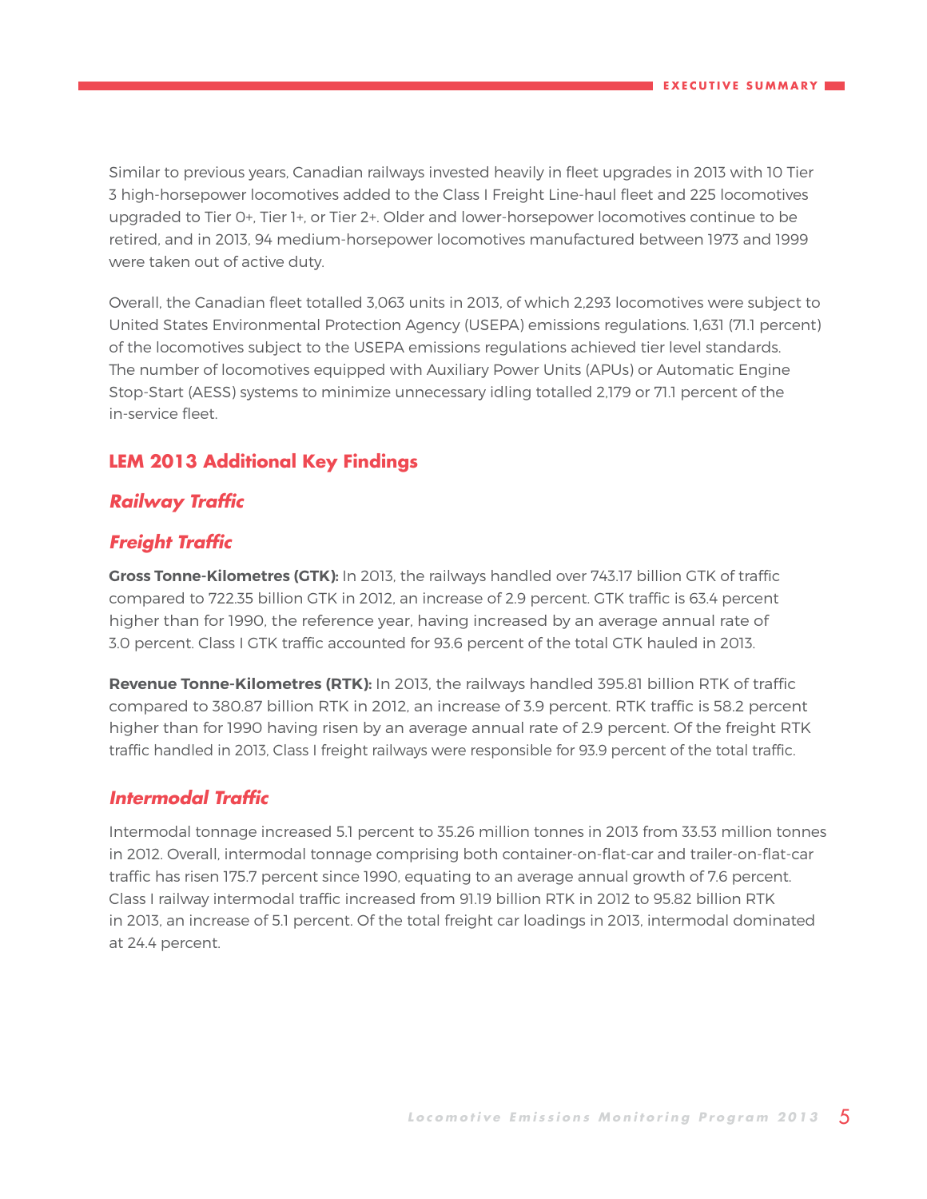Similar to previous years, Canadian railways invested heavily in fleet upgrades in 2013 with 10 Tier 3 high-horsepower locomotives added to the Class I Freight Line-haul fleet and 225 locomotives upgraded to Tier 0+, Tier 1+, or Tier 2+. Older and lower-horsepower locomotives continue to be retired, and in 2013, 94 medium-horsepower locomotives manufactured between 1973 and 1999 were taken out of active duty.

Overall, the Canadian fleet totalled 3,063 units in 2013, of which 2,293 locomotives were subject to United States Environmental Protection Agency (USEPA) emissions regulations. 1,631 (71.1 percent) of the locomotives subject to the USEPA emissions regulations achieved tier level standards. The number of locomotives equipped with Auxiliary Power Units (APUs) or Automatic Engine Stop-Start (AESS) systems to minimize unnecessary idling totalled 2,179 or 71.1 percent of the in-service fleet.

## LEM 2013 Additional Key Findings

### *Railway Traffic*

### *Freight Traffic*

**Gross Tonne-Kilometres (GTK):** In 2013, the railways handled over 743.17 billion GTK of traffic compared to 722.35 billion GTK in 2012, an increase of 2.9 percent. GTK traffic is 63.4 percent higher than for 1990, the reference year, having increased by an average annual rate of 3.0 percent. Class I GTK traffic accounted for 93.6 percent of the total GTK hauled in 2013.

**Revenue Tonne-Kilometres (RTK):** In 2013, the railways handled 395.81 billion RTK of traffic compared to 380.87 billion RTK in 2012, an increase of 3.9 percent. RTK traffic is 58.2 percent higher than for 1990 having risen by an average annual rate of 2.9 percent. Of the freight RTK traffic handled in 2013, Class I freight railways were responsible for 93.9 percent of the total traffic.

### *Intermodal Traffic*

Intermodal tonnage increased 5.1 percent to 35.26 million tonnes in 2013 from 33.53 million tonnes in 2012. Overall, intermodal tonnage comprising both container-on-flat-car and trailer-on-flat-car traffic has risen 175.7 percent since 1990, equating to an average annual growth of 7.6 percent. Class I railway intermodal traffic increased from 91.19 billion RTK in 2012 to 95.82 billion RTK in 2013, an increase of 5.1 percent. Of the total freight car loadings in 2013, intermodal dominated at 24.4 percent.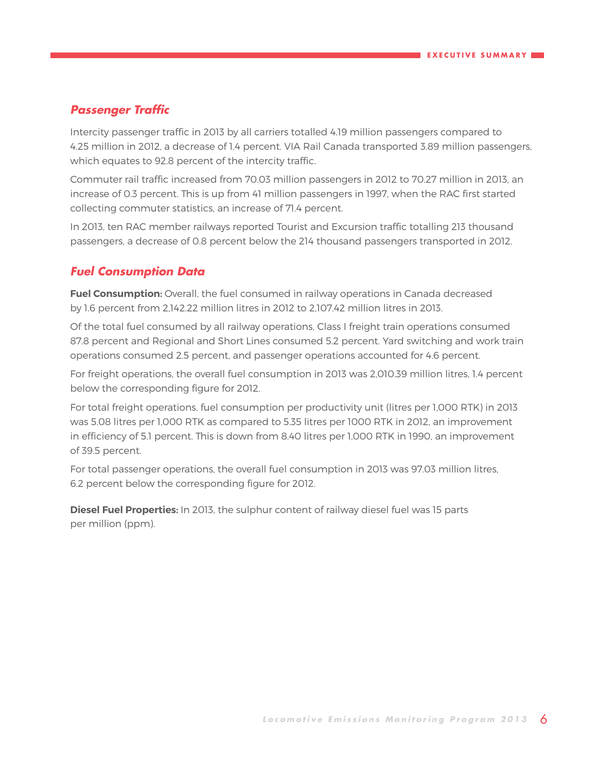## *Passenger Traffic*

Intercity passenger traffic in 2013 by all carriers totalled 4.19 million passengers compared to 4.25 million in 2012, a decrease of 1.4 percent. VIA Rail Canada transported 3.89 million passengers, which equates to 92.8 percent of the intercity traffic.

Commuter rail traffic increased from 70.03 million passengers in 2012 to 70.27 million in 2013, an increase of 0.3 percent. This is up from 41 million passengers in 1997, when the RAC first started collecting commuter statistics, an increase of 71.4 percent.

In 2013, ten RAC member railways reported Tourist and Excursion traffic totalling 213 thousand passengers, a decrease of 0.8 percent below the 214 thousand passengers transported in 2012.

## *Fuel Consumption Data*

**Fuel Consumption:** Overall, the fuel consumed in railway operations in Canada decreased by 1.6 percent from 2,142.22 million litres in 2012 to 2,107.42 million litres in 2013.

Of the total fuel consumed by all railway operations, Class I freight train operations consumed 87.8 percent and Regional and Short Lines consumed 5.2 percent. Yard switching and work train operations consumed 2.5 percent, and passenger operations accounted for 4.6 percent.

For freight operations, the overall fuel consumption in 2013 was 2,010.39 million litres, 1.4 percent below the corresponding figure for 2012.

For total freight operations, fuel consumption per productivity unit (litres per 1,000 RTK) in 2013 was 5.08 litres per 1,000 RTK as compared to 5.35 litres per 1000 RTK in 2012, an improvement in efficiency of 5.1 percent. This is down from 8.40 litres per 1,000 RTK in 1990, an improvement of 39.5 percent.

For total passenger operations, the overall fuel consumption in 2013 was 97.03 million litres, 6.2 percent below the corresponding figure for 2012.

**Diesel Fuel Properties:** In 2013, the sulphur content of railway diesel fuel was 15 parts per million (ppm).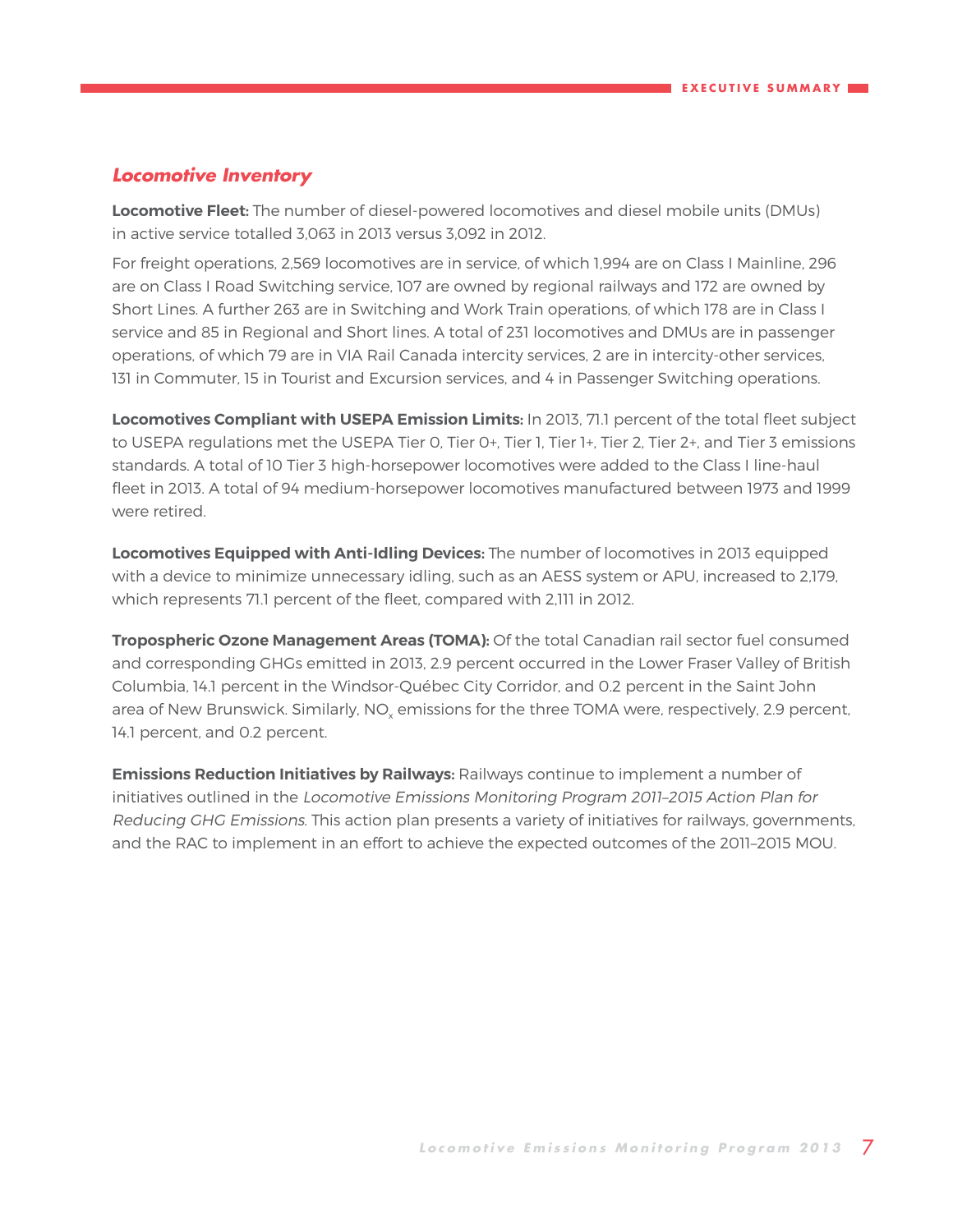## *Locomotive Inventory*

**Locomotive Fleet:** The number of diesel-powered locomotives and diesel mobile units (DMUs) in active service totalled 3,063 in 2013 versus 3,092 in 2012.

For freight operations, 2,569 locomotives are in service, of which 1,994 are on Class I Mainline, 296 are on Class I Road Switching service, 107 are owned by regional railways and 172 are owned by Short Lines. A further 263 are in Switching and Work Train operations, of which 178 are in Class I service and 85 in Regional and Short lines. A total of 231 locomotives and DMUs are in passenger operations, of which 79 are in VIA Rail Canada intercity services, 2 are in intercity-other services, 131 in Commuter, 15 in Tourist and Excursion services, and 4 in Passenger Switching operations.

**Locomotives Compliant with USEPA Emission Limits:** In 2013, 71.1 percent of the total fleet subject to USEPA regulations met the USEPA Tier 0, Tier 0+, Tier 1, Tier 1+, Tier 2, Tier 2+, and Tier 3 emissions standards. A total of 10 Tier 3 high-horsepower locomotives were added to the Class I line-haul fleet in 2013. A total of 94 medium-horsepower locomotives manufactured between 1973 and 1999 were retired.

**Locomotives Equipped with Anti-Idling Devices:** The number of locomotives in 2013 equipped with a device to minimize unnecessary idling, such as an AESS system or APU, increased to 2,179, which represents 71.1 percent of the fleet, compared with 2,111 in 2012.

**Tropospheric Ozone Management Areas (TOMA):** Of the total Canadian rail sector fuel consumed and corresponding GHGs emitted in 2013, 2.9 percent occurred in the Lower Fraser Valley of British Columbia, 14.1 percent in the Windsor-Québec City Corridor, and 0.2 percent in the Saint John area of New Brunswick. Similarly, $NO_x$ emissions for the three TOMA were, respectively, 2.9 percent, 14.1 percent, and 0.2 percent.

**Emissions Reduction Initiatives by Railways:** Railways continue to implement a number of initiatives outlined in the *Locomotive Emissions Monitoring Program 2011–2015 Action Plan for Reducing GHG Emissions*. This action plan presents a variety of initiatives for railways, governments, and the RAC to implement in an effort to achieve the expected outcomes of the 2011–2015 MOU.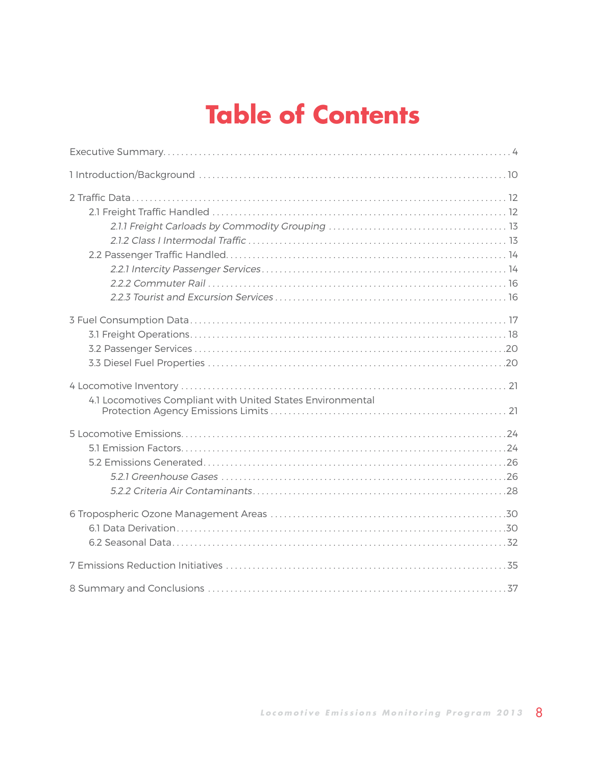# Table of Contents

Executive Summary . . . . . 4

1 Introduction/Background . . . . . 10

2 Traffic Data . . . . . 12

- 2.1 Freight Traffic Handled . . . . . 12
    - *2.1.1 Freight Carloads by Commodity Grouping* . . . . . 13
    - *2.1.2 Class I Intermodal Traffic* . . . . . 13
- 2.2 Passenger Traffic Handled . . . . . 14
    - *2.2.1 Intercity Passenger Services* . . . . . 14
    - *2.2.2 Commuter Rail* . . . . . 16
    - *2.2.3 Tourist and Excursion Services* . . . . . 16

3 Fuel Consumption Data . . . . . 17

- 3.1 Freight Operations . . . . . 18
- 3.2 Passenger Services . . . . . 20
- 3.3 Diesel Fuel Properties . . . . . 20

4 Locomotive Inventory . . . . . 21

- 4.1 Locomotives Compliant with United States Environmental Protection Agency Emissions Limits . . . . . 21

5 Locomotive Emissions . . . . . 24

- 5.1 Emission Factors . . . . . 24
- 5.2 Emissions Generated . . . . . 26
    - *5.2.1 Greenhouse Gases* . . . . . 26
    - *5.2.2 Criteria Air Contaminants* . . . . . 28

6 Tropospheric Ozone Management Areas . . . . . 30

- 6.1 Data Derivation . . . . . 30
- 6.2 Seasonal Data . . . . . 32

7 Emissions Reduction Initiatives . . . . . 35

8 Summary and Conclusions . . . . . 37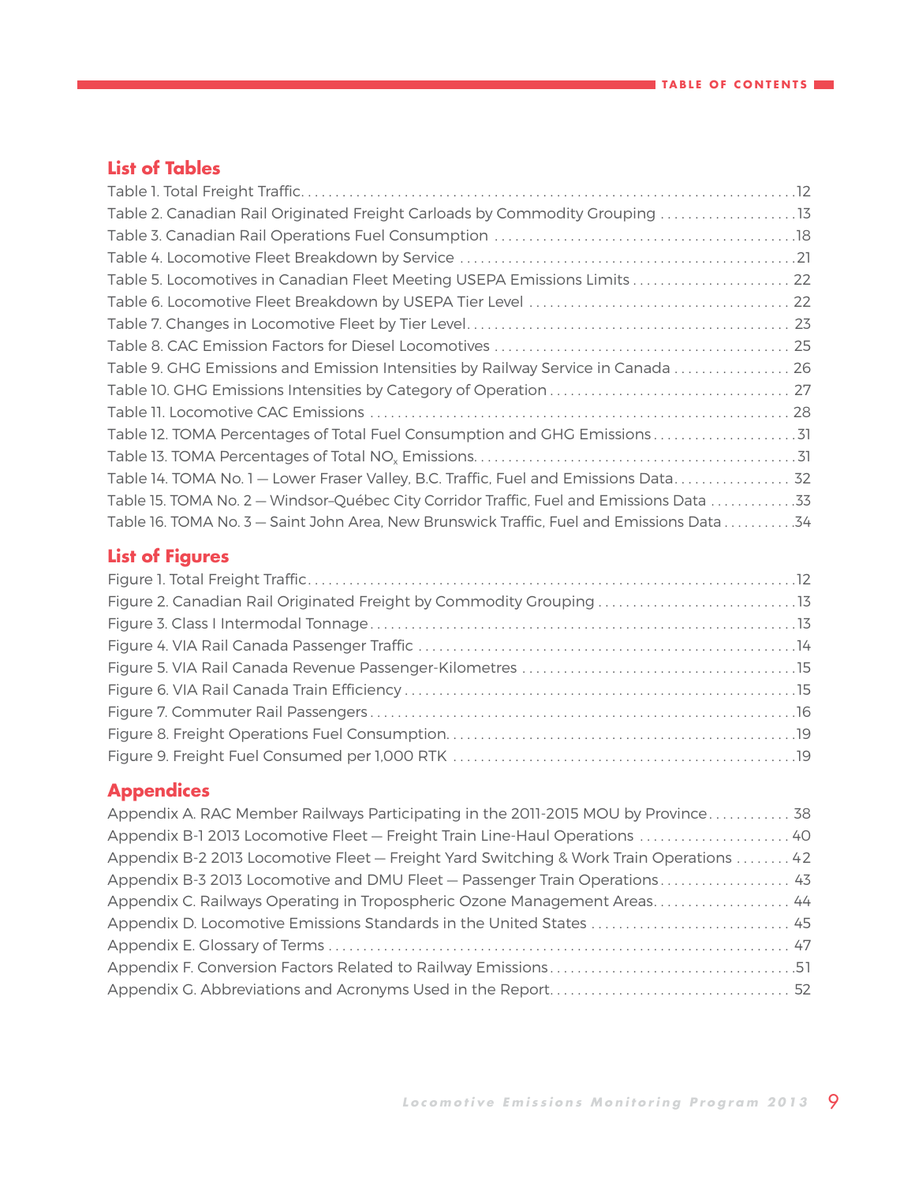## List of Tables

Table 1. Total Freight Traffic. . . . . . . . . . . . . . . . . . . . . . . . . . . . . . . . . . . . . . . . . . . . . . . . . . . . . . . . . . . . . . . . . . . . . . . .12
Table 2. Canadian Rail Originated Freight Carloads by Commodity Grouping . . . . . . . . . . . . . . . . . . . .13
Table 3. Canadian Rail Operations Fuel Consumption . . . . . . . . . . . . . . . . . . . . . . . . . . . . . . . . . . . . . . . . . . .18
Table 4. Locomotive Fleet Breakdown by Service . . . . . . . . . . . . . . . . . . . . . . . . . . . . . . . . . . . . . . . . . . . . . . . .21
Table 5. Locomotives in Canadian Fleet Meeting USEPA Emissions Limits . . . . . . . . . . . . . . . . . . . . . . . 22
Table 6. Locomotive Fleet Breakdown by USEPA Tier Level . . . . . . . . . . . . . . . . . . . . . . . . . . . . . . . . . . . . . 22
Table 7. Changes in Locomotive Fleet by Tier Level. . . . . . . . . . . . . . . . . . . . . . . . . . . . . . . . . . . . . . . . . . . . . 23
Table 8. CAC Emission Factors for Diesel Locomotives . . . . . . . . . . . . . . . . . . . . . . . . . . . . . . . . . . . . . . . . . . 25
Table 9. GHG Emissions and Emission Intensities by Railway Service in Canada . . . . . . . . . . . . . . . . . 26
Table 10. GHG Emissions Intensities by Category of Operation . . . . . . . . . . . . . . . . . . . . . . . . . . . . . . . . . . 27
Table 11. Locomotive CAC Emissions . . . . . . . . . . . . . . . . . . . . . . . . . . . . . . . . . . . . . . . . . . . . . . . . . . . . . . . . . . . . 28
Table 12. TOMA Percentages of Total Fuel Consumption and GHG Emissions . . . . . . . . . . . . . . . . . . . . .31
Table 13. TOMA Percentages of Total $NO_x$ Emissions. . . . . . . . . . . . . . . . . . . . . . . . . . . . . . . . . . . . . . . . . . . . . . .31
Table 14. TOMA No. 1 — Lower Fraser Valley, B.C. Traffic, Fuel and Emissions Data. . . . . . . . . . . . . . . . . 32
Table 15. TOMA No. 2 — Windsor–Québec City Corridor Traffic, Fuel and Emissions Data . . . . . . . . . . . . .33
Table 16. TOMA No. 3 — Saint John Area, New Brunswick Traffic, Fuel and Emissions Data . . . . . . . . . . .34

## List of Figures

Figure 1. Total Freight Traffic. . . . . . . . . . . . . . . . . . . . . . . . . . . . . . . . . . . . . . . . . . . . . . . . . . . . . . . . . . . . . . . . . . . . . . . .12
Figure 2. Canadian Rail Originated Freight by Commodity Grouping . . . . . . . . . . . . . . . . . . . . . . . . . . . . .13
Figure 3. Class I Intermodal Tonnage . . . . . . . . . . . . . . . . . . . . . . . . . . . . . . . . . . . . . . . . . . . . . . . . . . . . . . . . . . . . . .13
Figure 4. VIA Rail Canada Passenger Traffic . . . . . . . . . . . . . . . . . . . . . . . . . . . . . . . . . . . . . . . . . . . . . . . . . . . . .14
Figure 5. VIA Rail Canada Revenue Passenger-Kilometres . . . . . . . . . . . . . . . . . . . . . . . . . . . . . . . . . . . . . . . .15
Figure 6. VIA Rail Canada Train Efficiency . . . . . . . . . . . . . . . . . . . . . . . . . . . . . . . . . . . . . . . . . . . . . . . . . . . . . . . .15
Figure 7. Commuter Rail Passengers . . . . . . . . . . . . . . . . . . . . . . . . . . . . . . . . . . . . . . . . . . . . . . . . . . . . . . . . . . . . . .16
Figure 8. Freight Operations Fuel Consumption. . . . . . . . . . . . . . . . . . . . . . . . . . . . . . . . . . . . . . . . . . . . . . . . . . .19
Figure 9. Freight Fuel Consumed per 1,000 RTK . . . . . . . . . . . . . . . . . . . . . . . . . . . . . . . . . . . . . . . . . . . . . . . . . .19

## Appendices

Appendix A. RAC Member Railways Participating in the 2011-2015 MOU by Province . . . . . . . . . . . . 38
Appendix B-1 2013 Locomotive Fleet — Freight Train Line-Haul Operations . . . . . . . . . . . . . . . . . . . . . . 40
Appendix B-2 2013 Locomotive Fleet — Freight Yard Switching & Work Train Operations . . . . . . . . 42
Appendix B-3 2013 Locomotive and DMU Fleet — Passenger Train Operations . . . . . . . . . . . . . . . . . . . 43
Appendix C. Railways Operating in Tropospheric Ozone Management Areas. . . . . . . . . . . . . . . . . . . . 44
Appendix D. Locomotive Emissions Standards in the United States . . . . . . . . . . . . . . . . . . . . . . . . . . . . 45
Appendix E. Glossary of Terms . . . . . . . . . . . . . . . . . . . . . . . . . . . . . . . . . . . . . . . . . . . . . . . . . . . . . . . . . . . . . . . . . 47
Appendix F. Conversion Factors Related to Railway Emissions. . . . . . . . . . . . . . . . . . . . . . . . . . . . . . . . . . .51
Appendix G. Abbreviations and Acronyms Used in the Report. . . . . . . . . . . . . . . . . . . . . . . . . . . . . . . . . . 52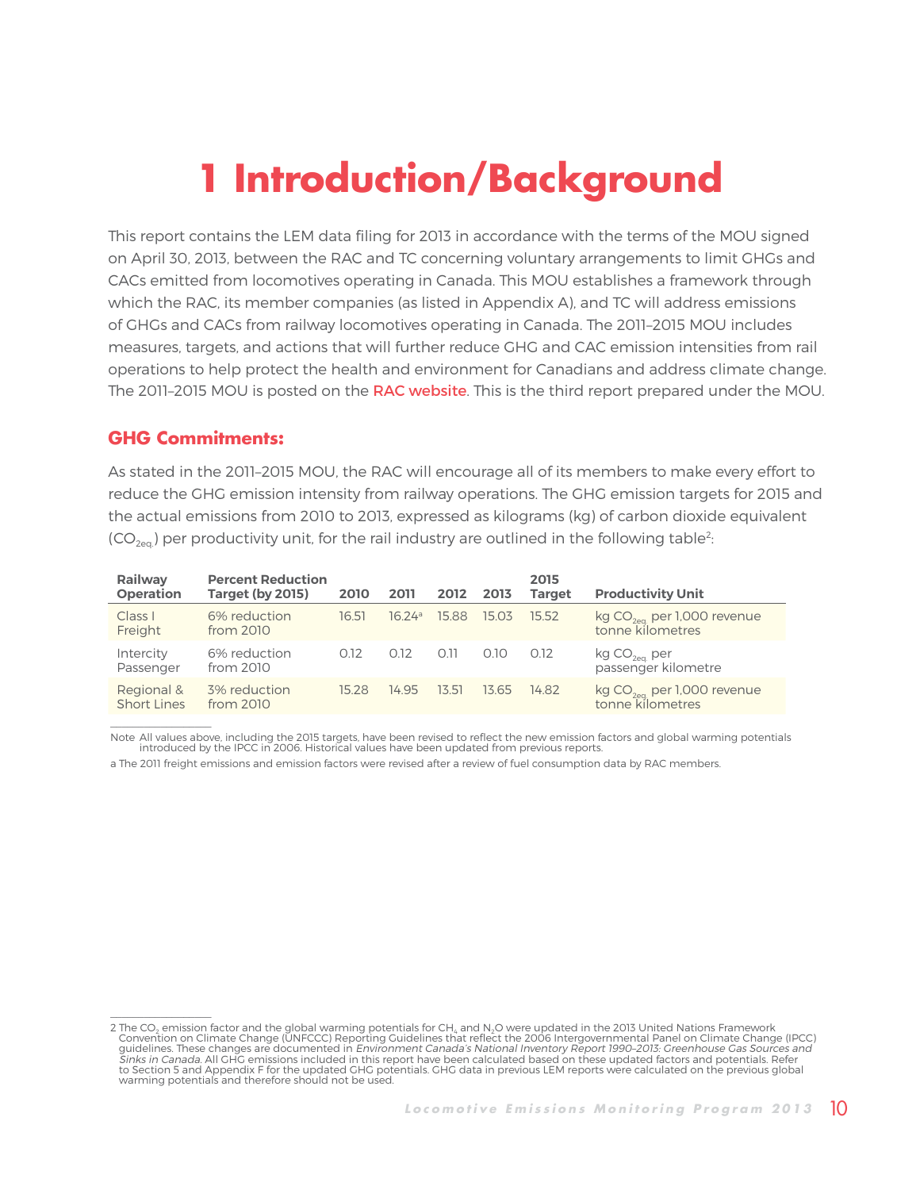# 1 Introduction/Background

This report contains the LEM data filing for 2013 in accordance with the terms of the MOU signed on April 30, 2013, between the RAC and TC concerning voluntary arrangements to limit GHGs and CACs emitted from locomotives operating in Canada. This MOU establishes a framework through which the RAC, its member companies (as listed in Appendix A), and TC will address emissions of GHGs and CACs from railway locomotives operating in Canada. The 2011–2015 MOU includes measures, targets, and actions that will further reduce GHG and CAC emission intensities from rail operations to help protect the health and environment for Canadians and address climate change. The 2011–2015 MOU is posted on the RAC website. This is the third report prepared under the MOU.

## GHG Commitments:

As stated in the 2011–2015 MOU, the RAC will encourage all of its members to make every effort to reduce the GHG emission intensity from railway operations. The GHG emission targets for 2015 and the actual emissions from 2010 to 2013, expressed as kilograms (kg) of carbon dioxide equivalent ($CO_{2eq.}$) per productivity unit, for the rail industry are outlined in the following table[2]:

| Railway Operation | Percent Reduction Target (by 2015) | 2010 | 2011 | 2012 | 2013 | 2015 Target | Productivity Unit |
|---|---|---|---|---|---|---|---|
| Class I Freight | 6% reduction from 2010 | 16.51 | 16.24[a] | 15.88 | 15.03 | 15.52 | kg $CO_{2eq.}$ per 1,000 revenue tonne kilometres |
| Intercity Passenger | 6% reduction from 2010 | 0.12 | 0.12 | 0.11 | 0.10 | 0.12 | kg $CO_{2eq.}$ per passenger kilometre |
| Regional & Short Lines | 3% reduction from 2010 | 15.28 | 14.95 | 13.51 | 13.65 | 14.82 | kg $CO_{2eq.}$ per 1,000 revenue tonne kilometres |

Note All values above, including the 2015 targets, have been revised to reflect the new emission factors and global warming potentials introduced by the IPCC in 2006. Historical values have been updated from previous reports.

a The 2011 freight emissions and emission factors were revised after a review of fuel consumption data by RAC members.

2 The $CO_2$ emission factor and the global warming potentials for $CH_4$ and $N_2O$ were updated in the 2013 United Nations Framework Convention on Climate Change (UNFCCC) Reporting Guidelines that reflect the 2006 Intergovernmental Panel on Climate Change (IPCC) guidelines. These changes are documented in *Environment Canada's National Inventory Report 1990–2013: Greenhouse Gas Sources and Sinks in Canada*. All GHG emissions included in this report have been calculated based on these updated factors and potentials. Refer to Section 5 and Appendix F for the updated GHG potentials. GHG data in previous LEM reports were calculated on the previous global warming potentials and therefore should not be used.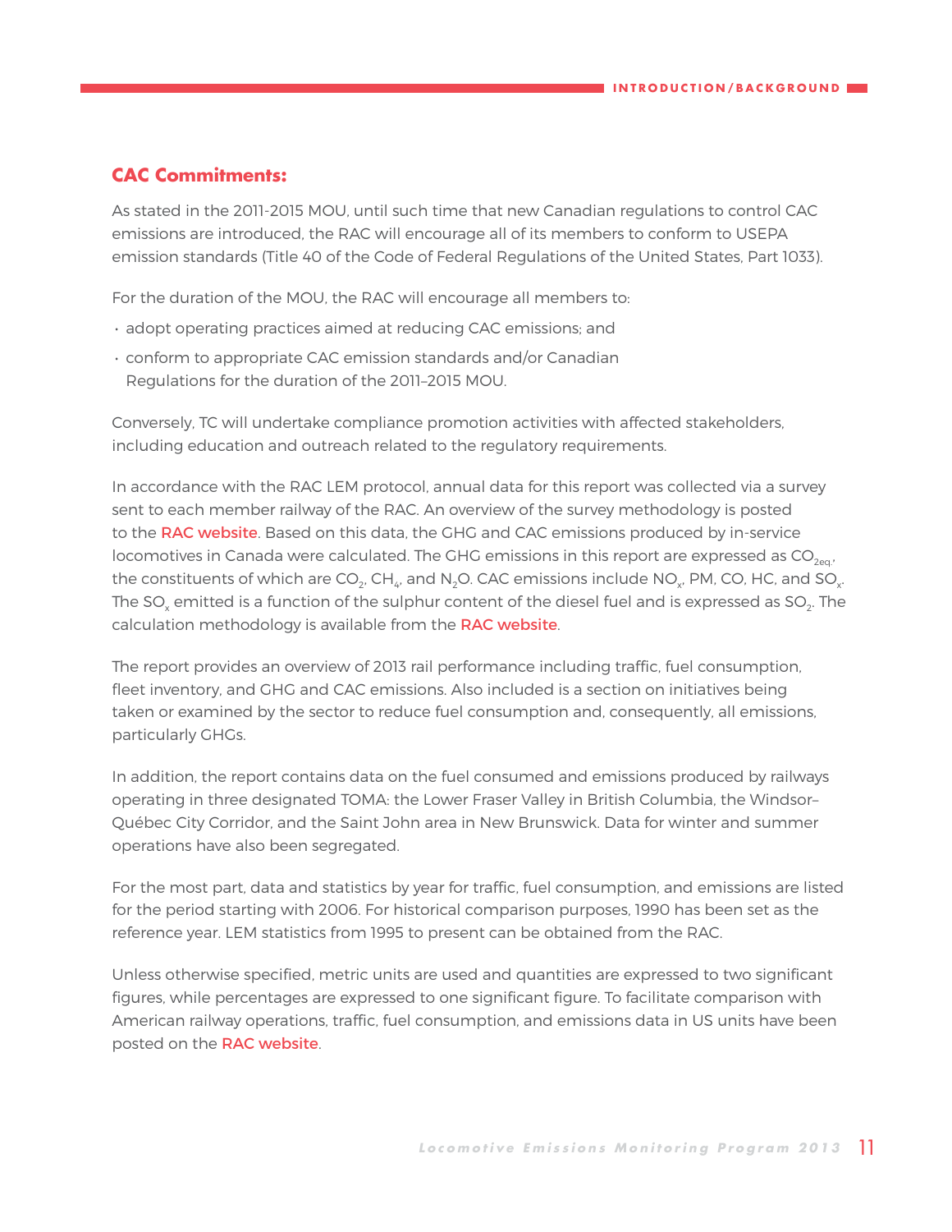## CAC Commitments:

As stated in the 2011-2015 MOU, until such time that new Canadian regulations to control CAC emissions are introduced, the RAC will encourage all of its members to conform to USEPA emission standards (Title 40 of the Code of Federal Regulations of the United States, Part 1033).

For the duration of the MOU, the RAC will encourage all members to:

- adopt operating practices aimed at reducing CAC emissions; and
- conform to appropriate CAC emission standards and/or Canadian Regulations for the duration of the 2011–2015 MOU.

Conversely, TC will undertake compliance promotion activities with affected stakeholders, including education and outreach related to the regulatory requirements.

In accordance with the RAC LEM protocol, annual data for this report was collected via a survey sent to each member railway of the RAC. An overview of the survey methodology is posted to the RAC website. Based on this data, the GHG and CAC emissions produced by in-service locomotives in Canada were calculated. The GHG emissions in this report are expressed as $CO_{2eq.}$, the constituents of which are $CO_2$, $CH_4$, and $N_2O$. CAC emissions include $NO_x$, PM, CO, HC, and $SO_x$. The $SO_x$ emitted is a function of the sulphur content of the diesel fuel and is expressed as $SO_2$. The calculation methodology is available from the RAC website.

The report provides an overview of 2013 rail performance including traffic, fuel consumption, fleet inventory, and GHG and CAC emissions. Also included is a section on initiatives being taken or examined by the sector to reduce fuel consumption and, consequently, all emissions, particularly GHGs.

In addition, the report contains data on the fuel consumed and emissions produced by railways operating in three designated TOMA: the Lower Fraser Valley in British Columbia, the Windsor–Québec City Corridor, and the Saint John area in New Brunswick. Data for winter and summer operations have also been segregated.

For the most part, data and statistics by year for traffic, fuel consumption, and emissions are listed for the period starting with 2006. For historical comparison purposes, 1990 has been set as the reference year. LEM statistics from 1995 to present can be obtained from the RAC.

Unless otherwise specified, metric units are used and quantities are expressed to two significant figures, while percentages are expressed to one significant figure. To facilitate comparison with American railway operations, traffic, fuel consumption, and emissions data in US units have been posted on the RAC website.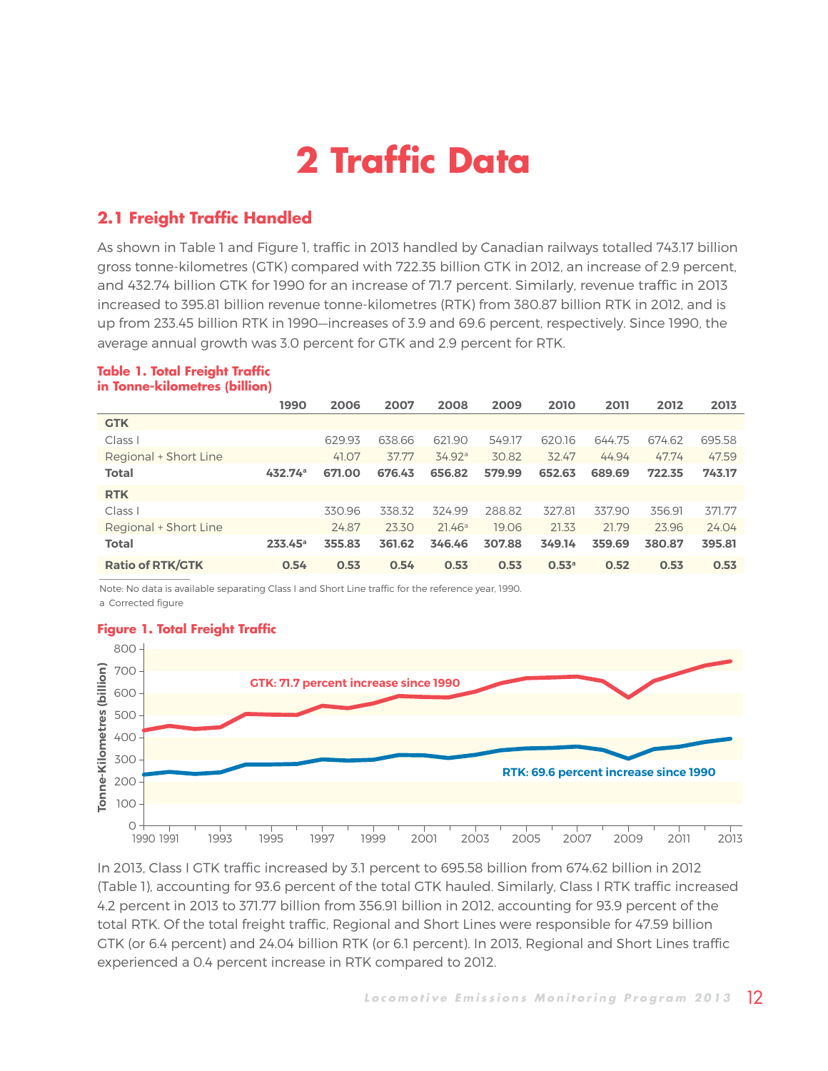# 2 Traffic Data

## 2.1 Freight Traffic Handled

As shown in Table 1 and Figure 1, traffic in 2013 handled by Canadian railways totalled 743.17 billion gross tonne-kilometres (GTK) compared with 722.35 billion GTK in 2012, an increase of 2.9 percent, and 432.74 billion GTK for 1990 for an increase of 71.7 percent. Similarly, revenue traffic in 2013 increased to 395.81 billion revenue tonne-kilometres (RTK) from 380.87 billion RTK in 2012, and is up from 233.45 billion RTK in 1990—increases of 3.9 and 69.6 percent, respectively. Since 1990, the average annual growth was 3.0 percent for GTK and 2.9 percent for RTK.

**Table 1. Total Freight Traffic in Tonne-kilometres (billion)**

| | 1990 | 2006 | 2007 | 2008 | 2009 | 2010 | 2011 | 2012 | 2013 |
|---|---|---|---|---|---|---|---|---|---|
| **GTK** | | | | | | | | | |
| Class I | | 629.93 | 638.66 | 621.90 | 549.17 | 620.16 | 644.75 | 674.62 | 695.58 |
| Regional + Short Line | | 41.07 | 37.77 | 34.92[a] | 30.82 | 32.47 | 44.94 | 47.74 | 47.59 |
| **Total** | **432.74[a]** | **671.00** | **676.43** | **656.82** | **579.99** | **652.63** | **689.69** | **722.35** | **743.17** |
| **RTK** | | | | | | | | | |
| Class I | | 330.96 | 338.32 | 324.99 | 288.82 | 327.81 | 337.90 | 356.91 | 371.77 |
| Regional + Short Line | | 24.87 | 23.30 | 21.46[a] | 19.06 | 21.33 | 21.79 | 23.96 | 24.04 |
| **Total** | **233.45[a]** | **355.83** | **361.62** | **346.46** | **307.88** | **349.14** | **359.69** | **380.87** | **395.81** |
| **Ratio of RTK/GTK** | **0.54** | **0.53** | **0.54** | **0.53** | **0.53** | **0.53[a]** | **0.52** | **0.53** | **0.53** |

Note: No data is available separating Class I and Short Line traffic for the reference year, 1990.

a Corrected figure

**Figure 1. Total Freight Traffic**

In 2013, Class I GTK traffic increased by 3.1 percent to 695.58 billion from 674.62 billion in 2012 (Table 1), accounting for 93.6 percent of the total GTK hauled. Similarly, Class I RTK traffic increased 4.2 percent in 2013 to 371.77 billion from 356.91 billion in 2012, accounting for 93.9 percent of the total RTK. Of the total freight traffic, Regional and Short Lines were responsible for 47.59 billion GTK (or 6.4 percent) and 24.04 billion RTK (or 6.1 percent). In 2013, Regional and Short Lines traffic experienced a 0.4 percent increase in RTK compared to 2012.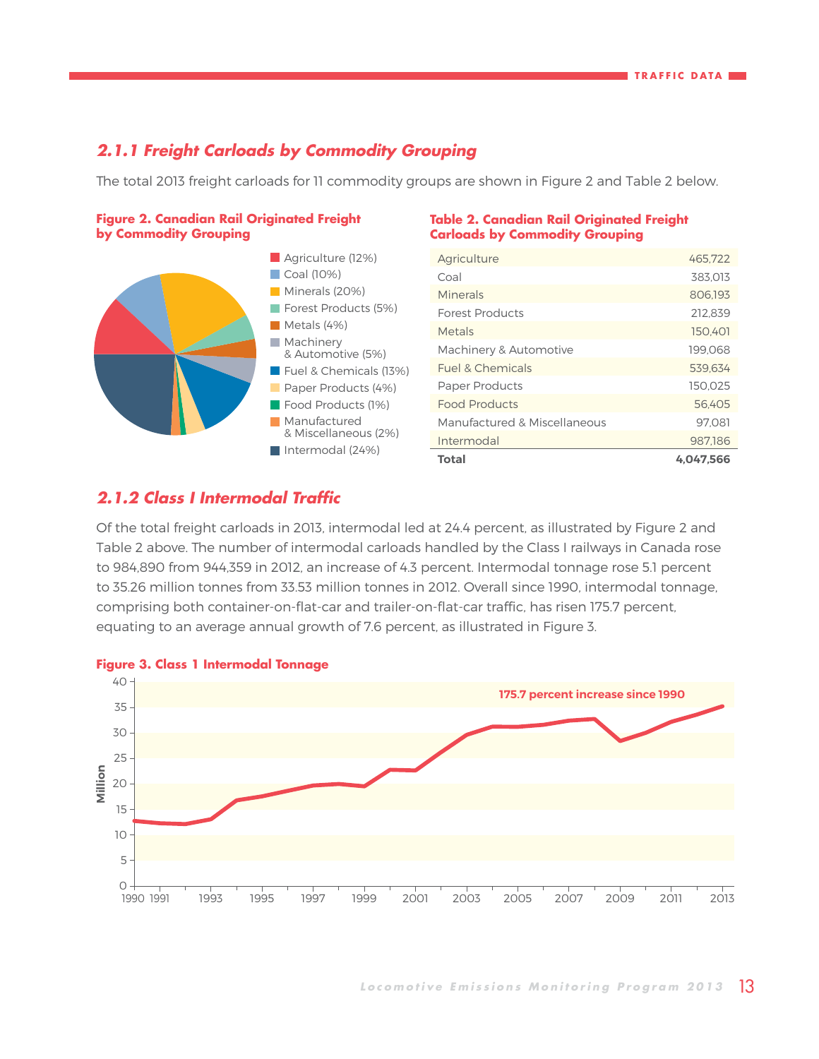## 2.1.1 Freight Carloads by Commodity Grouping

The total 2013 freight carloads for 11 commodity groups are shown in Figure 2 and Table 2 below.

**Figure 2. Canadian Rail Originated Freight by Commodity Grouping**

- Agriculture (12%)
- Coal (10%)
- Minerals (20%)
- Forest Products (5%)
- Metals (4%)
- Machinery & Automotive (5%)
- Fuel & Chemicals (13%)
- Paper Products (4%)
- Food Products (1%)
- Manufactured & Miscellaneous (2%)
- Intermodal (24%)

**Table 2. Canadian Rail Originated Freight Carloads by Commodity Grouping**

| | |
|---|---|
| Agriculture | 465,722 |
| Coal | 383,013 |
| Minerals | 806,193 |
| Forest Products | 212,839 |
| Metals | 150,401 |
| Machinery & Automotive | 199,068 |
| Fuel & Chemicals | 539,634 |
| Paper Products | 150,025 |
| Food Products | 56,405 |
| Manufactured & Miscellaneous | 97,081 |
| Intermodal | 987,186 |
| **Total** | **4,047,566** |

## 2.1.2 Class I Intermodal Traffic

Of the total freight carloads in 2013, intermodal led at 24.4 percent, as illustrated by Figure 2 and Table 2 above. The number of intermodal carloads handled by the Class I railways in Canada rose to 984,890 from 944,359 in 2012, an increase of 4.3 percent. Intermodal tonnage rose 5.1 percent to 35.26 million tonnes from 33.53 million tonnes in 2012. Overall since 1990, intermodal tonnage, comprising both container-on-flat-car and trailer-on-flat-car traffic, has risen 175.7 percent, equating to an average annual growth of 7.6 percent, as illustrated in Figure 3.

**Figure 3. Class 1 Intermodal Tonnage**

175.7 percent increase since 1990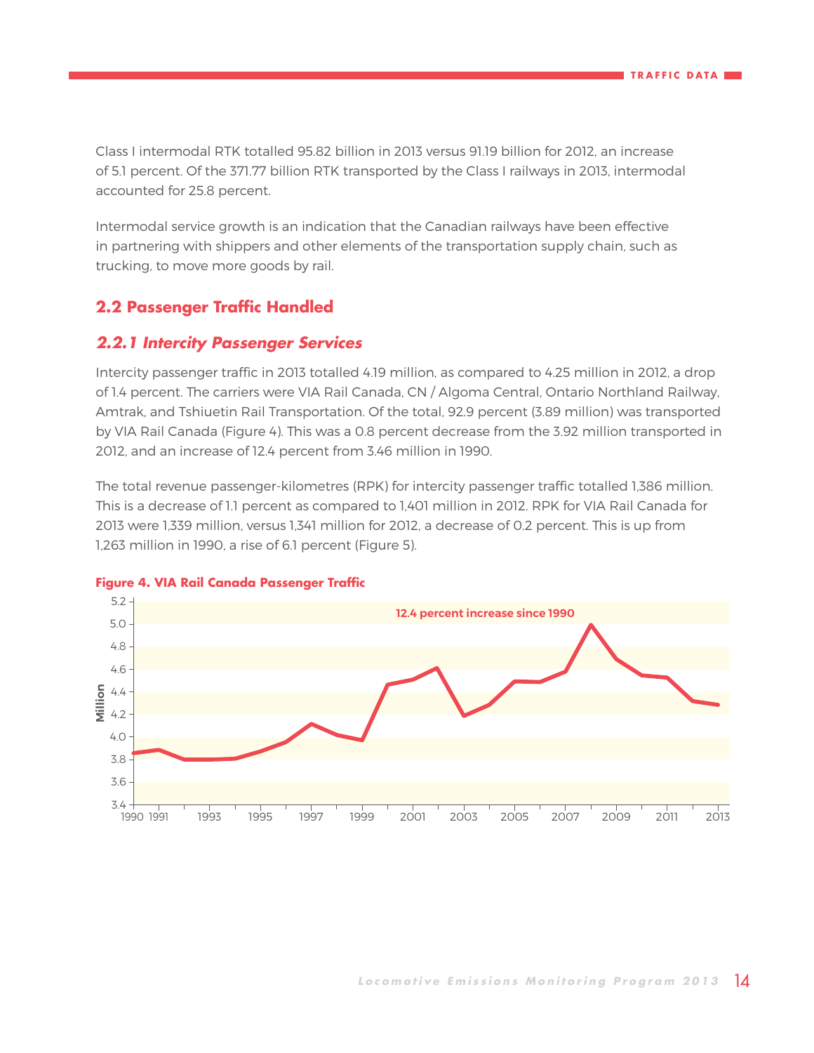Class I intermodal RTK totalled 95.82 billion in 2013 versus 91.19 billion for 2012, an increase of 5.1 percent. Of the 371.77 billion RTK transported by the Class I railways in 2013, intermodal accounted for 25.8 percent.

Intermodal service growth is an indication that the Canadian railways have been effective in partnering with shippers and other elements of the transportation supply chain, such as trucking, to move more goods by rail.

## 2.2 Passenger Traffic Handled

### *2.2.1 Intercity Passenger Services*

Intercity passenger traffic in 2013 totalled 4.19 million, as compared to 4.25 million in 2012, a drop of 1.4 percent. The carriers were VIA Rail Canada, CN / Algoma Central, Ontario Northland Railway, Amtrak, and Tshiuetin Rail Transportation. Of the total, 92.9 percent (3.89 million) was transported by VIA Rail Canada (Figure 4). This was a 0.8 percent decrease from the 3.92 million transported in 2012, and an increase of 12.4 percent from 3.46 million in 1990.

The total revenue passenger-kilometres (RPK) for intercity passenger traffic totalled 1,386 million. This is a decrease of 1.1 percent as compared to 1,401 million in 2012. RPK for VIA Rail Canada for 2013 were 1,339 million, versus 1,341 million for 2012, a decrease of 0.2 percent. This is up from 1,263 million in 1990, a rise of 6.1 percent (Figure 5).

**Figure 4. VIA Rail Canada Passenger Traffic**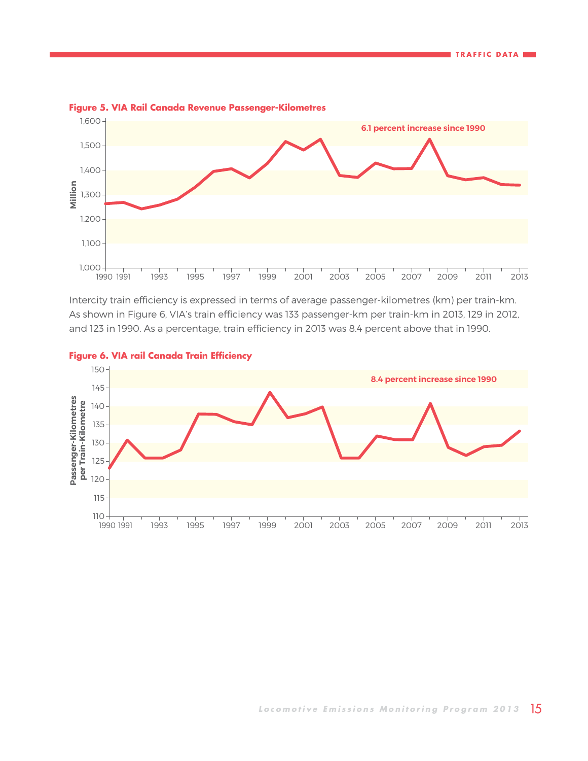**Figure 5. VIA Rail Canada Revenue Passenger-Kilometres**

6.1 percent increase since 1990

Intercity train efficiency is expressed in terms of average passenger-kilometres (km) per train-km. As shown in Figure 6, VIA's train efficiency was 133 passenger-km per train-km in 2013, 129 in 2012, and 123 in 1990. As a percentage, train efficiency in 2013 was 8.4 percent above that in 1990.

**Figure 6. VIA rail Canada Train Efficiency**

8.4 percent increase since 1990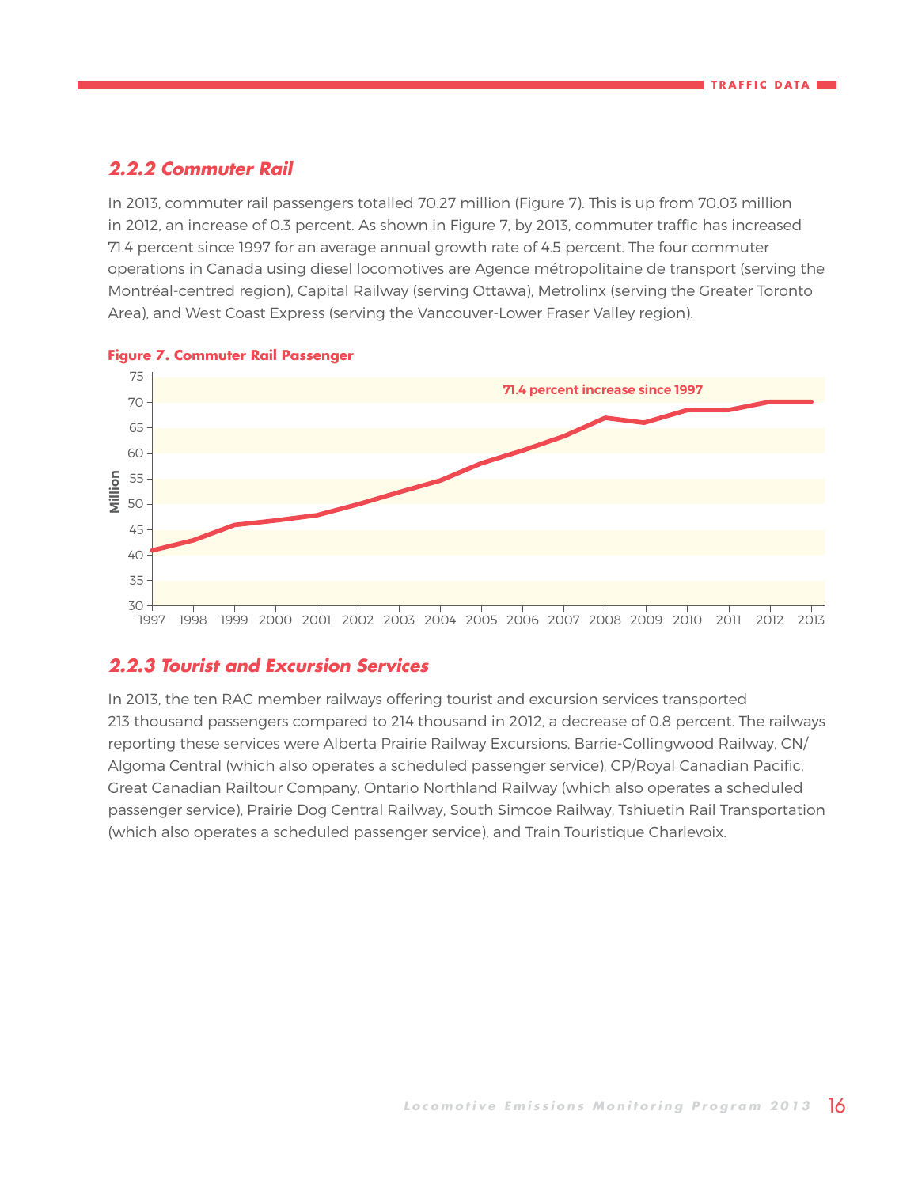### 2.2.2 Commuter Rail

In 2013, commuter rail passengers totalled 70.27 million (Figure 7). This is up from 70.03 million in 2012, an increase of 0.3 percent. As shown in Figure 7, by 2013, commuter traffic has increased 71.4 percent since 1997 for an average annual growth rate of 4.5 percent. The four commuter operations in Canada using diesel locomotives are Agence métropolitaine de transport (serving the Montréal-centred region), Capital Railway (serving Ottawa), Metrolinx (serving the Greater Toronto Area), and West Coast Express (serving the Vancouver-Lower Fraser Valley region).

**Figure 7. Commuter Rail Passenger**

71.4 percent increase since 1997

### 2.2.3 Tourist and Excursion Services

In 2013, the ten RAC member railways offering tourist and excursion services transported 213 thousand passengers compared to 214 thousand in 2012, a decrease of 0.8 percent. The railways reporting these services were Alberta Prairie Railway Excursions, Barrie-Collingwood Railway, CN/Algoma Central (which also operates a scheduled passenger service), CP/Royal Canadian Pacific, Great Canadian Railtour Company, Ontario Northland Railway (which also operates a scheduled passenger service), Prairie Dog Central Railway, South Simcoe Railway, Tshiuetin Rail Transportation (which also operates a scheduled passenger service), and Train Touristique Charlevoix.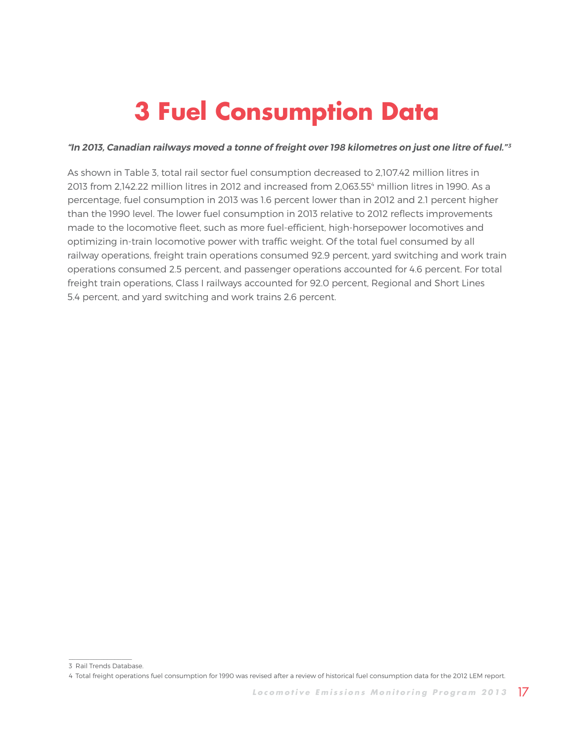# 3 Fuel Consumption Data

***"In 2013, Canadian railways moved a tonne of freight over 198 kilometres on just one litre of fuel."[3]***

As shown in Table 3, total rail sector fuel consumption decreased to 2,107.42 million litres in 2013 from 2,142.22 million litres in 2012 and increased from 2,063.55[4] million litres in 1990. As a percentage, fuel consumption in 2013 was 1.6 percent lower than in 2012 and 2.1 percent higher than the 1990 level. The lower fuel consumption in 2013 relative to 2012 reflects improvements made to the locomotive fleet, such as more fuel-efficient, high-horsepower locomotives and optimizing in-train locomotive power with traffic weight. Of the total fuel consumed by all railway operations, freight train operations consumed 92.9 percent, yard switching and work train operations consumed 2.5 percent, and passenger operations accounted for 4.6 percent. For total freight train operations, Class I railways accounted for 92.0 percent, Regional and Short Lines 5.4 percent, and yard switching and work trains 2.6 percent.

---

3 Rail Trends Database.

4 Total freight operations fuel consumption for 1990 was revised after a review of historical fuel consumption data for the 2012 LEM report.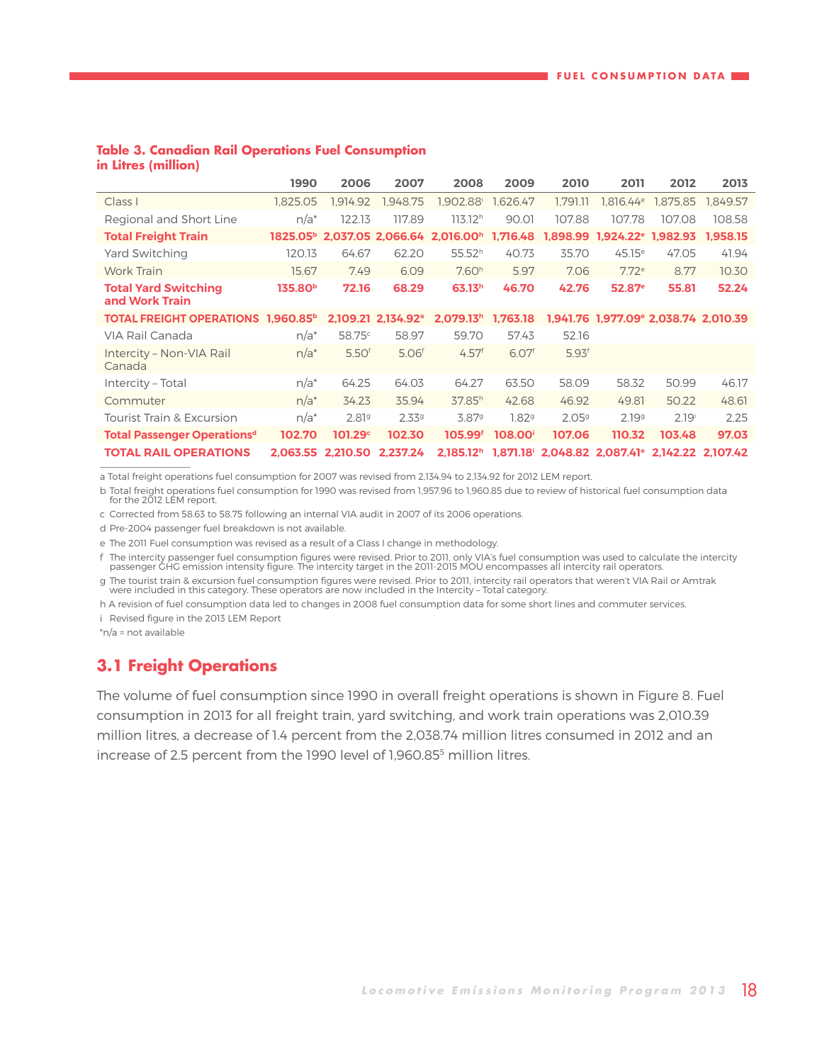**Table 3. Canadian Rail Operations Fuel Consumption in Litres (million)**

| | 1990 | 2006 | 2007 | 2008 | 2009 | 2010 | 2011 | 2012 | 2013 |
|---|---|---|---|---|---|---|---|---|---|
| Class I | 1,825.05 | 1,914.92 | 1,948.75 | 1,902.88[i] | 1,626.47 | 1,791.11 | 1,816.44[e] | 1,875.85 | 1,849.57 |
| Regional and Short Line | n/a* | 122.13 | 117.89 | 113.12[h] | 90.01 | 107.88 | 107.78 | 107.08 | 108.58 |
| **Total Freight Train** | **1825.05[b]** | **2,037.05** | **2,066.64** | **2,016.00[h]** | **1,716.48** | **1,898.99** | **1,924.22[e]** | **1,982.93** | **1,958.15** |
| Yard Switching | 120.13 | 64.67 | 62.20 | 55.52[h] | 40.73 | 35.70 | 45.15[e] | 47.05 | 41.94 |
| Work Train | 15.67 | 7.49 | 6.09 | 7.60[h] | 5.97 | 7.06 | 7.72[e] | 8.77 | 10.30 |
| **Total Yard Switching and Work Train** | **135.80[b]** | **72.16** | **68.29** | **63.13[h]** | **46.70** | **42.76** | **52.87[e]** | **55.81** | **52.24** |
| **TOTAL FREIGHT OPERATIONS** | **1,960.85[b]** | **2,109.21** | **2,134.92[a]** | **2,079.13[h]** | **1,763.18** | **1,941.76** | **1,977.09[e]** | **2,038.74** | **2,010.39** |
| VIA Rail Canada | n/a* | 58.75[c] | 58.97 | 59.70 | 57.43 | 52.16 | | | |
| Intercity – Non-VIA Rail Canada | n/a* | 5.50[f] | 5.06[f] | 4.57[f] | 6.07[f] | 5.93[f] | | | |
| Intercity – Total | n/a* | 64.25 | 64.03 | 64.27 | 63.50 | 58.09 | 58.32 | 50.99 | 46.17 |
| Commuter | n/a* | 34.23 | 35.94 | 37.85[h] | 42.68 | 46.92 | 49.81 | 50.22 | 48.61 |
| Tourist Train & Excursion | n/a* | 2.81[g] | 2.33[g] | 3.87[g] | 1.82[g] | 2.05[g] | 2.19[g] | 2.19[i] | 2.25 |
| **Total Passenger Operations[d]** | **102.70** | **101.29[c]** | **102.30** | **105.99[f]** | **108.00[i]** | **107.06** | **110.32** | **103.48** | **97.03** |
| **TOTAL RAIL OPERATIONS** | **2,063.55** | **2,210.50** | **2,237.24** | **2,185.12[h]** | **1,871.18[i]** | **2,048.82** | **2,087.41[e]** | **2,142.22** | **2,107.42** |

a Total freight operations fuel consumption for 2007 was revised from 2,134.94 to 2,134.92 for 2012 LEM report.

b Total freight operations fuel consumption for 1990 was revised from 1,957.96 to 1,960.85 due to review of historical fuel consumption data for the 2012 LEM report.

c Corrected from 58.63 to 58.75 following an internal VIA audit in 2007 of its 2006 operations.

d Pre-2004 passenger fuel breakdown is not available.

e The 2011 Fuel consumption was revised as a result of a Class I change in methodology.

f The intercity passenger fuel consumption figures were revised. Prior to 2011, only VIA's fuel consumption was used to calculate the intercity passenger GHG emission intensity figure. The intercity target in the 2011-2015 MOU encompasses all intercity rail operators.

g The tourist train & excursion fuel consumption figures were revised. Prior to 2011, intercity rail operators that weren't VIA Rail or Amtrak were included in this category. These operators are now included in the Intercity – Total category.

h A revision of fuel consumption data led to changes in 2008 fuel consumption data for some short lines and commuter services.

i Revised figure in the 2013 LEM Report

*n/a = not available

## 3.1 Freight Operations

The volume of fuel consumption since 1990 in overall freight operations is shown in Figure 8. Fuel consumption in 2013 for all freight train, yard switching, and work train operations was 2,010.39 million litres, a decrease of 1.4 percent from the 2,038.74 million litres consumed in 2012 and an increase of 2.5 percent from the 1990 level of 1,960.85[5] million litres.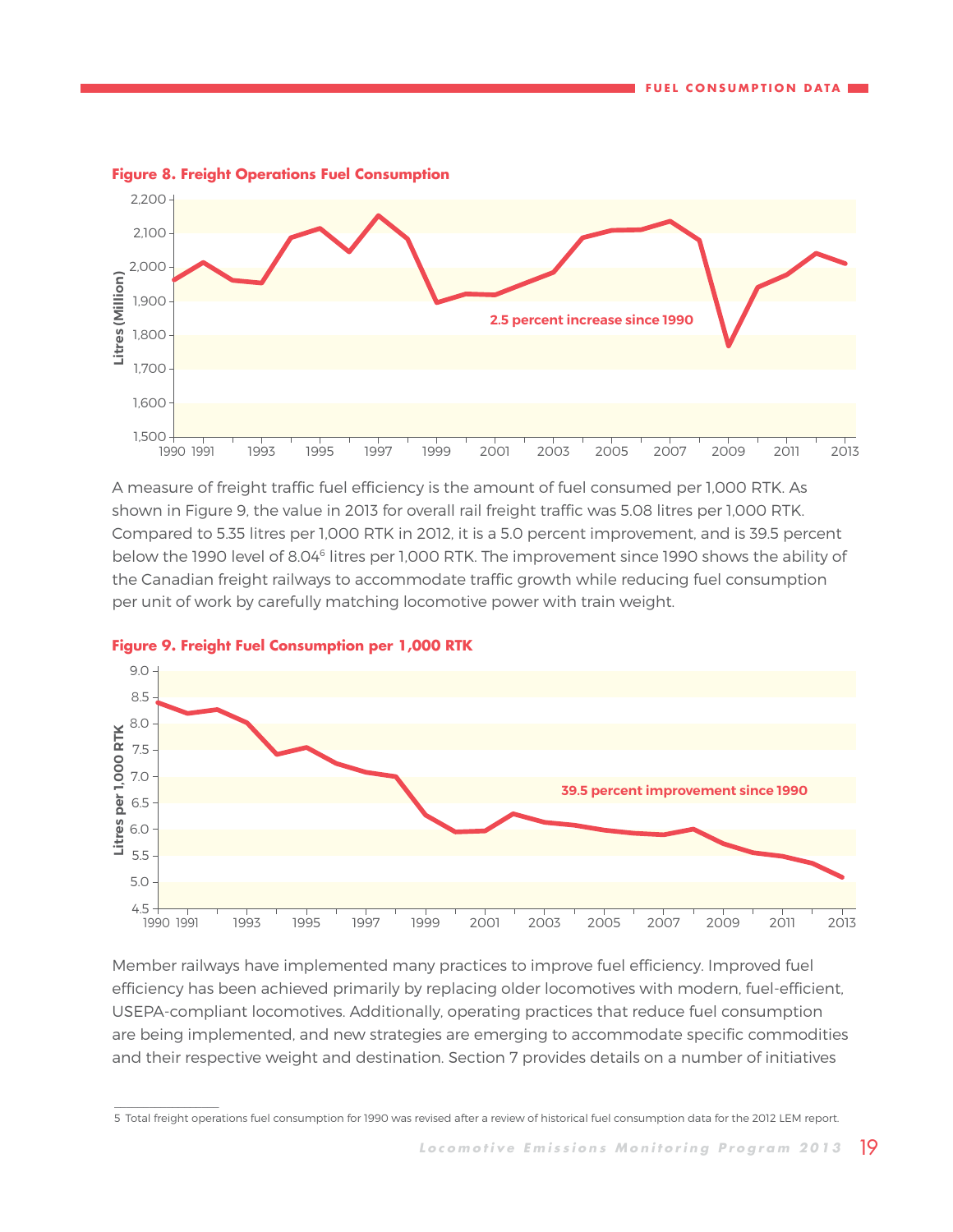**Figure 8. Freight Operations Fuel Consumption**

2.5 percent increase since 1990

A measure of freight traffic fuel efficiency is the amount of fuel consumed per 1,000 RTK. As shown in Figure 9, the value in 2013 for overall rail freight traffic was 5.08 litres per 1,000 RTK. Compared to 5.35 litres per 1,000 RTK in 2012, it is a 5.0 percent improvement, and is 39.5 percent below the 1990 level of 8.04[6] litres per 1,000 RTK. The improvement since 1990 shows the ability of the Canadian freight railways to accommodate traffic growth while reducing fuel consumption per unit of work by carefully matching locomotive power with train weight.

**Figure 9. Freight Fuel Consumption per 1,000 RTK**

39.5 percent improvement since 1990

Member railways have implemented many practices to improve fuel efficiency. Improved fuel efficiency has been achieved primarily by replacing older locomotives with modern, fuel-efficient, USEPA-compliant locomotives. Additionally, operating practices that reduce fuel consumption are being implemented, and new strategies are emerging to accommodate specific commodities and their respective weight and destination. Section 7 provides details on a number of initiatives

---

5 Total freight operations fuel consumption for 1990 was revised after a review of historical fuel consumption data for the 2012 LEM report.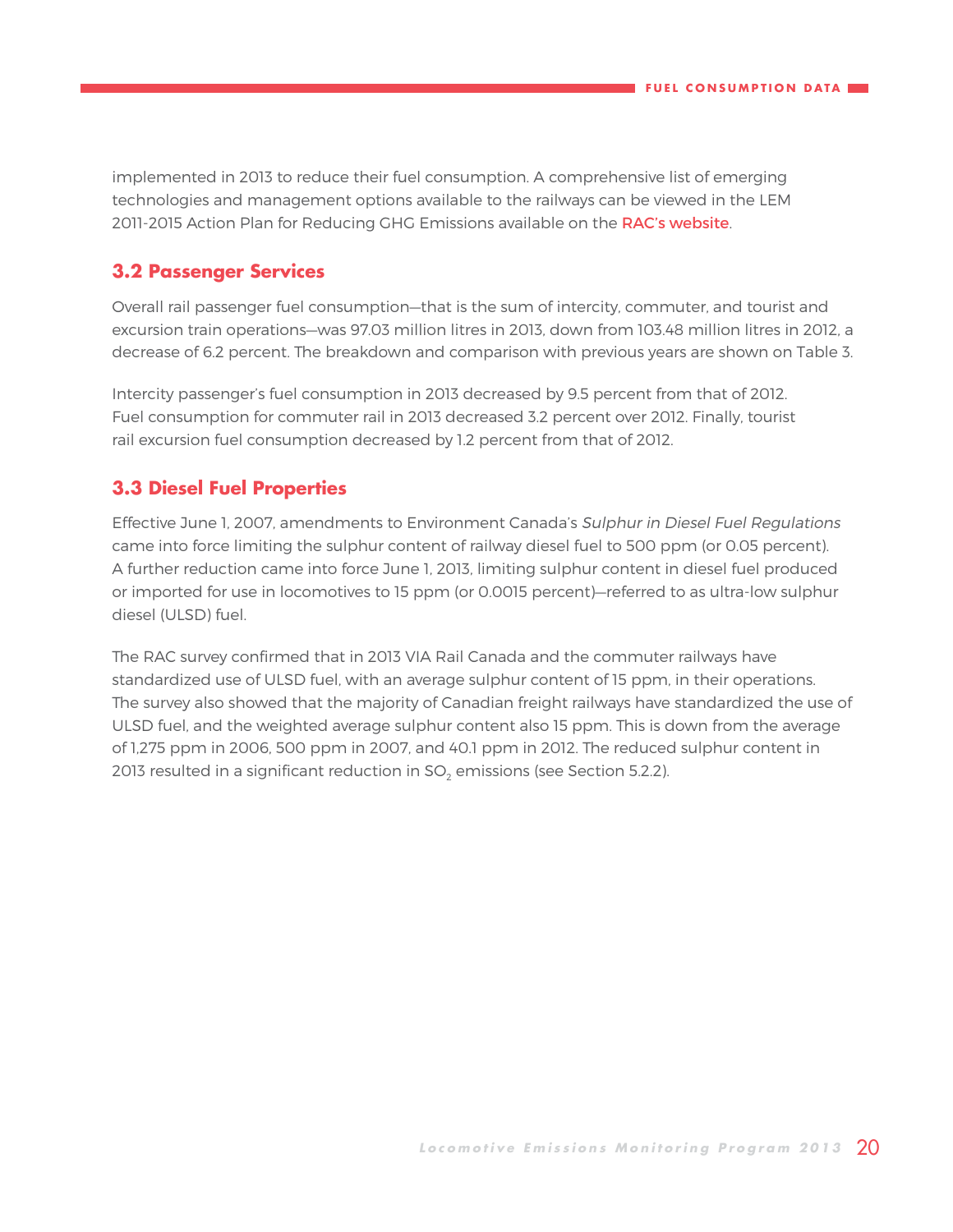implemented in 2013 to reduce their fuel consumption. A comprehensive list of emerging technologies and management options available to the railways can be viewed in the LEM 2011-2015 Action Plan for Reducing GHG Emissions available on the RAC's website.

## 3.2 Passenger Services

Overall rail passenger fuel consumption—that is the sum of intercity, commuter, and tourist and excursion train operations—was 97.03 million litres in 2013, down from 103.48 million litres in 2012, a decrease of 6.2 percent. The breakdown and comparison with previous years are shown on Table 3.

Intercity passenger's fuel consumption in 2013 decreased by 9.5 percent from that of 2012. Fuel consumption for commuter rail in 2013 decreased 3.2 percent over 2012. Finally, tourist rail excursion fuel consumption decreased by 1.2 percent from that of 2012.

## 3.3 Diesel Fuel Properties

Effective June 1, 2007, amendments to Environment Canada's *Sulphur in Diesel Fuel Regulations* came into force limiting the sulphur content of railway diesel fuel to 500 ppm (or 0.05 percent). A further reduction came into force June 1, 2013, limiting sulphur content in diesel fuel produced or imported for use in locomotives to 15 ppm (or 0.0015 percent)—referred to as ultra-low sulphur diesel (ULSD) fuel.

The RAC survey confirmed that in 2013 VIA Rail Canada and the commuter railways have standardized use of ULSD fuel, with an average sulphur content of 15 ppm, in their operations. The survey also showed that the majority of Canadian freight railways have standardized the use of ULSD fuel, and the weighted average sulphur content also 15 ppm. This is down from the average of 1,275 ppm in 2006, 500 ppm in 2007, and 40.1 ppm in 2012. The reduced sulphur content in 2013 resulted in a significant reduction in $SO_2$ emissions (see Section 5.2.2).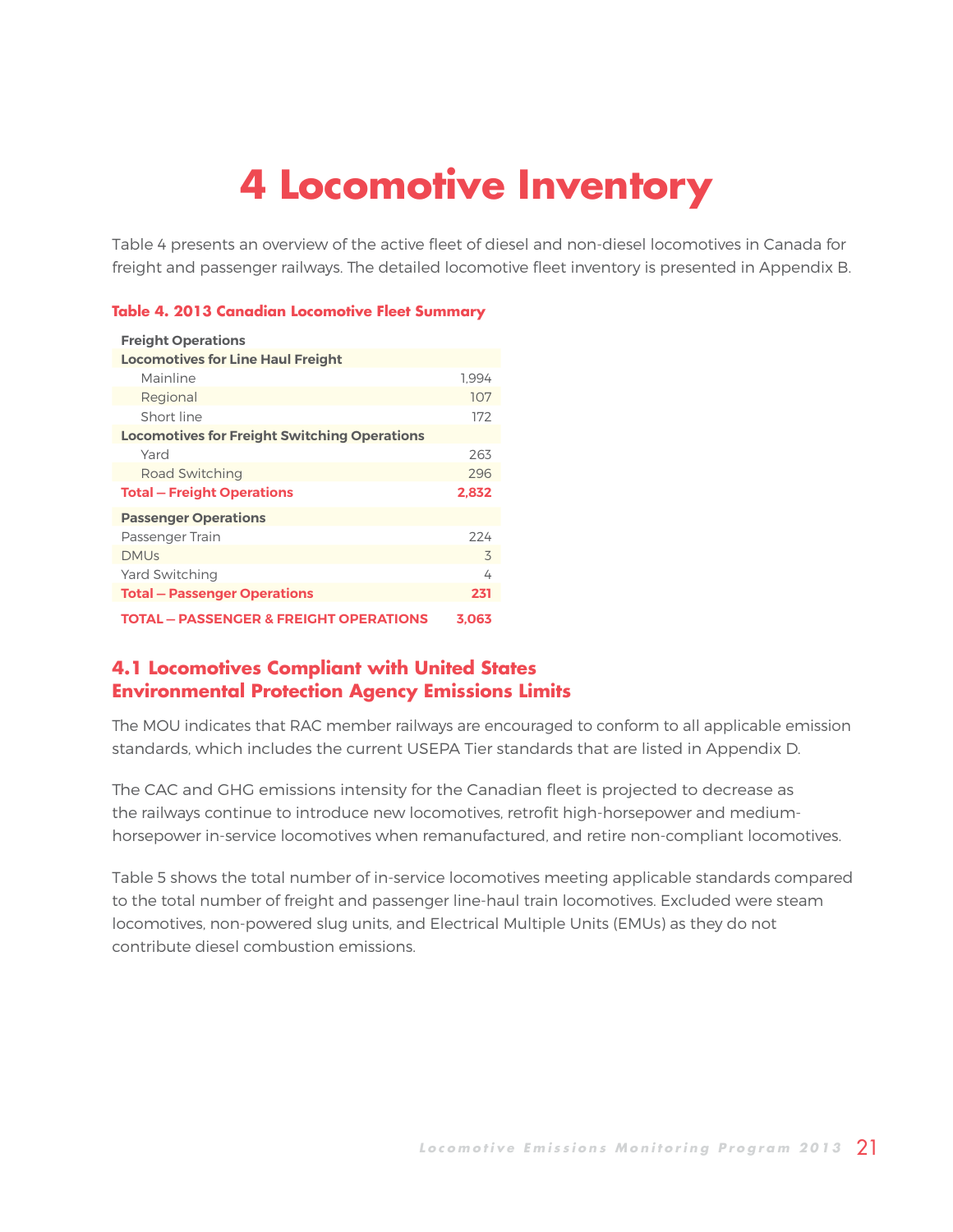# 4 Locomotive Inventory

Table 4 presents an overview of the active fleet of diesel and non-diesel locomotives in Canada for freight and passenger railways. The detailed locomotive fleet inventory is presented in Appendix B.

**Table 4. 2013 Canadian Locomotive Fleet Summary**

| | |
|---|---|
| **Freight Operations** | |
| **Locomotives for Line Haul Freight** | |
| Mainline | 1,994 |
| Regional | 107 |
| Short line | 172 |
| **Locomotives for Freight Switching Operations** | |
| Yard | 263 |
| Road Switching | 296 |
| **Total – Freight Operations** | **2,832** |
| **Passenger Operations** | |
| Passenger Train | 224 |
| DMUs | 3 |
| Yard Switching | 4 |
| **Total – Passenger Operations** | **231** |
| **TOTAL – PASSENGER & FREIGHT OPERATIONS** | **3,063** |

## 4.1 Locomotives Compliant with United States Environmental Protection Agency Emissions Limits

The MOU indicates that RAC member railways are encouraged to conform to all applicable emission standards, which includes the current USEPA Tier standards that are listed in Appendix D.

The CAC and GHG emissions intensity for the Canadian fleet is projected to decrease as the railways continue to introduce new locomotives, retrofit high-horsepower and medium-horsepower in-service locomotives when remanufactured, and retire non-compliant locomotives.

Table 5 shows the total number of in-service locomotives meeting applicable standards compared to the total number of freight and passenger line-haul train locomotives. Excluded were steam locomotives, non-powered slug units, and Electrical Multiple Units (EMUs) as they do not contribute diesel combustion emissions.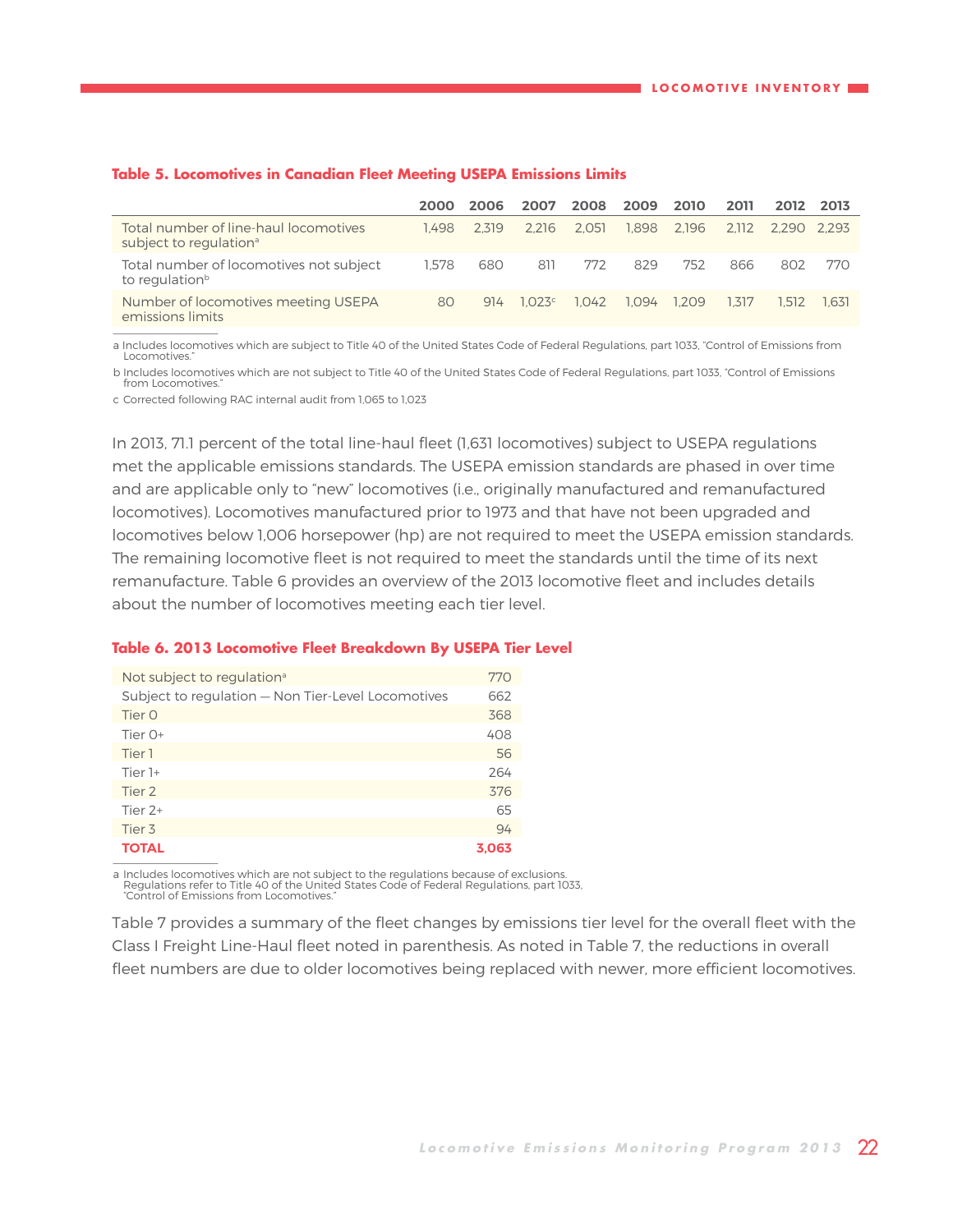**Table 5. Locomotives in Canadian Fleet Meeting USEPA Emissions Limits**

| | 2000 | 2006 | 2007 | 2008 | 2009 | 2010 | 2011 | 2012 | 2013 |
|---|---|---|---|---|---|---|---|---|---|
| Total number of line-haul locomotives subject to regulation[a] | 1,498 | 2,319 | 2,216 | 2,051 | 1,898 | 2,196 | 2,112 | 2,290 | 2,293 |
| Total number of locomotives not subject to regulation[b] | 1,578 | 680 | 811 | 772 | 829 | 752 | 866 | 802 | 770 |
| Number of locomotives meeting USEPA emissions limits | 80 | 914 | 1,023[c] | 1,042 | 1,094 | 1,209 | 1,317 | 1,512 | 1,631 |

a Includes locomotives which are subject to Title 40 of the United States Code of Federal Regulations, part 1033, "Control of Emissions from Locomotives."

b Includes locomotives which are not subject to Title 40 of the United States Code of Federal Regulations, part 1033, "Control of Emissions from Locomotives."

c Corrected following RAC internal audit from 1,065 to 1,023

In 2013, 71.1 percent of the total line-haul fleet (1,631 locomotives) subject to USEPA regulations met the applicable emissions standards. The USEPA emission standards are phased in over time and are applicable only to "new" locomotives (i.e., originally manufactured and remanufactured locomotives). Locomotives manufactured prior to 1973 and that have not been upgraded and locomotives below 1,006 horsepower (hp) are not required to meet the USEPA emission standards. The remaining locomotive fleet is not required to meet the standards until the time of its next remanufacture. Table 6 provides an overview of the 2013 locomotive fleet and includes details about the number of locomotives meeting each tier level.

**Table 6. 2013 Locomotive Fleet Breakdown By USEPA Tier Level**

| | |
|---|---|
| Not subject to regulation[a] | 770 |
| Subject to regulation — Non Tier-Level Locomotives | 662 |
| Tier 0 | 368 |
| Tier 0+ | 408 |
| Tier 1 | 56 |
| Tier 1+ | 264 |
| Tier 2 | 376 |
| Tier 2+ | 65 |
| Tier 3 | 94 |
| **TOTAL** | **3,063** |

a Includes locomotives which are not subject to the regulations because of exclusions. Regulations refer to Title 40 of the United States Code of Federal Regulations, part 1033, "Control of Emissions from Locomotives."

Table 7 provides a summary of the fleet changes by emissions tier level for the overall fleet with the Class I Freight Line-Haul fleet noted in parenthesis. As noted in Table 7, the reductions in overall fleet numbers are due to older locomotives being replaced with newer, more efficient locomotives.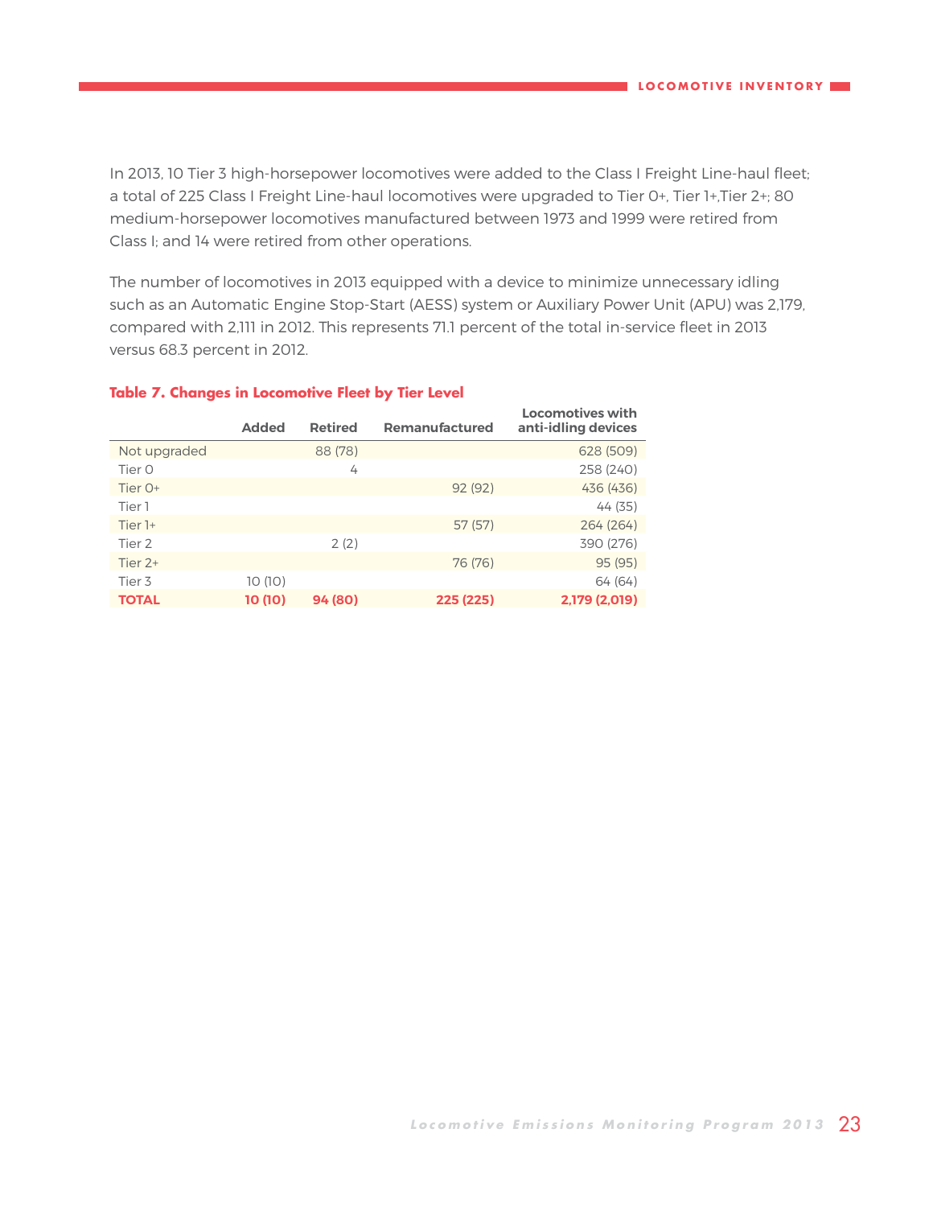In 2013, 10 Tier 3 high-horsepower locomotives were added to the Class I Freight Line-haul fleet; a total of 225 Class I Freight Line-haul locomotives were upgraded to Tier 0+, Tier 1+,Tier 2+; 80 medium-horsepower locomotives manufactured between 1973 and 1999 were retired from Class I; and 14 were retired from other operations.

The number of locomotives in 2013 equipped with a device to minimize unnecessary idling such as an Automatic Engine Stop-Start (AESS) system or Auxiliary Power Unit (APU) was 2,179, compared with 2,111 in 2012. This represents 71.1 percent of the total in-service fleet in 2013 versus 68.3 percent in 2012.

**Table 7. Changes in Locomotive Fleet by Tier Level**

| | Added | Retired | Remanufactured | Locomotives with anti-idling devices |
|---|---|---|---|---|
| Not upgraded | | 88 (78) | | 628 (509) |
| Tier 0 | | 4 | | 258 (240) |
| Tier 0+ | | | 92 (92) | 436 (436) |
| Tier 1 | | | | 44 (35) |
| Tier 1+ | | | 57 (57) | 264 (264) |
| Tier 2 | | 2 (2) | | 390 (276) |
| Tier 2+ | | | 76 (76) | 95 (95) |
| Tier 3 | 10 (10) | | | 64 (64) |
| **TOTAL** | **10 (10)** | **94 (80)** | **225 (225)** | **2,179 (2,019)** |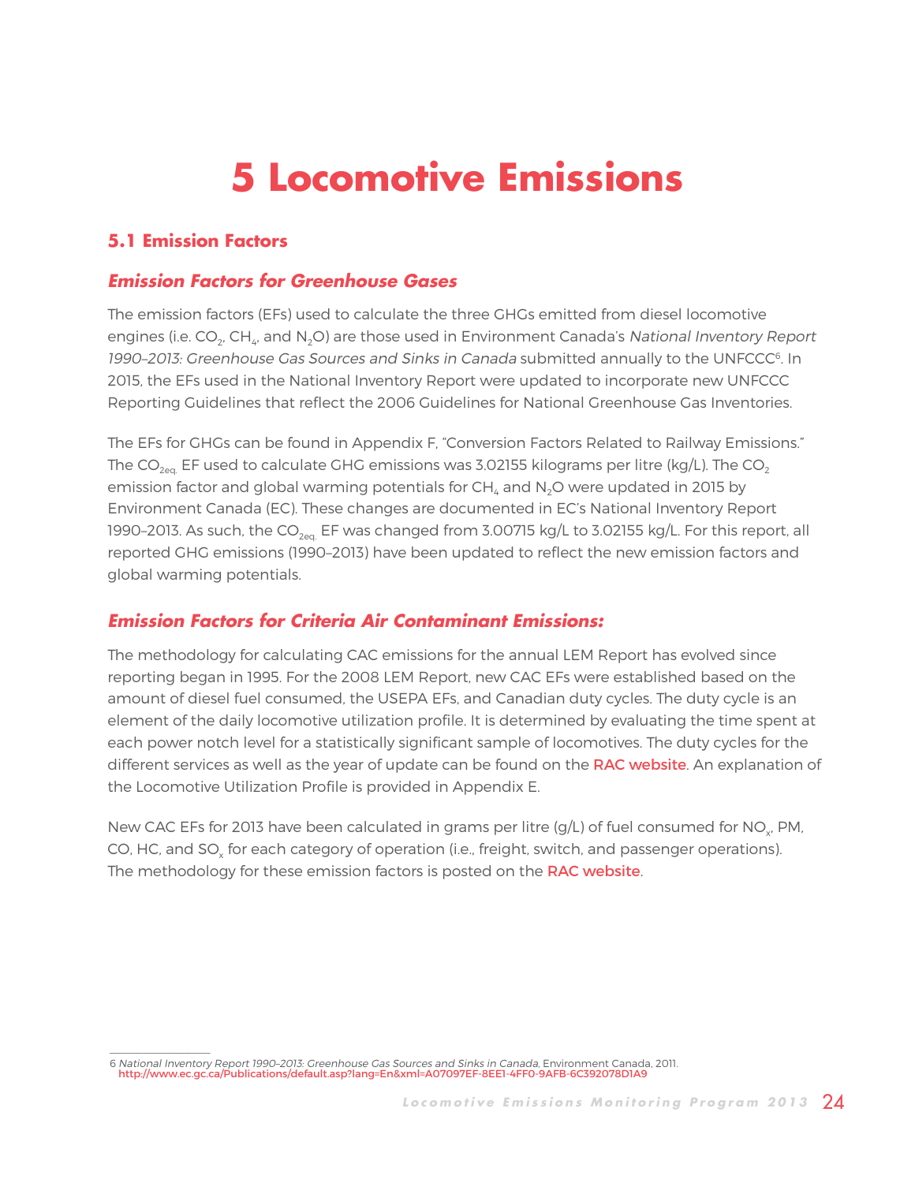# 5 Locomotive Emissions

## 5.1 Emission Factors

### *Emission Factors for Greenhouse Gases*

The emission factors (EFs) used to calculate the three GHGs emitted from diesel locomotive engines (i.e. $CO_2$, $CH_4$, and $N_2O$) are those used in Environment Canada's *National Inventory Report 1990–2013: Greenhouse Gas Sources and Sinks in Canada* submitted annually to the UNFCCC[6]. In 2015, the EFs used in the National Inventory Report were updated to incorporate new UNFCCC Reporting Guidelines that reflect the 2006 Guidelines for National Greenhouse Gas Inventories.

The EFs for GHGs can be found in Appendix F, "Conversion Factors Related to Railway Emissions." The $CO_{2eq.}$ EF used to calculate GHG emissions was 3.02155 kilograms per litre (kg/L). The $CO_2$ emission factor and global warming potentials for $CH_4$ and $N_2O$ were updated in 2015 by Environment Canada (EC). These changes are documented in EC's National Inventory Report 1990–2013. As such, the $CO_{2eq.}$ EF was changed from 3.00715 kg/L to 3.02155 kg/L. For this report, all reported GHG emissions (1990–2013) have been updated to reflect the new emission factors and global warming potentials.

### *Emission Factors for Criteria Air Contaminant Emissions:*

The methodology for calculating CAC emissions for the annual LEM Report has evolved since reporting began in 1995. For the 2008 LEM Report, new CAC EFs were established based on the amount of diesel fuel consumed, the USEPA EFs, and Canadian duty cycles. The duty cycle is an element of the daily locomotive utilization profile. It is determined by evaluating the time spent at each power notch level for a statistically significant sample of locomotives. The duty cycles for the different services as well as the year of update can be found on the RAC website. An explanation of the Locomotive Utilization Profile is provided in Appendix E.

New CAC EFs for 2013 have been calculated in grams per litre (g/L) of fuel consumed for $NO_x$, PM, CO, HC, and $SO_x$ for each category of operation (i.e., freight, switch, and passenger operations). The methodology for these emission factors is posted on the RAC website.

---

6 *National Inventory Report 1990–2013: Greenhouse Gas Sources and Sinks in Canada*, Environment Canada, 2011. http://www.ec.gc.ca/Publications/default.asp?lang=En&xml=A07097EF-8EE1-4FF0-9AFB-6C392078D1A9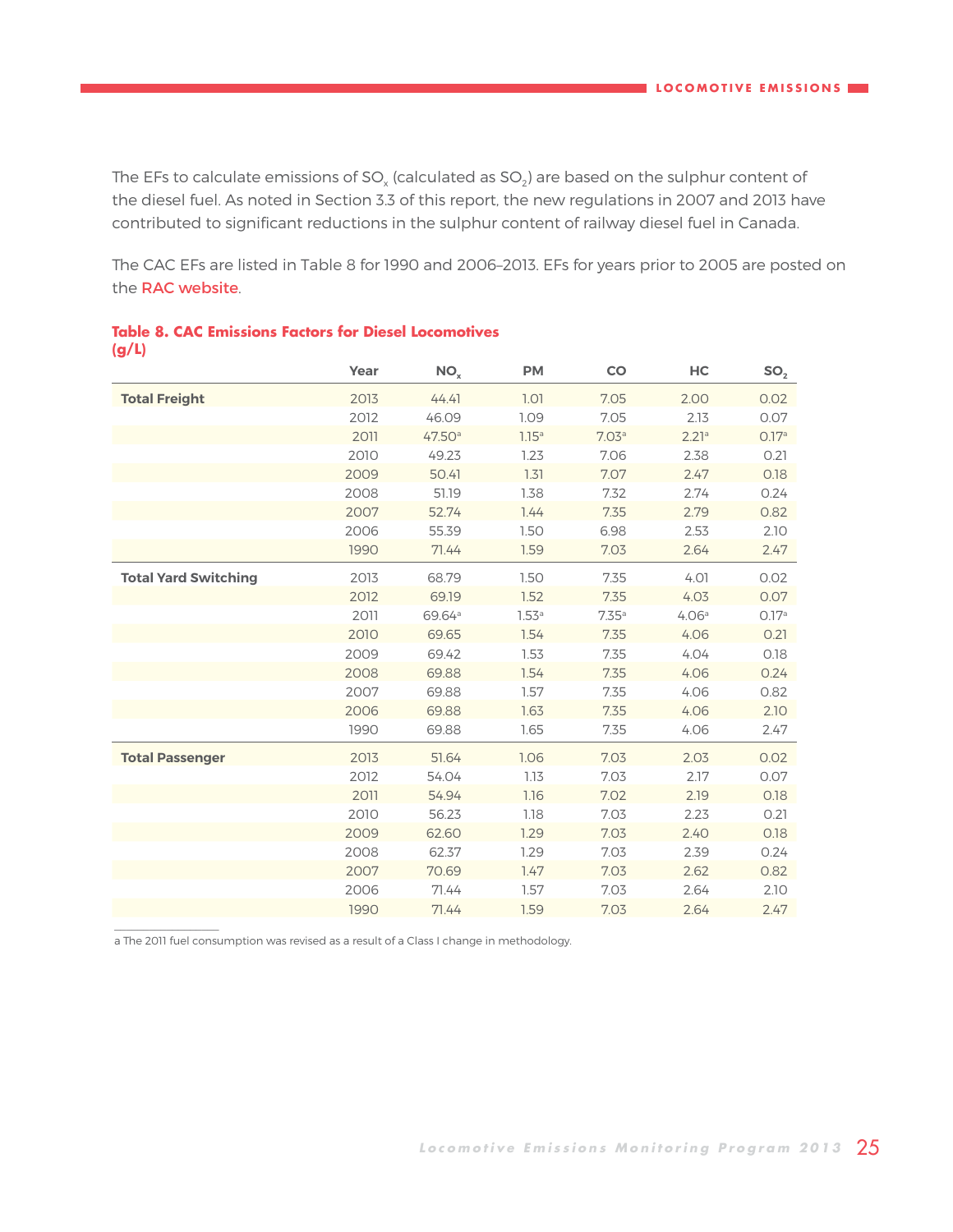The EFs to calculate emissions of $SO_x$ (calculated as $SO_2$) are based on the sulphur content of the diesel fuel. As noted in Section 3.3 of this report, the new regulations in 2007 and 2013 have contributed to significant reductions in the sulphur content of railway diesel fuel in Canada.

The CAC EFs are listed in Table 8 for 1990 and 2006–2013. EFs for years prior to 2005 are posted on the RAC website.

**Table 8. CAC Emissions Factors for Diesel Locomotives (g/L)**

| | Year | $NO_x$ | PM | CO | HC | $SO_2$ |
|---|---|---|---|---|---|---|
| **Total Freight** | 2013 | 44.41 | 1.01 | 7.05 | 2.00 | 0.02 |
| | 2012 | 46.09 | 1.09 | 7.05 | 2.13 | 0.07 |
| | 2011 | 47.50[a] | 1.15[a] | 7.03[a] | 2.21[a] | 0.17[a] |
| | 2010 | 49.23 | 1.23 | 7.06 | 2.38 | 0.21 |
| | 2009 | 50.41 | 1.31 | 7.07 | 2.47 | 0.18 |
| | 2008 | 51.19 | 1.38 | 7.32 | 2.74 | 0.24 |
| | 2007 | 52.74 | 1.44 | 7.35 | 2.79 | 0.82 |
| | 2006 | 55.39 | 1.50 | 6.98 | 2.53 | 2.10 |
| | 1990 | 71.44 | 1.59 | 7.03 | 2.64 | 2.47 |
| **Total Yard Switching** | 2013 | 68.79 | 1.50 | 7.35 | 4.01 | 0.02 |
| | 2012 | 69.19 | 1.52 | 7.35 | 4.03 | 0.07 |
| | 2011 | 69.64[a] | 1.53[a] | 7.35[a] | 4.06[a] | 0.17[a] |
| | 2010 | 69.65 | 1.54 | 7.35 | 4.06 | 0.21 |
| | 2009 | 69.42 | 1.53 | 7.35 | 4.04 | 0.18 |
| | 2008 | 69.88 | 1.54 | 7.35 | 4.06 | 0.24 |
| | 2007 | 69.88 | 1.57 | 7.35 | 4.06 | 0.82 |
| | 2006 | 69.88 | 1.63 | 7.35 | 4.06 | 2.10 |
| | 1990 | 69.88 | 1.65 | 7.35 | 4.06 | 2.47 |
| **Total Passenger** | 2013 | 51.64 | 1.06 | 7.03 | 2.03 | 0.02 |
| | 2012 | 54.04 | 1.13 | 7.03 | 2.17 | 0.07 |
| | 2011 | 54.94 | 1.16 | 7.02 | 2.19 | 0.18 |
| | 2010 | 56.23 | 1.18 | 7.03 | 2.23 | 0.21 |
| | 2009 | 62.60 | 1.29 | 7.03 | 2.40 | 0.18 |
| | 2008 | 62.37 | 1.29 | 7.03 | 2.39 | 0.24 |
| | 2007 | 70.69 | 1.47 | 7.03 | 2.62 | 0.82 |
| | 2006 | 71.44 | 1.57 | 7.03 | 2.64 | 2.10 |
| | 1990 | 71.44 | 1.59 | 7.03 | 2.64 | 2.47 |

a The 2011 fuel consumption was revised as a result of a Class I change in methodology.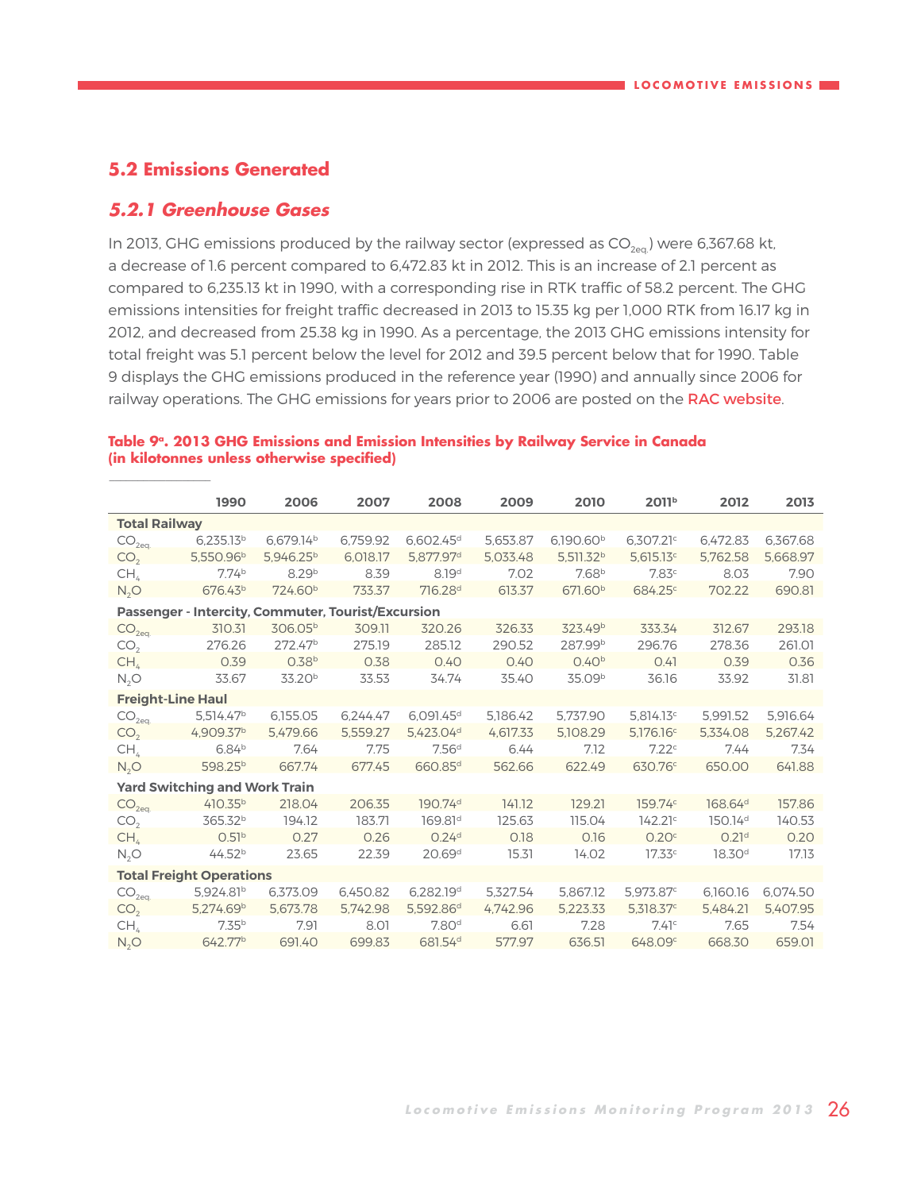## 5.2 Emissions Generated

### 5.2.1 Greenhouse Gases

In 2013, GHG emissions produced by the railway sector (expressed as $CO_{2eq.}$) were 6,367.68 kt, a decrease of 1.6 percent compared to 6,472.83 kt in 2012. This is an increase of 2.1 percent as compared to 6,235.13 kt in 1990, with a corresponding rise in RTK traffic of 58.2 percent. The GHG emissions intensities for freight traffic decreased in 2013 to 15.35 kg per 1,000 RTK from 16.17 kg in 2012, and decreased from 25.38 kg in 1990. As a percentage, the 2013 GHG emissions intensity for total freight was 5.1 percent below the level for 2012 and 39.5 percent below that for 1990. Table 9 displays the GHG emissions produced in the reference year (1990) and annually since 2006 for railway operations. The GHG emissions for years prior to 2006 are posted on the RAC website.

**Table 9[a]. 2013 GHG Emissions and Emission Intensities by Railway Service in Canada (in kilotonnes unless otherwise specified)**

| | 1990 | 2006 | 2007 | 2008 | 2009 | 2010 | 2011[b] | 2012 | 2013 |
|---|---|---|---|---|---|---|---|---|---|
| **Total Railway** | | | | | | | | | |
| $CO_{2eq.}$ | 6,235.13[b] | 6,679.14[b] | 6,759.92 | 6,602.45[d] | 5,653.87 | 6,190.60[b] | 6,307.21[c] | 6,472.83 | 6,367.68 |
| $CO_2$ | 5,550.96[b] | 5,946.25[b] | 6,018.17 | 5,877.97[d] | 5,033.48 | 5,511.32[b] | 5,615.13[c] | 5,762.58 | 5,668.97 |
| $CH_4$ | 7.74[b] | 8.29[b] | 8.39 | 8.19[d] | 7.02 | 7.68[b] | 7.83[c] | 8.03 | 7.90 |
| $N_2O$ | 676.43[b] | 724.60[b] | 733.37 | 716.28[d] | 613.37 | 671.60[b] | 684.25[c] | 702.22 | 690.81 |
| **Passenger - Intercity, Commuter, Tourist/Excursion** | | | | | | | | | |
| $CO_{2eq.}$ | 310.31 | 306.05[b] | 309.11 | 320.26 | 326.33 | 323.49[b] | 333.34 | 312.67 | 293.18 |
| $CO_2$ | 276.26 | 272.47[b] | 275.19 | 285.12 | 290.52 | 287.99[b] | 296.76 | 278.36 | 261.01 |
| $CH_4$ | 0.39 | 0.38[b] | 0.38 | 0.40 | 0.40 | 0.40[b] | 0.41 | 0.39 | 0.36 |
| $N_2O$ | 33.67 | 33.20[b] | 33.53 | 34.74 | 35.40 | 35.09[b] | 36.16 | 33.92 | 31.81 |
| **Freight-Line Haul** | | | | | | | | | |
| $CO_{2eq.}$ | 5,514.47[b] | 6,155.05 | 6,244.47 | 6,091.45[d] | 5,186.42 | 5,737.90 | 5,814.13[c] | 5,991.52 | 5,916.64 |
| $CO_2$ | 4,909.37[b] | 5,479.66 | 5,559.27 | 5,423.04[d] | 4,617.33 | 5,108.29 | 5,176.16[c] | 5,334.08 | 5,267.42 |
| $CH_4$ | 6.84[b] | 7.64 | 7.75 | 7.56[d] | 6.44 | 7.12 | 7.22[c] | 7.44 | 7.34 |
| $N_2O$ | 598.25[b] | 667.74 | 677.45 | 660.85[d] | 562.66 | 622.49 | 630.76[c] | 650.00 | 641.88 |
| **Yard Switching and Work Train** | | | | | | | | | |
| $CO_{2eq.}$ | 410.35[b] | 218.04 | 206.35 | 190.74[d] | 141.12 | 129.21 | 159.74[c] | 168.64[d] | 157.86 |
| $CO_2$ | 365.32[b] | 194.12 | 183.71 | 169.81[d] | 125.63 | 115.04 | 142.21[c] | 150.14[d] | 140.53 |
| $CH_4$ | 0.51[b] | 0.27 | 0.26 | 0.24[d] | 0.18 | 0.16 | 0.20[c] | 0.21[d] | 0.20 |
| $N_2O$ | 44.52[b] | 23.65 | 22.39 | 20.69[d] | 15.31 | 14.02 | 17.33[c] | 18.30[d] | 17.13 |
| **Total Freight Operations** | | | | | | | | | |
| $CO_{2eq.}$ | 5,924.81[b] | 6,373.09 | 6,450.82 | 6,282.19[d] | 5,327.54 | 5,867.12 | 5,973.87[c] | 6,160.16 | 6,074.50 |
| $CO_2$ | 5,274.69[b] | 5,673.78 | 5,742.98 | 5,592.86[d] | 4,742.96 | 5,223.33 | 5,318.37[c] | 5,484.21 | 5,407.95 |
| $CH_4$ | 7.35[b] | 7.91 | 8.01 | 7.80[d] | 6.61 | 7.28 | 7.41[c] | 7.65 | 7.54 |
| $N_2O$ | 642.77[b] | 691.40 | 699.83 | 681.54[d] | 577.97 | 636.51 | 648.09[c] | 668.30 | 659.01 |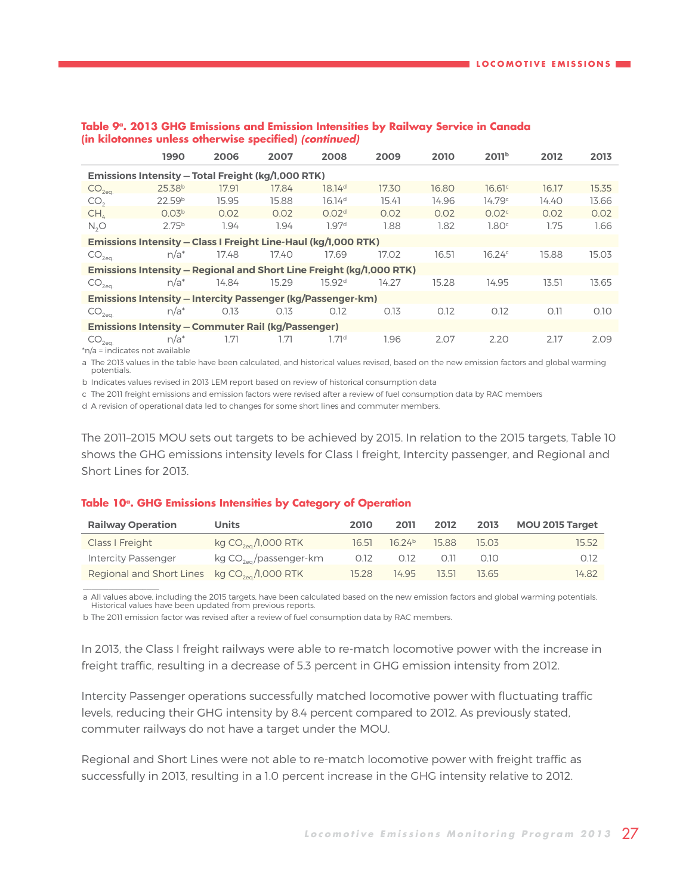**Table 9[a]. 2013 GHG Emissions and Emission Intensities by Railway Service in Canada (in kilotonnes unless otherwise specified) *(continued)***

| | 1990 | 2006 | 2007 | 2008 | 2009 | 2010 | 2011[b] | 2012 | 2013 |
|---|---|---|---|---|---|---|---|---|---|
| **Emissions Intensity – Total Freight (kg/1,000 RTK)** | | | | | | | | | |
| $CO_{2eq.}$ | 25.38[b] | 17.91 | 17.84 | 18.14[d] | 17.30 | 16.80 | 16.61[c] | 16.17 | 15.35 |
| $CO_2$ | 22.59[b] | 15.95 | 15.88 | 16.14[d] | 15.41 | 14.96 | 14.79[c] | 14.40 | 13.66 |
| $CH_4$ | 0.03[b] | 0.02 | 0.02 | 0.02[d] | 0.02 | 0.02 | 0.02[c] | 0.02 | 0.02 |
| $N_2O$ | 2.75[b] | 1.94 | 1.94 | 1.97[d] | 1.88 | 1.82 | 1.80[c] | 1.75 | 1.66 |
| **Emissions Intensity – Class I Freight Line-Haul (kg/1,000 RTK)** | | | | | | | | | |
| $CO_{2eq.}$ | n/a* | 17.48 | 17.40 | 17.69 | 17.02 | 16.51 | 16.24[c] | 15.88 | 15.03 |
| **Emissions Intensity – Regional and Short Line Freight (kg/1,000 RTK)** | | | | | | | | | |
| $CO_{2eq.}$ | n/a* | 14.84 | 15.29 | 15.92[d] | 14.27 | 15.28 | 14.95 | 13.51 | 13.65 |
| **Emissions Intensity – Intercity Passenger (kg/Passenger-km)** | | | | | | | | | |
| $CO_{2eq.}$ | n/a* | 0.13 | 0.13 | 0.12 | 0.13 | 0.12 | 0.12 | 0.11 | 0.10 |
| **Emissions Intensity – Commuter Rail (kg/Passenger)** | | | | | | | | | |
| $CO_{2eq.}$ | n/a* | 1.71 | 1.71 | 1.71[d] | 1.96 | 2.07 | 2.20 | 2.17 | 2.09 |

*n/a = indicates not available

a The 2013 values in the table have been calculated, and historical values revised, based on the new emission factors and global warming potentials.

b Indicates values revised in 2013 LEM report based on review of historical consumption data

c The 2011 freight emissions and emission factors were revised after a review of fuel consumption data by RAC members

d A revision of operational data led to changes for some short lines and commuter members.

The 2011–2015 MOU sets out targets to be achieved by 2015. In relation to the 2015 targets, Table 10 shows the GHG emissions intensity levels for Class I freight, Intercity passenger, and Regional and Short Lines for 2013.

**Table 10[a]. GHG Emissions Intensities by Category of Operation**

| Railway Operation | Units | 2010 | 2011 | 2012 | 2013 | MOU 2015 Target |
|---|---|---|---|---|---|---|
| Class I Freight | kg $CO_{2eq}$/1,000 RTK | 16.51 | 16.24[b] | 15.88 | 15.03 | 15.52 |
| Intercity Passenger | kg $CO_{2eq}$/passenger-km | 0.12 | 0.12 | 0.11 | 0.10 | 0.12 |
| Regional and Short Lines | kg $CO_{2eq}$/1,000 RTK | 15.28 | 14.95 | 13.51 | 13.65 | 14.82 |

a All values above, including the 2015 targets, have been calculated based on the new emission factors and global warming potentials. Historical values have been updated from previous reports.

b The 2011 emission factor was revised after a review of fuel consumption data by RAC members.

In 2013, the Class I freight railways were able to re-match locomotive power with the increase in freight traffic, resulting in a decrease of 5.3 percent in GHG emission intensity from 2012.

Intercity Passenger operations successfully matched locomotive power with fluctuating traffic levels, reducing their GHG intensity by 8.4 percent compared to 2012. As previously stated, commuter railways do not have a target under the MOU.

Regional and Short Lines were not able to re-match locomotive power with freight traffic as successfully in 2013, resulting in a 1.0 percent increase in the GHG intensity relative to 2012.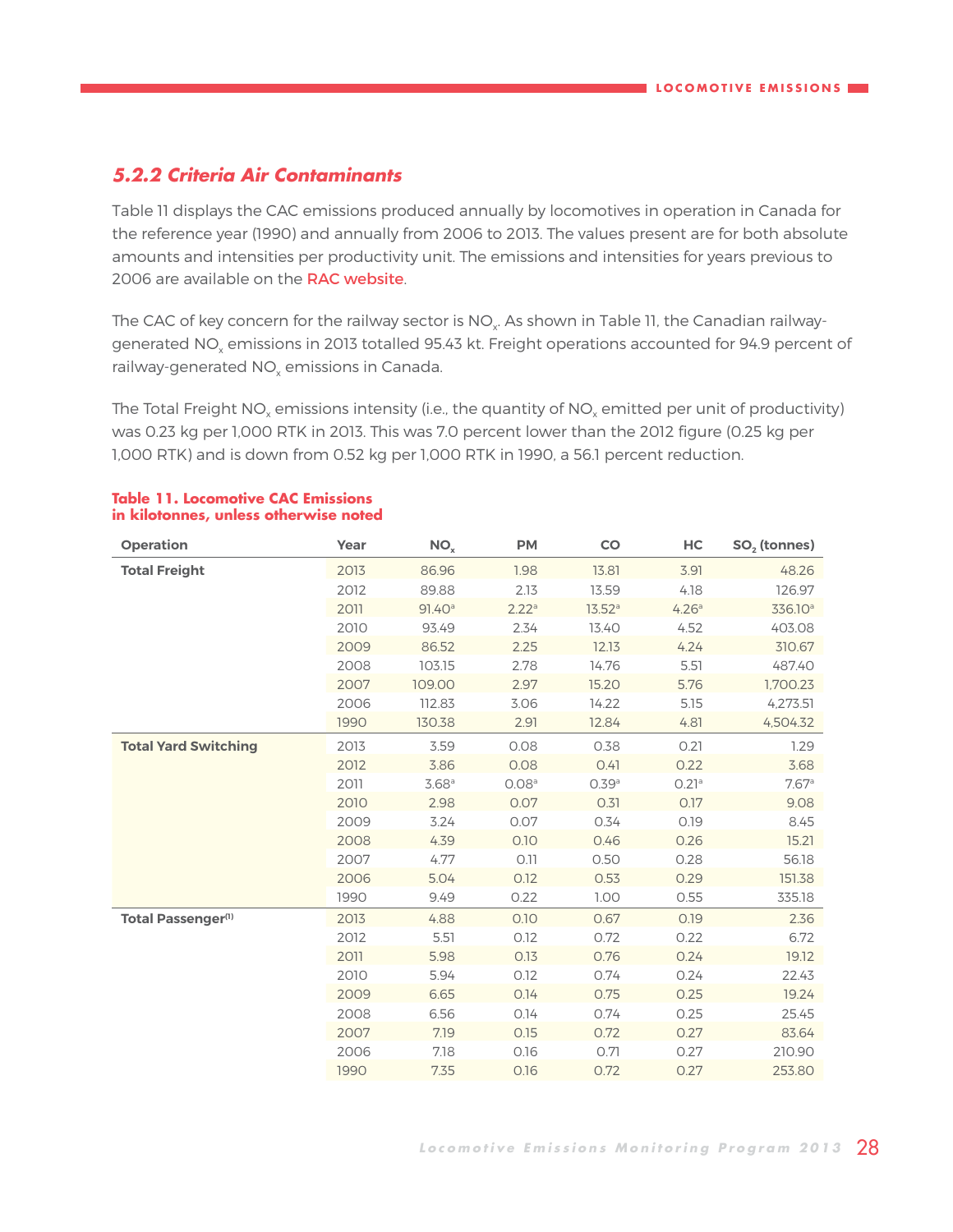### 5.2.2 Criteria Air Contaminants

Table 11 displays the CAC emissions produced annually by locomotives in operation in Canada for the reference year (1990) and annually from 2006 to 2013. The values present are for both absolute amounts and intensities per productivity unit. The emissions and intensities for years previous to 2006 are available on the RAC website.

The CAC of key concern for the railway sector is $NO_x$. As shown in Table 11, the Canadian railway-generated $NO_x$ emissions in 2013 totalled 95.43 kt. Freight operations accounted for 94.9 percent of railway-generated $NO_x$ emissions in Canada.

The Total Freight $NO_x$ emissions intensity (i.e., the quantity of $NO_x$ emitted per unit of productivity) was 0.23 kg per 1,000 RTK in 2013. This was 7.0 percent lower than the 2012 figure (0.25 kg per 1,000 RTK) and is down from 0.52 kg per 1,000 RTK in 1990, a 56.1 percent reduction.

**Table 11. Locomotive CAC Emissions in kilotonnes, unless otherwise noted**

| Operation | Year | $NO_x$ | PM | CO | HC | $SO_2$ (tonnes) |
|---|---|---|---|---|---|---|
| **Total Freight** | 2013 | 86.96 | 1.98 | 13.81 | 3.91 | 48.26 |
| | 2012 | 89.88 | 2.13 | 13.59 | 4.18 | 126.97 |
| | 2011 | 91.40[a] | 2.22[a] | 13.52[a] | 4.26[a] | 336.10[a] |
| | 2010 | 93.49 | 2.34 | 13.40 | 4.52 | 403.08 |
| | 2009 | 86.52 | 2.25 | 12.13 | 4.24 | 310.67 |
| | 2008 | 103.15 | 2.78 | 14.76 | 5.51 | 487.40 |
| | 2007 | 109.00 | 2.97 | 15.20 | 5.76 | 1,700.23 |
| | 2006 | 112.83 | 3.06 | 14.22 | 5.15 | 4,273.51 |
| | 1990 | 130.38 | 2.91 | 12.84 | 4.81 | 4,504.32 |
| **Total Yard Switching** | 2013 | 3.59 | 0.08 | 0.38 | 0.21 | 1.29 |
| | 2012 | 3.86 | 0.08 | 0.41 | 0.22 | 3.68 |
| | 2011 | 3.68[a] | 0.08[a] | 0.39[a] | 0.21[a] | 7.67[a] |
| | 2010 | 2.98 | 0.07 | 0.31 | 0.17 | 9.08 |
| | 2009 | 3.24 | 0.07 | 0.34 | 0.19 | 8.45 |
| | 2008 | 4.39 | 0.10 | 0.46 | 0.26 | 15.21 |
| | 2007 | 4.77 | 0.11 | 0.50 | 0.28 | 56.18 |
| | 2006 | 5.04 | 0.12 | 0.53 | 0.29 | 151.38 |
| | 1990 | 9.49 | 0.22 | 1.00 | 0.55 | 335.18 |
| **Total Passenger[1]** | 2013 | 4.88 | 0.10 | 0.67 | 0.19 | 2.36 |
| | 2012 | 5.51 | 0.12 | 0.72 | 0.22 | 6.72 |
| | 2011 | 5.98 | 0.13 | 0.76 | 0.24 | 19.12 |
| | 2010 | 5.94 | 0.12 | 0.74 | 0.24 | 22.43 |
| | 2009 | 6.65 | 0.14 | 0.75 | 0.25 | 19.24 |
| | 2008 | 6.56 | 0.14 | 0.74 | 0.25 | 25.45 |
| | 2007 | 7.19 | 0.15 | 0.72 | 0.27 | 83.64 |
| | 2006 | 7.18 | 0.16 | 0.71 | 0.27 | 210.90 |
| | 1990 | 7.35 | 0.16 | 0.72 | 0.27 | 253.80 |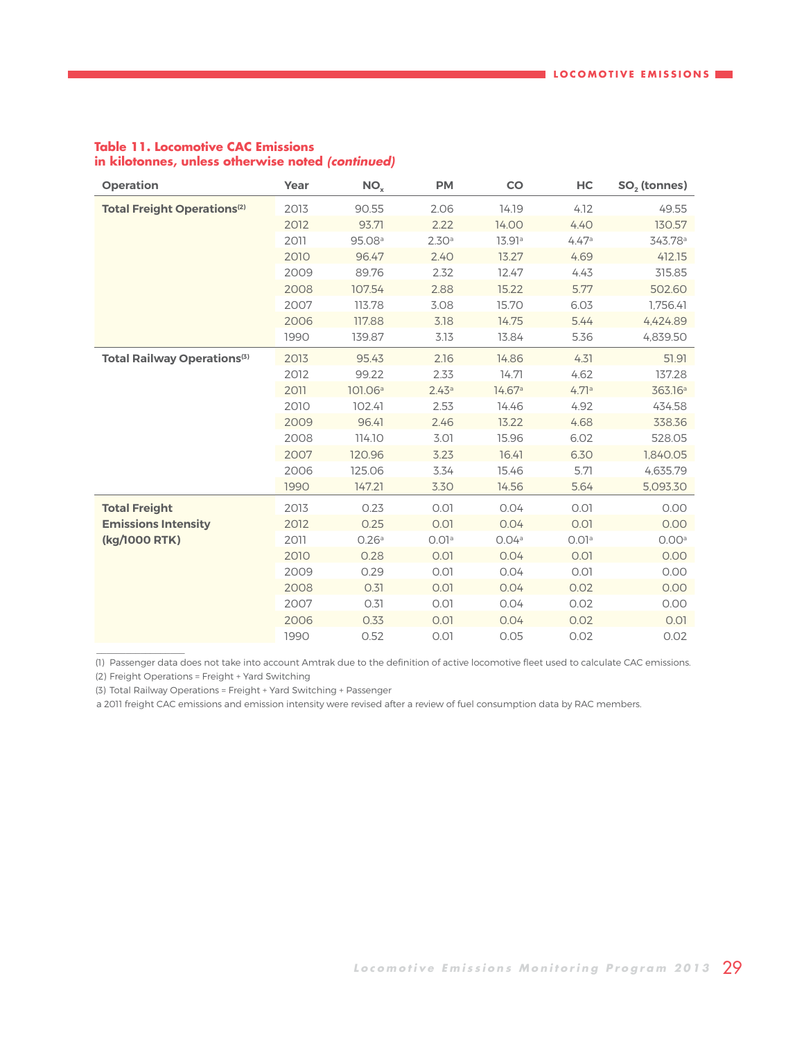**Table 11. Locomotive CAC Emissions in kilotonnes, unless otherwise noted *(continued)***

| Operation | Year | $NO_x$ | PM | CO | HC | $SO_2$ (tonnes) |
|---|---|---|---|---|---|---|
| **Total Freight Operations[2]** | 2013 | 90.55 | 2.06 | 14.19 | 4.12 | 49.55 |
| | 2012 | 93.71 | 2.22 | 14.00 | 4.40 | 130.57 |
| | 2011 | 95.08[a] | 2.30[a] | 13.91[a] | 4.47[a] | 343.78[a] |
| | 2010 | 96.47 | 2.40 | 13.27 | 4.69 | 412.15 |
| | 2009 | 89.76 | 2.32 | 12.47 | 4.43 | 315.85 |
| | 2008 | 107.54 | 2.88 | 15.22 | 5.77 | 502.60 |
| | 2007 | 113.78 | 3.08 | 15.70 | 6.03 | 1,756.41 |
| | 2006 | 117.88 | 3.18 | 14.75 | 5.44 | 4,424.89 |
| | 1990 | 139.87 | 3.13 | 13.84 | 5.36 | 4,839.50 |
| **Total Railway Operations[3]** | 2013 | 95.43 | 2.16 | 14.86 | 4.31 | 51.91 |
| | 2012 | 99.22 | 2.33 | 14.71 | 4.62 | 137.28 |
| | 2011 | 101.06[a] | 2.43[a] | 14.67[a] | 4.71[a] | 363.16[a] |
| | 2010 | 102.41 | 2.53 | 14.46 | 4.92 | 434.58 |
| | 2009 | 96.41 | 2.46 | 13.22 | 4.68 | 338.36 |
| | 2008 | 114.10 | 3.01 | 15.96 | 6.02 | 528.05 |
| | 2007 | 120.96 | 3.23 | 16.41 | 6.30 | 1,840.05 |
| | 2006 | 125.06 | 3.34 | 15.46 | 5.71 | 4,635.79 |
| | 1990 | 147.21 | 3.30 | 14.56 | 5.64 | 5,093.30 |
| **Total Freight Emissions Intensity (kg/1000 RTK)** | 2013 | 0.23 | 0.01 | 0.04 | 0.01 | 0.00 |
| | 2012 | 0.25 | 0.01 | 0.04 | 0.01 | 0.00 |
| | 2011 | 0.26[a] | 0.01[a] | 0.04[a] | 0.01[a] | 0.00[a] |
| | 2010 | 0.28 | 0.01 | 0.04 | 0.01 | 0.00 |
| | 2009 | 0.29 | 0.01 | 0.04 | 0.01 | 0.00 |
| | 2008 | 0.31 | 0.01 | 0.04 | 0.02 | 0.00 |
| | 2007 | 0.31 | 0.01 | 0.04 | 0.02 | 0.00 |
| | 2006 | 0.33 | 0.01 | 0.04 | 0.02 | 0.01 |
| | 1990 | 0.52 | 0.01 | 0.05 | 0.02 | 0.02 |

(1) Passenger data does not take into account Amtrak due to the definition of active locomotive fleet used to calculate CAC emissions.

(2) Freight Operations = Freight + Yard Switching

(3) Total Railway Operations = Freight + Yard Switching + Passenger

a 2011 freight CAC emissions and emission intensity were revised after a review of fuel consumption data by RAC members.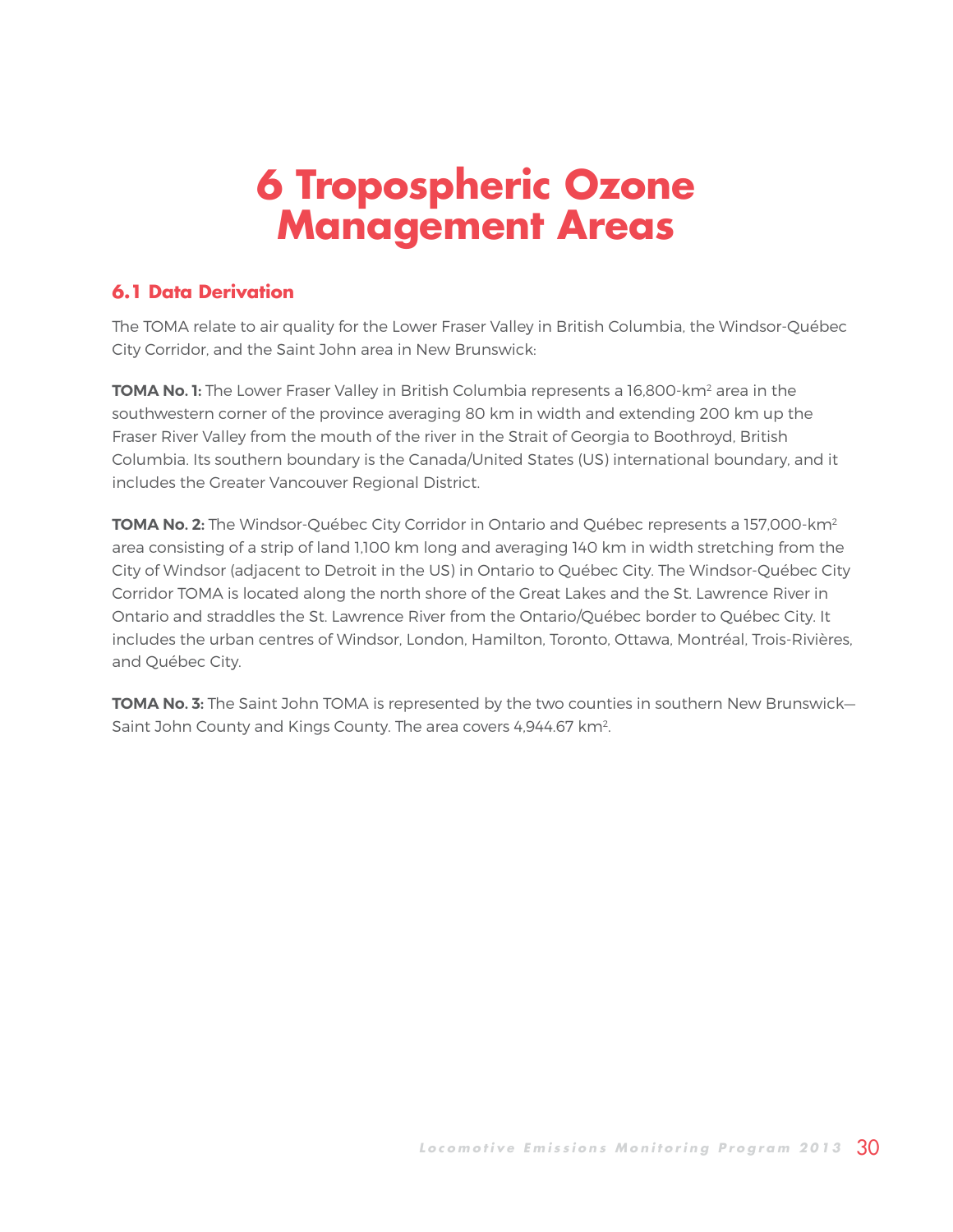# 6 Tropospheric Ozone Management Areas

## 6.1 Data Derivation

The TOMA relate to air quality for the Lower Fraser Valley in British Columbia, the Windsor-Québec City Corridor, and the Saint John area in New Brunswick:

**TOMA No. 1:** The Lower Fraser Valley in British Columbia represents a 16,800-km$^2$ area in the southwestern corner of the province averaging 80 km in width and extending 200 km up the Fraser River Valley from the mouth of the river in the Strait of Georgia to Boothroyd, British Columbia. Its southern boundary is the Canada/United States (US) international boundary, and it includes the Greater Vancouver Regional District.

**TOMA No. 2:** The Windsor-Québec City Corridor in Ontario and Québec represents a 157,000-km$^2$ area consisting of a strip of land 1,100 km long and averaging 140 km in width stretching from the City of Windsor (adjacent to Detroit in the US) in Ontario to Québec City. The Windsor-Québec City Corridor TOMA is located along the north shore of the Great Lakes and the St. Lawrence River in Ontario and straddles the St. Lawrence River from the Ontario/Québec border to Québec City. It includes the urban centres of Windsor, London, Hamilton, Toronto, Ottawa, Montréal, Trois-Rivières, and Québec City.

**TOMA No. 3:** The Saint John TOMA is represented by the two counties in southern New Brunswick—Saint John County and Kings County. The area covers 4,944.67 km$^2$.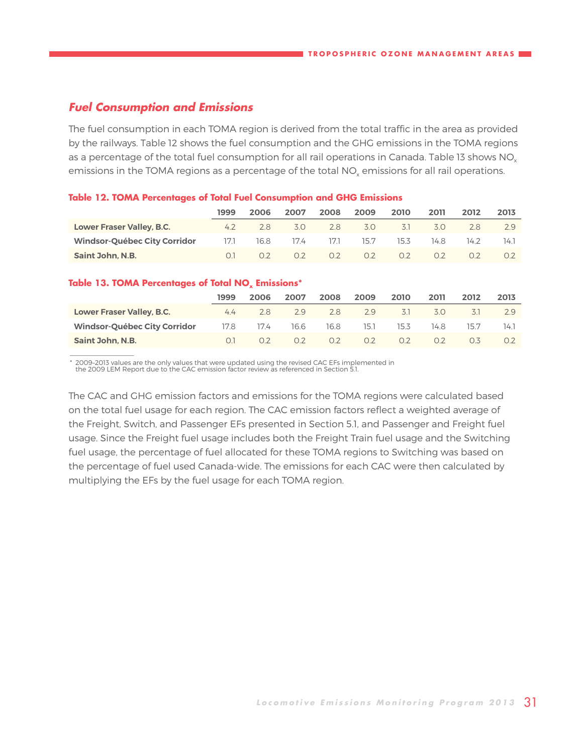## Fuel Consumption and Emissions

The fuel consumption in each TOMA region is derived from the total traffic in the area as provided by the railways. Table 12 shows the fuel consumption and the GHG emissions in the TOMA regions as a percentage of the total fuel consumption for all rail operations in Canada. Table 13 shows $NO_x$ emissions in the TOMA regions as a percentage of the total $NO_x$ emissions for all rail operations.

**Table 12. TOMA Percentages of Total Fuel Consumption and GHG Emissions**

| | 1999 | 2006 | 2007 | 2008 | 2009 | 2010 | 2011 | 2012 | 2013 |
|---|---|---|---|---|---|---|---|---|---|
| **Lower Fraser Valley, B.C.** | 4.2 | 2.8 | 3.0 | 2.8 | 3.0 | 3.1 | 3.0 | 2.8 | 2.9 |
| **Windsor-Québec City Corridor** | 17.1 | 16.8 | 17.4 | 17.1 | 15.7 | 15.3 | 14.8 | 14.2 | 14.1 |
| **Saint John, N.B.** | 0.1 | 0.2 | 0.2 | 0.2 | 0.2 | 0.2 | 0.2 | 0.2 | 0.2 |

**Table 13. TOMA Percentages of Total $NO_x$ Emissions***

| | 1999 | 2006 | 2007 | 2008 | 2009 | 2010 | 2011 | 2012 | 2013 |
|---|---|---|---|---|---|---|---|---|---|
| **Lower Fraser Valley, B.C.** | 4.4 | 2.8 | 2.9 | 2.8 | 2.9 | 3.1 | 3.0 | 3.1 | 2.9 |
| **Windsor-Québec City Corridor** | 17.8 | 17.4 | 16.6 | 16.8 | 15.1 | 15.3 | 14.8 | 15.7 | 14.1 |
| **Saint John, N.B.** | 0.1 | 0.2 | 0.2 | 0.2 | 0.2 | 0.2 | 0.2 | 0.3 | 0.2 |

\* 2009–2013 values are the only values that were updated using the revised CAC EFs implemented in the 2009 LEM Report due to the CAC emission factor review as referenced in Section 5.1.

The CAC and GHG emission factors and emissions for the TOMA regions were calculated based on the total fuel usage for each region. The CAC emission factors reflect a weighted average of the Freight, Switch, and Passenger EFs presented in Section 5.1, and Passenger and Freight fuel usage. Since the Freight fuel usage includes both the Freight Train fuel usage and the Switching fuel usage, the percentage of fuel allocated for these TOMA regions to Switching was based on the percentage of fuel used Canada-wide. The emissions for each CAC were then calculated by multiplying the EFs by the fuel usage for each TOMA region.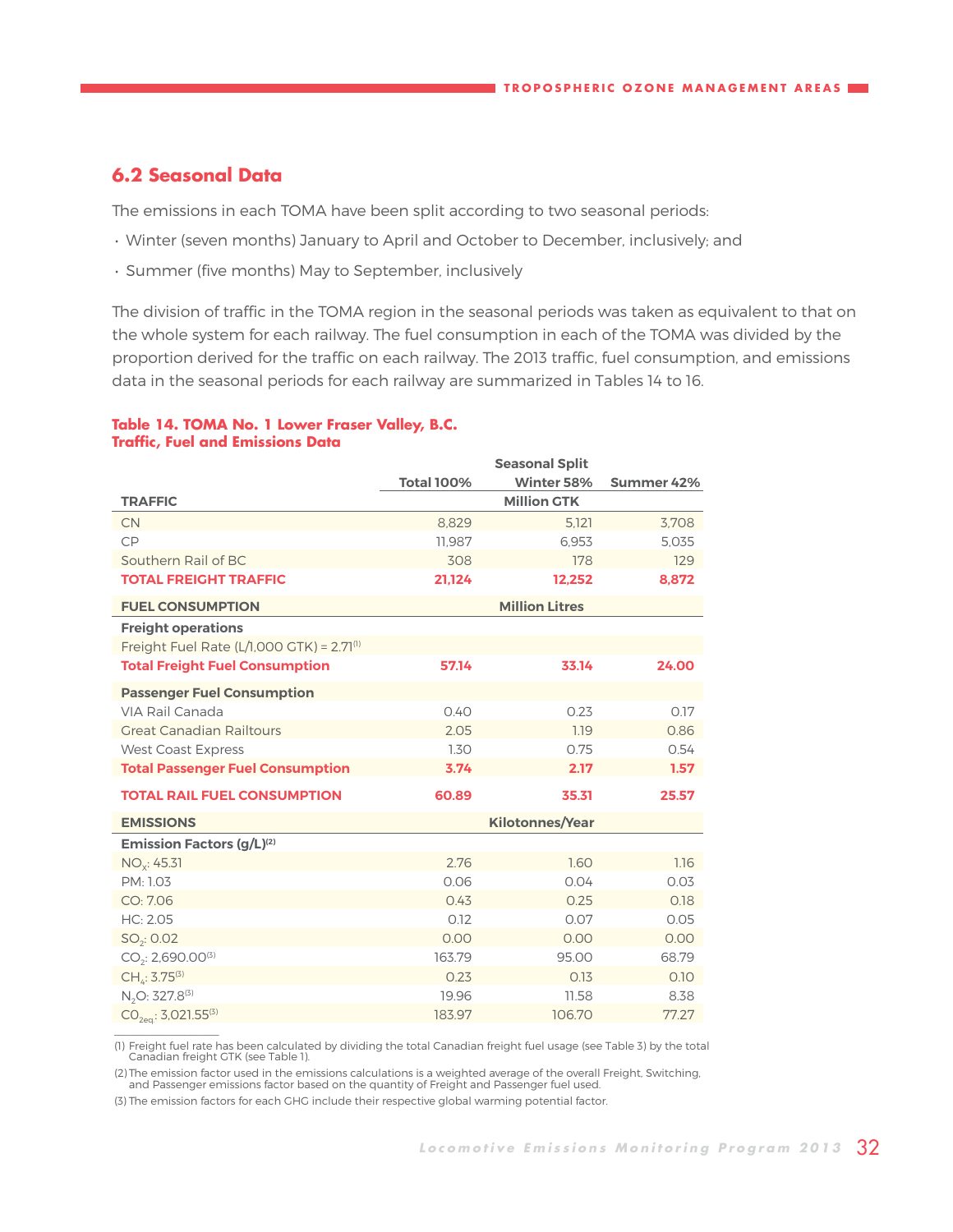## 6.2 Seasonal Data

The emissions in each TOMA have been split according to two seasonal periods:

- Winter (seven months) January to April and October to December, inclusively; and
- Summer (five months) May to September, inclusively

The division of traffic in the TOMA region in the seasonal periods was taken as equivalent to that on the whole system for each railway. The fuel consumption in each of the TOMA was divided by the proportion derived for the traffic on each railway. The 2013 traffic, fuel consumption, and emissions data in the seasonal periods for each railway are summarized in Tables 14 to 16.

**Table 14. TOMA No. 1 Lower Fraser Valley, B.C. Traffic, Fuel and Emissions Data**

| | | Seasonal Split | |
|---|---|---|---|
| | Total 100% | Winter 58% | Summer 42% |
| **TRAFFIC** | | Million GTK | |
| CN | 8,829 | 5,121 | 3,708 |
| CP | 11,987 | 6,953 | 5,035 |
| Southern Rail of BC | 308 | 178 | 129 |
| **TOTAL FREIGHT TRAFFIC** | **21,124** | **12,252** | **8,872** |
| **FUEL CONSUMPTION** | | Million Litres | |
| **Freight operations** | | | |
| Freight Fuel Rate (L/1,000 GTK) = 2.71[1] | | | |
| **Total Freight Fuel Consumption** | **57.14** | **33.14** | **24.00** |
| **Passenger Fuel Consumption** | | | |
| VIA Rail Canada | 0.40 | 0.23 | 0.17 |
| Great Canadian Railtours | 2.05 | 1.19 | 0.86 |
| West Coast Express | 1.30 | 0.75 | 0.54 |
| **Total Passenger Fuel Consumption** | **3.74** | **2.17** | **1.57** |
| **TOTAL RAIL FUEL CONSUMPTION** | **60.89** | **35.31** | **25.57** |
| **EMISSIONS** | | Kilotonnes/Year | |
| **Emission Factors (g/L)[2]** | | | |
| $NO_x$: 45.31 | 2.76 | 1.60 | 1.16 |
| PM: 1.03 | 0.06 | 0.04 | 0.03 |
| CO: 7.06 | 0.43 | 0.25 | 0.18 |
| HC: 2.05 | 0.12 | 0.07 | 0.05 |
| $SO_2$: 0.02 | 0.00 | 0.00 | 0.00 |
| $CO_2$: 2,690.00[3] | 163.79 | 95.00 | 68.79 |
| $CH_4$: 3.75[3] | 0.23 | 0.13 | 0.10 |
| $N_2O$: 327.8[3] | 19.96 | 11.58 | 8.38 |
| $CO_{2eq}$: 3,021.55[3] | 183.97 | 106.70 | 77.27 |

(1) Freight fuel rate has been calculated by dividing the total Canadian freight fuel usage (see Table 3) by the total Canadian freight GTK (see Table 1).

(2) The emission factor used in the emissions calculations is a weighted average of the overall Freight, Switching, and Passenger emissions factor based on the quantity of Freight and Passenger fuel used.

(3) The emission factors for each GHG include their respective global warming potential factor.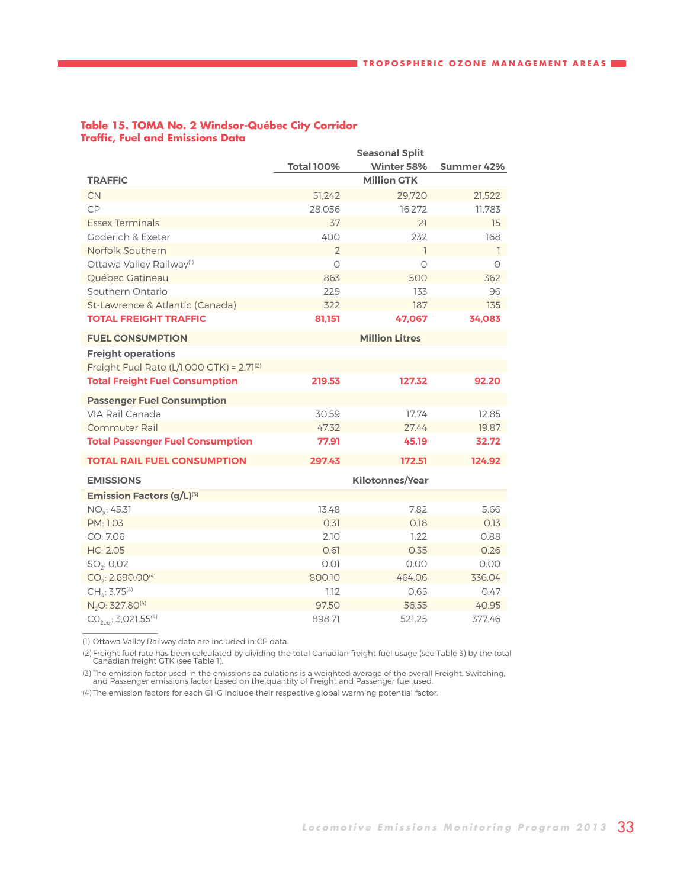**Table 15. TOMA No. 2 Windsor-Québec City Corridor Traffic, Fuel and Emissions Data**

| | | Seasonal Split | |
|---|---|---|---|
| | Total 100% | Winter 58% | Summer 42% |
| **TRAFFIC** | | **Million GTK** | |
| CN | 51,242 | 29,720 | 21,522 |
| CP | 28,056 | 16,272 | 11,783 |
| Essex Terminals | 37 | 21 | 15 |
| Goderich & Exeter | 400 | 232 | 168 |
| Norfolk Southern | 2 | 1 | 1 |
| Ottawa Valley Railway[1] | 0 | 0 | 0 |
| Québec Gatineau | 863 | 500 | 362 |
| Southern Ontario | 229 | 133 | 96 |
| St-Lawrence & Atlantic (Canada) | 322 | 187 | 135 |
| **TOTAL FREIGHT TRAFFIC** | **81,151** | **47,067** | **34,083** |
| **FUEL CONSUMPTION** | | **Million Litres** | |
| **Freight operations** | | | |
| Freight Fuel Rate (L/1,000 GTK) = 2.71[2] | | | |
| **Total Freight Fuel Consumption** | **219.53** | **127.32** | **92.20** |
| **Passenger Fuel Consumption** | | | |
| VIA Rail Canada | 30.59 | 17.74 | 12.85 |
| Commuter Rail | 47.32 | 27.44 | 19.87 |
| **Total Passenger Fuel Consumption** | **77.91** | **45.19** | **32.72** |
| **TOTAL RAIL FUEL CONSUMPTION** | **297.43** | **172.51** | **124.92** |
| **EMISSIONS** | | **Kilotonnes/Year** | |
| **Emission Factors (g/L)[3]** | | | |
| $NO_x$: 45.31 | 13.48 | 7.82 | 5.66 |
| PM: 1.03 | 0.31 | 0.18 | 0.13 |
| CO: 7.06 | 2.10 | 1.22 | 0.88 |
| HC: 2.05 | 0.61 | 0.35 | 0.26 |
| $SO_2$: 0.02 | 0.01 | 0.00 | 0.00 |
| $CO_2$: 2,690.00[4] | 800.10 | 464.06 | 336.04 |
| $CH_4$: 3.75[4] | 1.12 | 0.65 | 0.47 |
| $N_2O$: 327.80[4] | 97.50 | 56.55 | 40.95 |
| $CO_{2eq.}$: 3,021.55[4] | 898.71 | 521.25 | 377.46 |

(1) Ottawa Valley Railway data are included in CP data.

(2) Freight fuel rate has been calculated by dividing the total Canadian freight fuel usage (see Table 3) by the total Canadian freight GTK (see Table 1).

(3) The emission factor used in the emissions calculations is a weighted average of the overall Freight, Switching, and Passenger emissions factor based on the quantity of Freight and Passenger fuel used.

(4) The emission factors for each GHG include their respective global warming potential factor.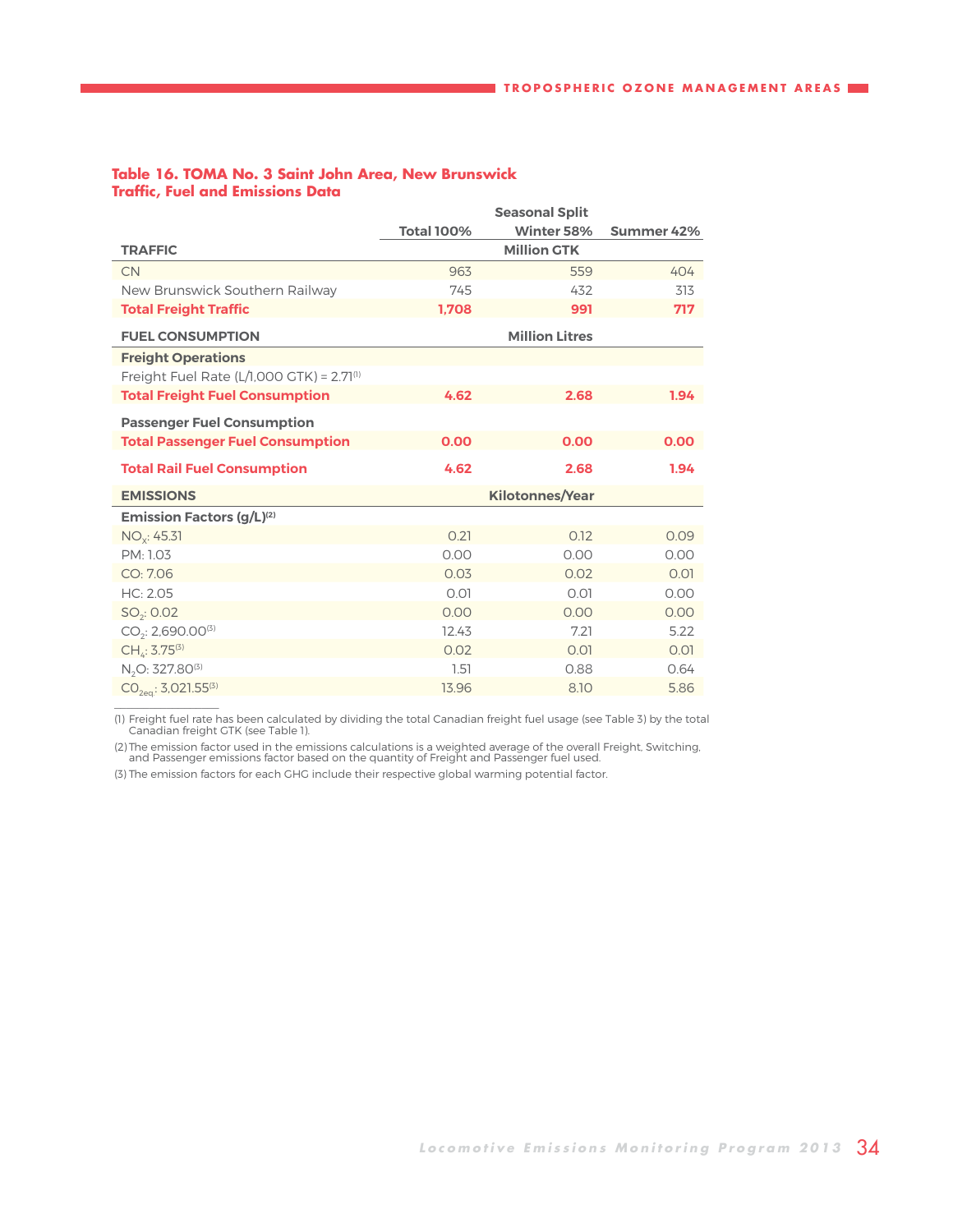**Table 16. TOMA No. 3 Saint John Area, New Brunswick**
**Traffic, Fuel and Emissions Data**

| | Total 100% | Seasonal Split Winter 58% | Summer 42% |
|---|---|---|---|
| **TRAFFIC** | | **Million GTK** | |
| CN | 963 | 559 | 404 |
| New Brunswick Southern Railway | 745 | 432 | 313 |
| **Total Freight Traffic** | **1,708** | **991** | **717** |
| **FUEL CONSUMPTION** | | **Million Litres** | |
| **Freight Operations** | | | |
| Freight Fuel Rate (L/1,000 GTK) = 2.71[1] | | | |
| **Total Freight Fuel Consumption** | **4.62** | **2.68** | **1.94** |
| **Passenger Fuel Consumption** | | | |
| **Total Passenger Fuel Consumption** | **0.00** | **0.00** | **0.00** |
| **Total Rail Fuel Consumption** | **4.62** | **2.68** | **1.94** |
| **EMISSIONS** | | **Kilotonnes/Year** | |
| **Emission Factors (g/L)[2]** | | | |
| $NO_x$: 45.31 | 0.21 | 0.12 | 0.09 |
| PM: 1.03 | 0.00 | 0.00 | 0.00 |
| CO: 7.06 | 0.03 | 0.02 | 0.01 |
| HC: 2.05 | 0.01 | 0.01 | 0.00 |
| $SO_2$: 0.02 | 0.00 | 0.00 | 0.00 |
| $CO_2$: 2,690.00[3] | 12.43 | 7.21 | 5.22 |
| $CH_4$: 3.75[3] | 0.02 | 0.01 | 0.01 |
| $N_2O$: 327.80[3] | 1.51 | 0.88 | 0.64 |
| $CO_{2eq}$: 3,021.55[3] | 13.96 | 8.10 | 5.86 |

(1) Freight fuel rate has been calculated by dividing the total Canadian freight fuel usage (see Table 3) by the total Canadian freight GTK (see Table 1).

(2) The emission factor used in the emissions calculations is a weighted average of the overall Freight, Switching, and Passenger emissions factor based on the quantity of Freight and Passenger fuel used.

(3) The emission factors for each GHG include their respective global warming potential factor.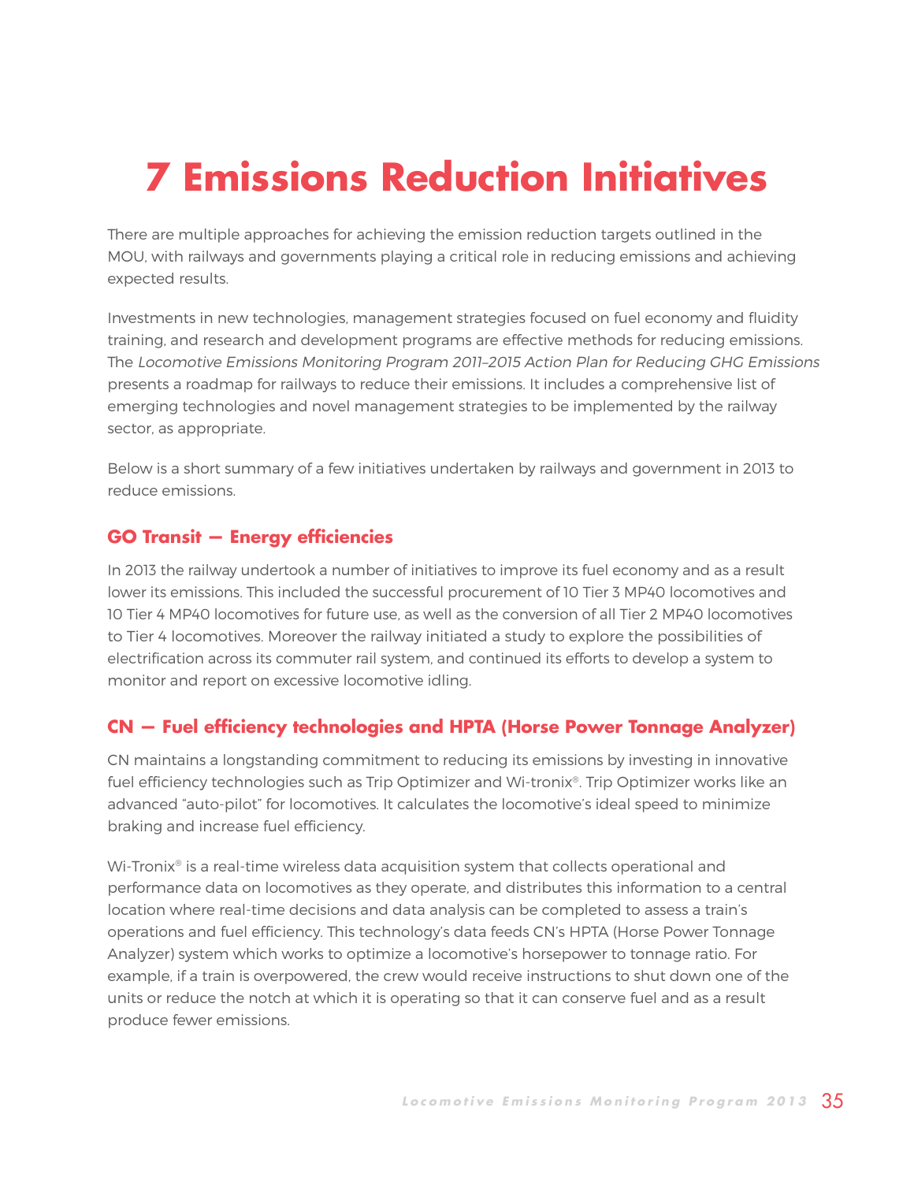# 7 Emissions Reduction Initiatives

There are multiple approaches for achieving the emission reduction targets outlined in the MOU, with railways and governments playing a critical role in reducing emissions and achieving expected results.

Investments in new technologies, management strategies focused on fuel economy and fluidity training, and research and development programs are effective methods for reducing emissions. The *Locomotive Emissions Monitoring Program 2011–2015 Action Plan for Reducing GHG Emissions* presents a roadmap for railways to reduce their emissions. It includes a comprehensive list of emerging technologies and novel management strategies to be implemented by the railway sector, as appropriate.

Below is a short summary of a few initiatives undertaken by railways and government in 2013 to reduce emissions.

### GO Transit — Energy efficiencies

In 2013 the railway undertook a number of initiatives to improve its fuel economy and as a result lower its emissions. This included the successful procurement of 10 Tier 3 MP40 locomotives and 10 Tier 4 MP40 locomotives for future use, as well as the conversion of all Tier 2 MP40 locomotives to Tier 4 locomotives. Moreover the railway initiated a study to explore the possibilities of electrification across its commuter rail system, and continued its efforts to develop a system to monitor and report on excessive locomotive idling.

### CN — Fuel efficiency technologies and HPTA (Horse Power Tonnage Analyzer)

CN maintains a longstanding commitment to reducing its emissions by investing in innovative fuel efficiency technologies such as Trip Optimizer and Wi-tronix®. Trip Optimizer works like an advanced "auto-pilot" for locomotives. It calculates the locomotive's ideal speed to minimize braking and increase fuel efficiency.

Wi-Tronix® is a real-time wireless data acquisition system that collects operational and performance data on locomotives as they operate, and distributes this information to a central location where real-time decisions and data analysis can be completed to assess a train's operations and fuel efficiency. This technology's data feeds CN's HPTA (Horse Power Tonnage Analyzer) system which works to optimize a locomotive's horsepower to tonnage ratio. For example, if a train is overpowered, the crew would receive instructions to shut down one of the units or reduce the notch at which it is operating so that it can conserve fuel and as a result produce fewer emissions.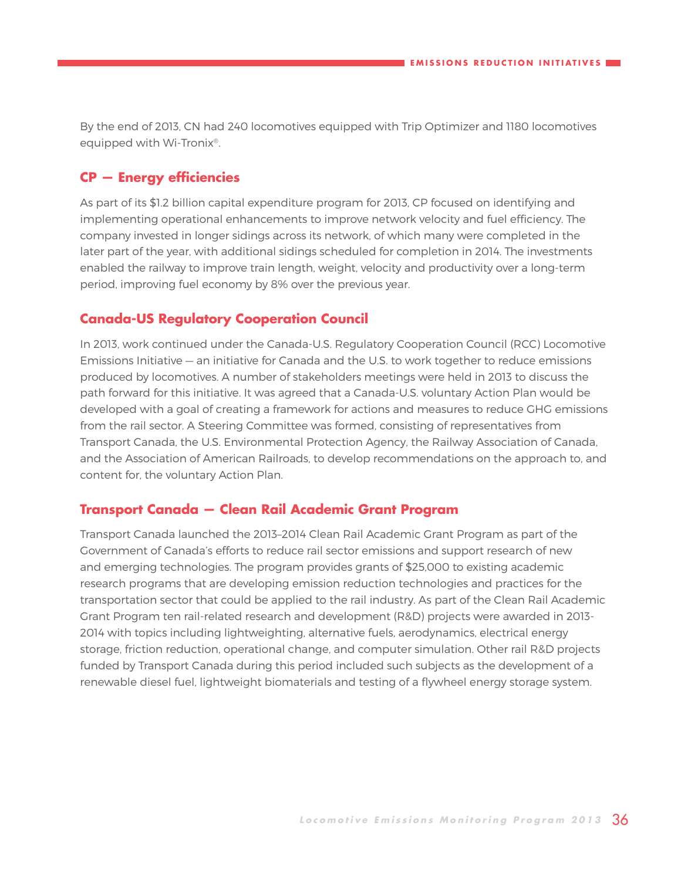By the end of 2013, CN had 240 locomotives equipped with Trip Optimizer and 1180 locomotives equipped with Wi-Tronix®.

## CP — Energy efficiencies

As part of its $1.2 billion capital expenditure program for 2013, CP focused on identifying and implementing operational enhancements to improve network velocity and fuel efficiency. The company invested in longer sidings across its network, of which many were completed in the later part of the year, with additional sidings scheduled for completion in 2014. The investments enabled the railway to improve train length, weight, velocity and productivity over a long-term period, improving fuel economy by 8% over the previous year.

## Canada-US Regulatory Cooperation Council

In 2013, work continued under the Canada-U.S. Regulatory Cooperation Council (RCC) Locomotive Emissions Initiative — an initiative for Canada and the U.S. to work together to reduce emissions produced by locomotives. A number of stakeholders meetings were held in 2013 to discuss the path forward for this initiative. It was agreed that a Canada-U.S. voluntary Action Plan would be developed with a goal of creating a framework for actions and measures to reduce GHG emissions from the rail sector. A Steering Committee was formed, consisting of representatives from Transport Canada, the U.S. Environmental Protection Agency, the Railway Association of Canada, and the Association of American Railroads, to develop recommendations on the approach to, and content for, the voluntary Action Plan.

## Transport Canada — Clean Rail Academic Grant Program

Transport Canada launched the 2013–2014 Clean Rail Academic Grant Program as part of the Government of Canada's efforts to reduce rail sector emissions and support research of new and emerging technologies. The program provides grants of $25,000 to existing academic research programs that are developing emission reduction technologies and practices for the transportation sector that could be applied to the rail industry. As part of the Clean Rail Academic Grant Program ten rail-related research and development (R&D) projects were awarded in 2013-2014 with topics including lightweighting, alternative fuels, aerodynamics, electrical energy storage, friction reduction, operational change, and computer simulation. Other rail R&D projects funded by Transport Canada during this period included such subjects as the development of a renewable diesel fuel, lightweight biomaterials and testing of a flywheel energy storage system.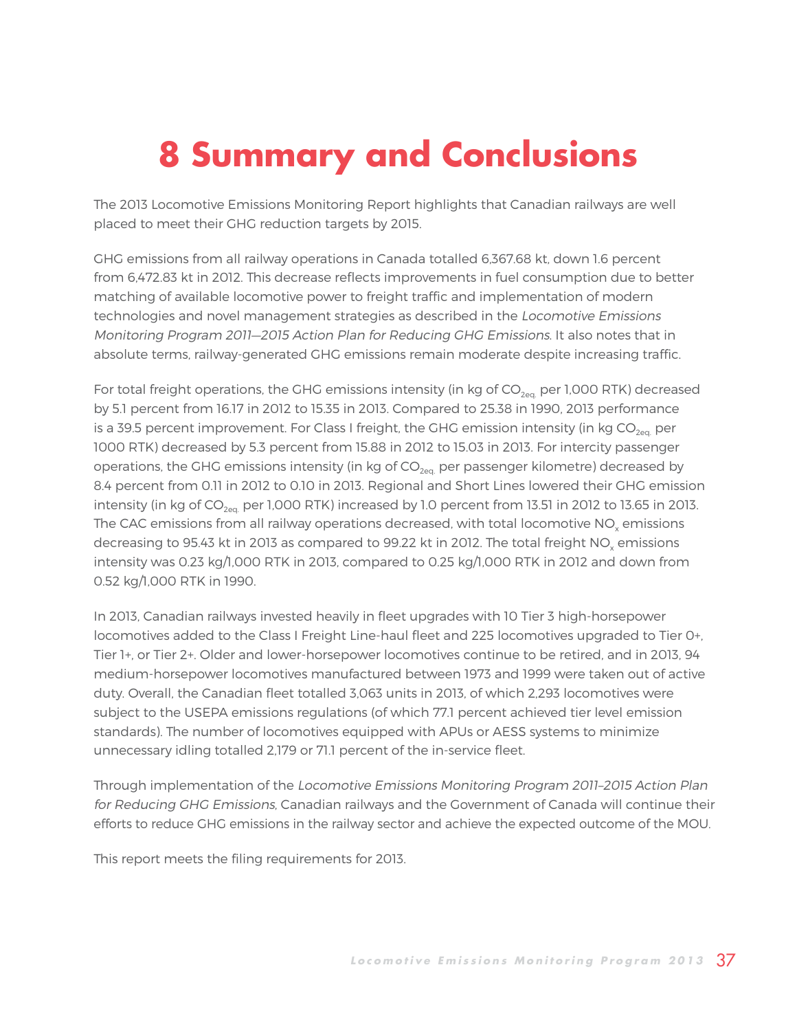# 8 Summary and Conclusions

The 2013 Locomotive Emissions Monitoring Report highlights that Canadian railways are well placed to meet their GHG reduction targets by 2015.

GHG emissions from all railway operations in Canada totalled 6,367.68 kt, down 1.6 percent from 6,472.83 kt in 2012. This decrease reflects improvements in fuel consumption due to better matching of available locomotive power to freight traffic and implementation of modern technologies and novel management strategies as described in the *Locomotive Emissions Monitoring Program 2011—2015 Action Plan for Reducing GHG Emissions*. It also notes that in absolute terms, railway-generated GHG emissions remain moderate despite increasing traffic.

For total freight operations, the GHG emissions intensity (in kg of $CO_{2eq.}$ per 1,000 RTK) decreased by 5.1 percent from 16.17 in 2012 to 15.35 in 2013. Compared to 25.38 in 1990, 2013 performance is a 39.5 percent improvement. For Class I freight, the GHG emission intensity (in kg $CO_{2eq.}$ per 1000 RTK) decreased by 5.3 percent from 15.88 in 2012 to 15.03 in 2013. For intercity passenger operations, the GHG emissions intensity (in kg of $CO_{2eq.}$ per passenger kilometre) decreased by 8.4 percent from 0.11 in 2012 to 0.10 in 2013. Regional and Short Lines lowered their GHG emission intensity (in kg of $CO_{2eq.}$ per 1,000 RTK) increased by 1.0 percent from 13.51 in 2012 to 13.65 in 2013. The CAC emissions from all railway operations decreased, with total locomotive $NO_x$ emissions decreasing to 95.43 kt in 2013 as compared to 99.22 kt in 2012. The total freight $NO_x$ emissions intensity was 0.23 kg/1,000 RTK in 2013, compared to 0.25 kg/1,000 RTK in 2012 and down from 0.52 kg/1,000 RTK in 1990.

In 2013, Canadian railways invested heavily in fleet upgrades with 10 Tier 3 high-horsepower locomotives added to the Class I Freight Line-haul fleet and 225 locomotives upgraded to Tier 0+, Tier 1+, or Tier 2+. Older and lower-horsepower locomotives continue to be retired, and in 2013, 94 medium-horsepower locomotives manufactured between 1973 and 1999 were taken out of active duty. Overall, the Canadian fleet totalled 3,063 units in 2013, of which 2,293 locomotives were subject to the USEPA emissions regulations (of which 77.1 percent achieved tier level emission standards). The number of locomotives equipped with APUs or AESS systems to minimize unnecessary idling totalled 2,179 or 71.1 percent of the in-service fleet.

Through implementation of the *Locomotive Emissions Monitoring Program 2011–2015 Action Plan for Reducing GHG Emissions*, Canadian railways and the Government of Canada will continue their efforts to reduce GHG emissions in the railway sector and achieve the expected outcome of the MOU.

This report meets the filing requirements for 2013.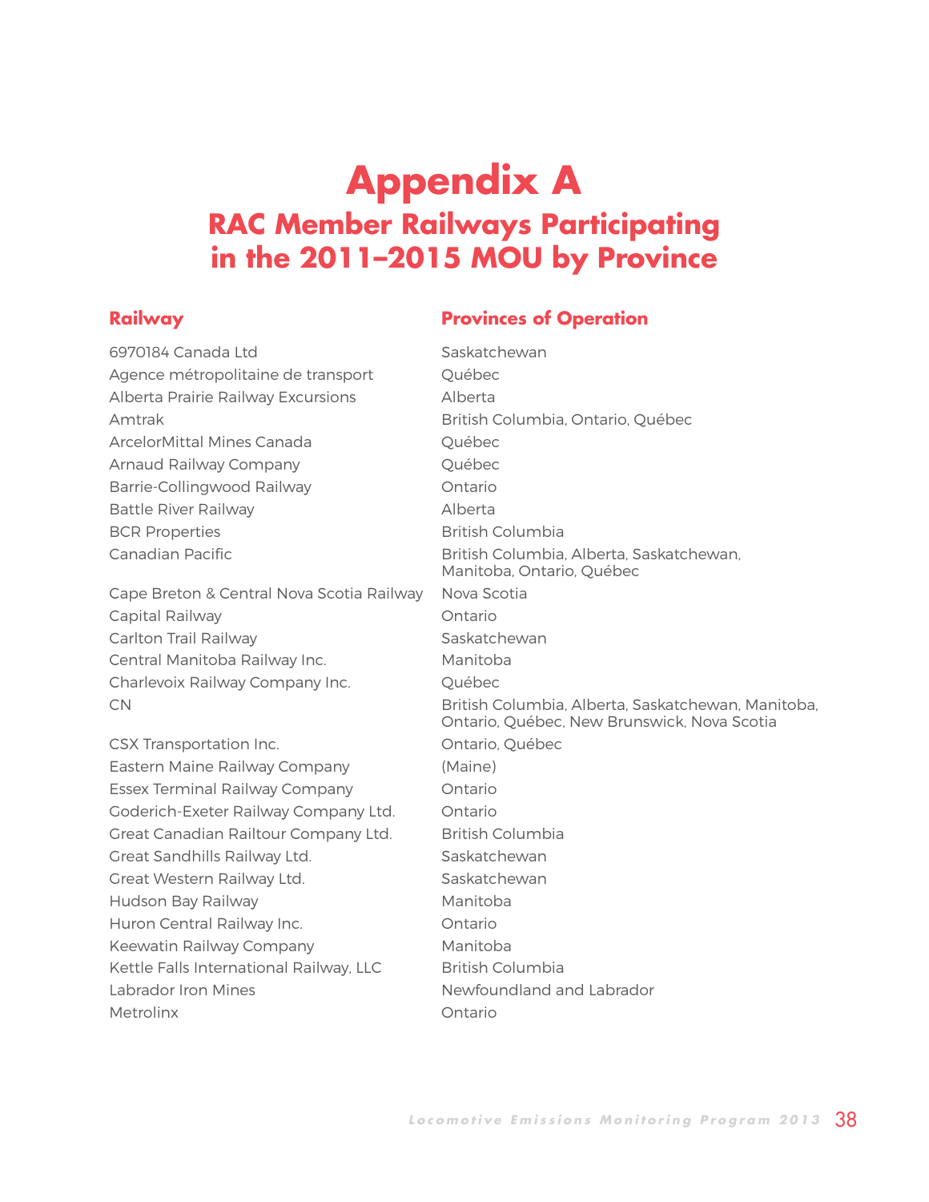# Appendix A

## RAC Member Railways Participating in the 2011–2015 MOU by Province

| Railway | Provinces of Operation |
| --- | --- |
| 6970184 Canada Ltd | Saskatchewan |
| Agence métropolitaine de transport | Québec |
| Alberta Prairie Railway Excursions | Alberta |
| Amtrak | British Columbia, Ontario, Québec |
| ArcelorMittal Mines Canada | Québec |
| Arnaud Railway Company | Québec |
| Barrie-Collingwood Railway | Ontario |
| Battle River Railway | Alberta |
| BCR Properties | British Columbia |
| Canadian Pacific | British Columbia, Alberta, Saskatchewan, Manitoba, Ontario, Québec |
| Cape Breton & Central Nova Scotia Railway | Nova Scotia |
| Capital Railway | Ontario |
| Carlton Trail Railway | Saskatchewan |
| Central Manitoba Railway Inc. | Manitoba |
| Charlevoix Railway Company Inc. | Québec |
| CN | British Columbia, Alberta, Saskatchewan, Manitoba, Ontario, Québec, New Brunswick, Nova Scotia |
| CSX Transportation Inc. | Ontario, Québec |
| Eastern Maine Railway Company | (Maine) |
| Essex Terminal Railway Company | Ontario |
| Goderich-Exeter Railway Company Ltd. | Ontario |
| Great Canadian Railtour Company Ltd. | British Columbia |
| Great Sandhills Railway Ltd. | Saskatchewan |
| Great Western Railway Ltd. | Saskatchewan |
| Hudson Bay Railway | Manitoba |
| Huron Central Railway Inc. | Ontario |
| Keewatin Railway Company | Manitoba |
| Kettle Falls International Railway, LLC | British Columbia |
| Labrador Iron Mines | Newfoundland and Labrador |
| Metrolinx | Ontario |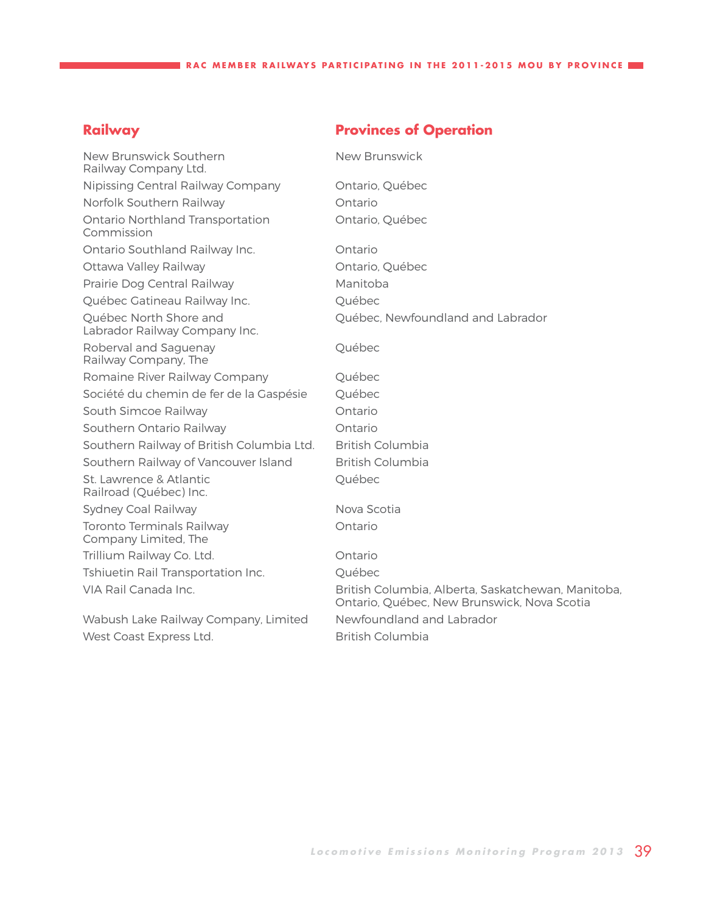## RAC MEMBER RAILWAYS PARTICIPATING IN THE 2011-2015 MOU BY PROVINCE

| Railway | Provinces of Operation |
| --- | --- |
| New Brunswick Southern Railway Company Ltd. | New Brunswick |
| Nipissing Central Railway Company | Ontario, Québec |
| Norfolk Southern Railway | Ontario |
| Ontario Northland Transportation Commission | Ontario, Québec |
| Ontario Southland Railway Inc. | Ontario |
| Ottawa Valley Railway | Ontario, Québec |
| Prairie Dog Central Railway | Manitoba |
| Québec Gatineau Railway Inc. | Québec |
| Québec North Shore and Labrador Railway Company Inc. | Québec, Newfoundland and Labrador |
| Roberval and Saguenay Railway Company, The | Québec |
| Romaine River Railway Company | Québec |
| Société du chemin de fer de la Gaspésie | Québec |
| South Simcoe Railway | Ontario |
| Southern Ontario Railway | Ontario |
| Southern Railway of British Columbia Ltd. | British Columbia |
| Southern Railway of Vancouver Island | British Columbia |
| St. Lawrence & Atlantic Railroad (Québec) Inc. | Québec |
| Sydney Coal Railway | Nova Scotia |
| Toronto Terminals Railway Company Limited, The | Ontario |
| Trillium Railway Co. Ltd. | Ontario |
| Tshiuetin Rail Transportation Inc. | Québec |
| VIA Rail Canada Inc. | British Columbia, Alberta, Saskatchewan, Manitoba, Ontario, Québec, New Brunswick, Nova Scotia |
| Wabush Lake Railway Company, Limited | Newfoundland and Labrador |
| West Coast Express Ltd. | British Columbia |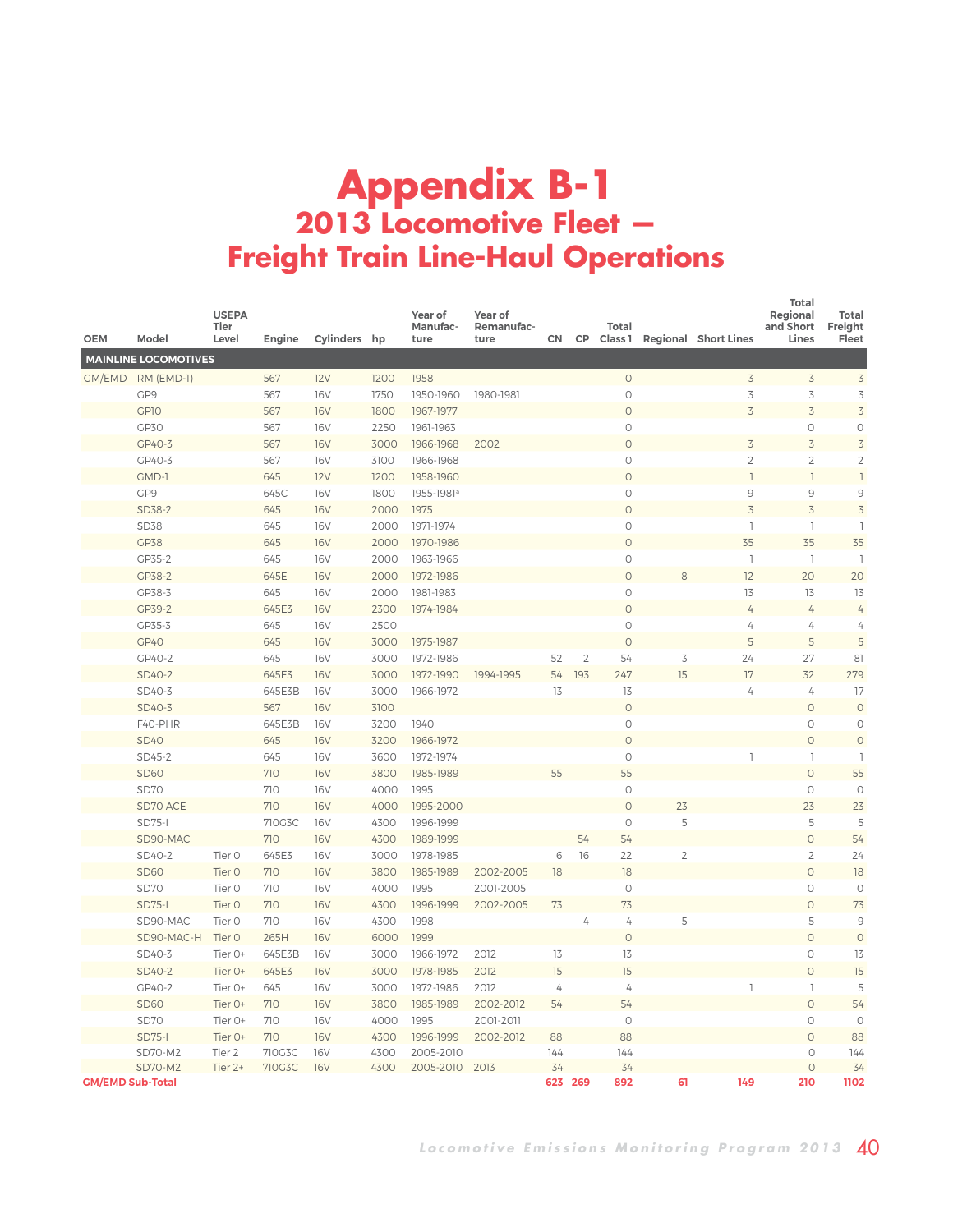# Appendix B-1

## 2013 Locomotive Fleet — Freight Train Line-Haul Operations

| OEM | Model | USEPA Tier Level | Engine | Cylinders | hp | Year of Manufacture | Year of Remanufacture | CN | CP | Total Class 1 | Regional | Short Lines | Total Regional and Short Lines | Total Freight Fleet |
|---|---|---|---|---|---|---|---|---|---|---|---|---|---|---|
| **MAINLINE LOCOMOTIVES** | | | | | | | | | | | | | | |
| GM/EMD | RM (EMD-1) | | 567 | 12V | 1200 | 1958 | | | | 0 | | 3 | 3 | 3 |
| | GP9 | | 567 | 16V | 1750 | 1950-1960 | 1980-1981 | | | 0 | | 3 | 3 | 3 |
| | GP10 | | 567 | 16V | 1800 | 1967-1977 | | | | 0 | | 3 | 3 | 3 |
| | GP30 | | 567 | 16V | 2250 | 1961-1963 | | | | 0 | | | 0 | 0 |
| | GP40-3 | | 567 | 16V | 3000 | 1966-1968 | 2002 | | | 0 | | 3 | 3 | 3 |
| | GP40-3 | | 567 | 16V | 3100 | 1966-1968 | | | | 0 | | 2 | 2 | 2 |
| | GMD-1 | | 645 | 12V | 1200 | 1958-1960 | | | | 0 | | 1 | 1 | 1 |
| | GP9 | | 645C | 16V | 1800 | 1955-1981[a] | | | | 0 | | 9 | 9 | 9 |
| | SD38-2 | | 645 | 16V | 2000 | 1975 | | | | 0 | | 3 | 3 | 3 |
| | SD38 | | 645 | 16V | 2000 | 1971-1974 | | | | 0 | | 1 | 1 | 1 |
| | GP38 | | 645 | 16V | 2000 | 1970-1986 | | | | 0 | | 35 | 35 | 35 |
| | GP35-2 | | 645 | 16V | 2000 | 1963-1966 | | | | 0 | | 1 | 1 | 1 |
| | GP38-2 | | 645E | 16V | 2000 | 1972-1986 | | | | 0 | 8 | 12 | 20 | 20 |
| | GP38-3 | | 645 | 16V | 2000 | 1981-1983 | | | | 0 | | 13 | 13 | 13 |
| | GP39-2 | | 645E3 | 16V | 2300 | 1974-1984 | | | | 0 | | 4 | 4 | 4 |
| | GP35-3 | | 645 | 16V | 2500 | | | | | 0 | | 4 | 4 | 4 |
| | GP40 | | 645 | 16V | 3000 | 1975-1987 | | | | 0 | | 5 | 5 | 5 |
| | GP40-2 | | 645 | 16V | 3000 | 1972-1986 | | 52 | 2 | 54 | 3 | 24 | 27 | 81 |
| | SD40-2 | | 645E3 | 16V | 3000 | 1972-1990 | 1994-1995 | 54 | 193 | 247 | 15 | 17 | 32 | 279 |
| | SD40-3 | | 645E3B | 16V | 3000 | 1966-1972 | | 13 | | 13 | | 4 | 4 | 17 |
| | SD40-3 | | 567 | 16V | 3100 | | | | | 0 | | | 0 | 0 |
| | F40-PHR | | 645E3B | 16V | 3200 | 1940 | | | | 0 | | | 0 | 0 |
| | SD40 | | 645 | 16V | 3200 | 1966-1972 | | | | 0 | | | 0 | 0 |
| | SD45-2 | | 645 | 16V | 3600 | 1972-1974 | | | | 0 | | 1 | 1 | 1 |
| | SD60 | | 710 | 16V | 3800 | 1985-1989 | | 55 | | 55 | | | 0 | 55 |
| | SD70 | | 710 | 16V | 4000 | 1995 | | | | 0 | | | 0 | 0 |
| | SD70 ACE | | 710 | 16V | 4000 | 1995-2000 | | | | 0 | 23 | | 23 | 23 |
| | SD75-I | | 710G3C | 16V | 4300 | 1996-1999 | | | | 0 | 5 | | 5 | 5 |
| | SD90-MAC | | 710 | 16V | 4300 | 1989-1999 | | | 54 | 54 | | | 0 | 54 |
| | SD40-2 | Tier 0 | 645E3 | 16V | 3000 | 1978-1985 | | 6 | 16 | 22 | 2 | | 2 | 24 |
| | SD60 | Tier 0 | 710 | 16V | 3800 | 1985-1989 | 2002-2005 | 18 | | 18 | | | 0 | 18 |
| | SD70 | Tier 0 | 710 | 16V | 4000 | 1995 | 2001-2005 | | | 0 | | | 0 | 0 |
| | SD75-I | Tier 0 | 710 | 16V | 4300 | 1996-1999 | 2002-2005 | 73 | | 73 | | | 0 | 73 |
| | SD90-MAC | Tier 0 | 710 | 16V | 4300 | 1998 | | | 4 | 4 | 5 | | 5 | 9 |
| | SD90-MAC-H | Tier 0 | 265H | 16V | 6000 | 1999 | | | | 0 | | | 0 | 0 |
| | SD40-3 | Tier 0+ | 645E3B | 16V | 3000 | 1966-1972 | 2012 | 13 | | 13 | | | 0 | 13 |
| | SD40-2 | Tier 0+ | 645E3 | 16V | 3000 | 1978-1985 | 2012 | 15 | | 15 | | | 0 | 15 |
| | GP40-2 | Tier 0+ | 645 | 16V | 3000 | 1972-1986 | 2012 | 4 | | 4 | | 1 | 1 | 5 |
| | SD60 | Tier 0+ | 710 | 16V | 3800 | 1985-1989 | 2002-2012 | 54 | | 54 | | | 0 | 54 |
| | SD70 | Tier 0+ | 710 | 16V | 4000 | 1995 | 2001-2011 | | | 0 | | | 0 | 0 |
| | SD75-I | Tier 0+ | 710 | 16V | 4300 | 1996-1999 | 2002-2012 | 88 | | 88 | | | 0 | 88 |
| | SD70-M2 | Tier 2 | 710G3C | 16V | 4300 | 2005-2010 | | 144 | | 144 | | | 0 | 144 |
| | SD70-M2 | Tier 2+ | 710G3C | 16V | 4300 | 2005-2010 | 2013 | 34 | | 34 | | | 0 | 34 |
| **GM/EMD Sub-Total** | | | | | | | | **623** | **269** | **892** | **61** | **149** | **210** | **1102** |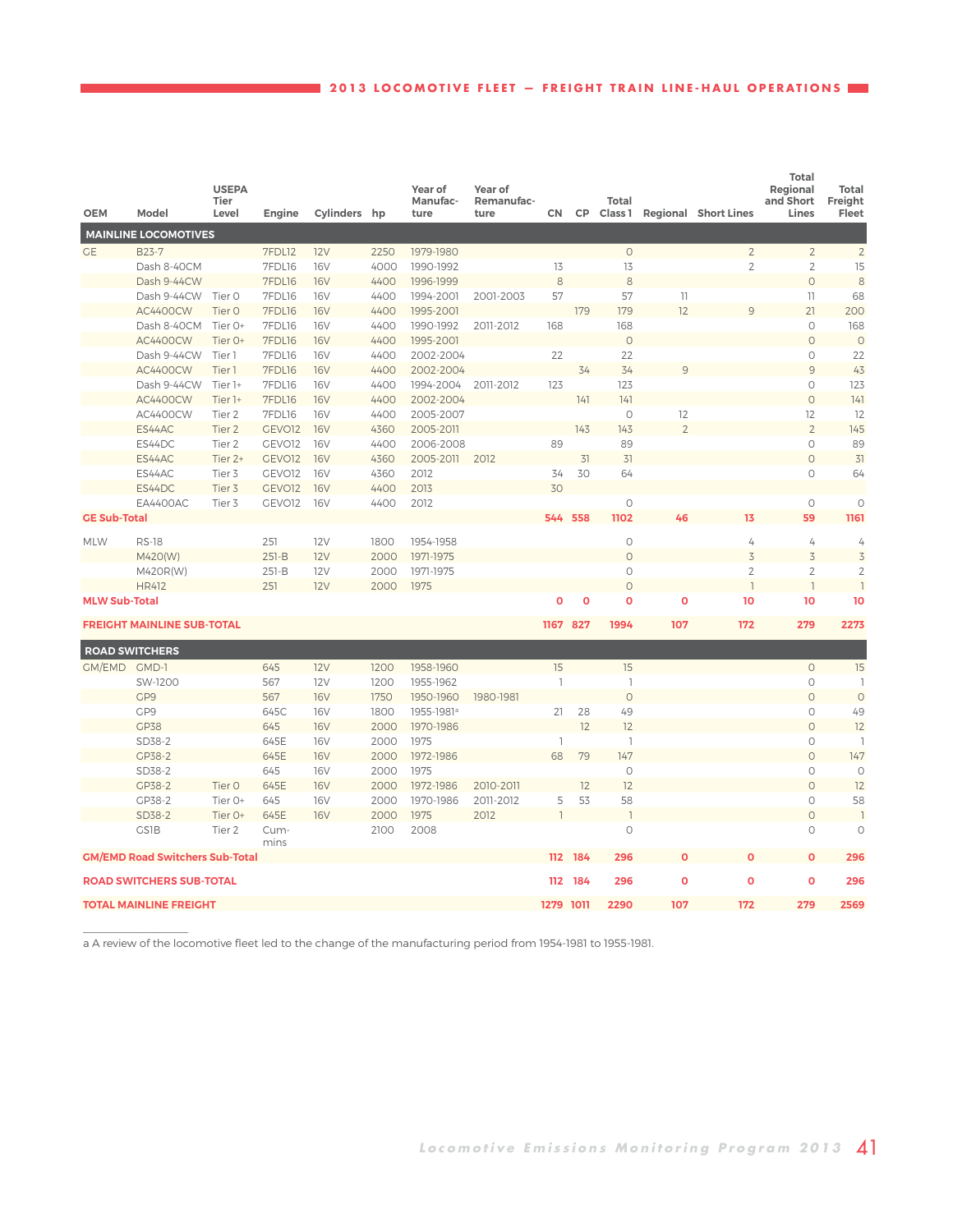## 2013 LOCOMOTIVE FLEET — FREIGHT TRAIN LINE-HAUL OPERATIONS

| OEM | Model | USEPA Tier Level | Engine | Cylinders | hp | Year of Manufacture | Year of Remanufacture | CN | CP | Total Class 1 | Regional | Short Lines | Total Regional and Short Lines | Total Freight Fleet |
|---|---|---|---|---|---|---|---|---|---|---|---|---|---|---|
| **MAINLINE LOCOMOTIVES** | | | | | | | | | | | | | | |
| GE | B23-7 | | 7FDL12 | 12V | 2250 | 1979-1980 | | | | 0 | | 2 | 2 | 2 |
| | Dash 8-40CM | | 7FDL16 | 16V | 4000 | 1990-1992 | | 13 | | 13 | | 2 | 2 | 15 |
| | Dash 9-44CW | | 7FDL16 | 16V | 4400 | 1996-1999 | | 8 | | 8 | | | 0 | 8 |
| | Dash 9-44CW | Tier 0 | 7FDL16 | 16V | 4400 | 1994-2001 | 2001-2003 | 57 | | 57 | 11 | | 11 | 68 |
| | AC4400CW | Tier 0 | 7FDL16 | 16V | 4400 | 1995-2001 | | | 179 | 179 | 12 | 9 | 21 | 200 |
| | Dash 8-40CM | Tier 0+ | 7FDL16 | 16V | 4400 | 1990-1992 | 2011-2012 | 168 | | 168 | | | 0 | 168 |
| | AC4400CW | Tier 0+ | 7FDL16 | 16V | 4400 | 1995-2001 | | | | 0 | | | 0 | 0 |
| | Dash 9-44CW | Tier 1 | 7FDL16 | 16V | 4400 | 2002-2004 | | 22 | | 22 | | | 0 | 22 |
| | AC4400CW | Tier 1 | 7FDL16 | 16V | 4400 | 2002-2004 | | | 34 | 34 | 9 | | 9 | 43 |
| | Dash 9-44CW | Tier 1+ | 7FDL16 | 16V | 4400 | 1994-2004 | 2011-2012 | 123 | | 123 | | | 0 | 123 |
| | AC4400CW | Tier 1+ | 7FDL16 | 16V | 4400 | 2002-2004 | | | 141 | 141 | | | 0 | 141 |
| | AC4400CW | Tier 2 | 7FDL16 | 16V | 4400 | 2005-2007 | | | | 0 | 12 | | 12 | 12 |
| | ES44AC | Tier 2 | GEVO12 | 16V | 4360 | 2005-2011 | | | 143 | 143 | 2 | | 2 | 145 |
| | ES44DC | Tier 2 | GEVO12 | 16V | 4400 | 2006-2008 | | 89 | | 89 | | | 0 | 89 |
| | ES44AC | Tier 2+ | GEVO12 | 16V | 4360 | 2005-2011 | 2012 | | 31 | 31 | | | 0 | 31 |
| | ES44AC | Tier 3 | GEVO12 | 16V | 4360 | 2012 | | 34 | 30 | 64 | | | 0 | 64 |
| | ES44DC | Tier 3 | GEVO12 | 16V | 4400 | 2013 | | 30 | | | | | | |
| | EA4400AC | Tier 3 | GEVO12 | 16V | 4400 | 2012 | | | | 0 | | | 0 | 0 |
| **GE Sub-Total** | | | | | | | | **544** | **558** | **1102** | **46** | **13** | **59** | **1161** |
| MLW | RS-18 | | 251 | 12V | 1800 | 1954-1958 | | | | 0 | | 4 | 4 | 4 |
| | M420(W) | | 251-B | 12V | 2000 | 1971-1975 | | | | 0 | | 3 | 3 | 3 |
| | M420R(W) | | 251-B | 12V | 2000 | 1971-1975 | | | | 0 | | 2 | 2 | 2 |
| | HR412 | | 251 | 12V | 2000 | 1975 | | | | 0 | | 1 | 1 | 1 |
| **MLW Sub-Total** | | | | | | | | **0** | **0** | **0** | **0** | **10** | **10** | **10** |
| **FREIGHT MAINLINE SUB-TOTAL** | | | | | | | | **1167** | **827** | **1994** | **107** | **172** | **279** | **2273** |
| **ROAD SWITCHERS** | | | | | | | | | | | | | | |
| GM/EMD | GMD-1 | | 645 | 12V | 1200 | 1958-1960 | | 15 | | 15 | | | 0 | 15 |
| | SW-1200 | | 567 | 12V | 1200 | 1955-1962 | | 1 | | 1 | | | 0 | 1 |
| | GP9 | | 567 | 16V | 1750 | 1950-1960 | 1980-1981 | | | 0 | | | 0 | 0 |
| | GP9 | | 645C | 16V | 1800 | 1955-1981[a] | | 21 | 28 | 49 | | | 0 | 49 |
| | GP38 | | 645 | 16V | 2000 | 1970-1986 | | | 12 | 12 | | | 0 | 12 |
| | SD38-2 | | 645E | 16V | 2000 | 1975 | | 1 | | 1 | | | 0 | 1 |
| | GP38-2 | | 645E | 16V | 2000 | 1972-1986 | | 68 | 79 | 147 | | | 0 | 147 |
| | SD38-2 | | 645 | 16V | 2000 | 1975 | | | | 0 | | | 0 | 0 |
| | GP38-2 | Tier 0 | 645E | 16V | 2000 | 1972-1986 | 2010-2011 | | 12 | 12 | | | 0 | 12 |
| | GP38-2 | Tier 0+ | 645 | 16V | 2000 | 1970-1986 | 2011-2012 | 5 | 53 | 58 | | | 0 | 58 |
| | SD38-2 | Tier 0+ | 645E | 16V | 2000 | 1975 | 2012 | 1 | | 1 | | | 0 | 1 |
| | GS1B | Tier 2 | Cummins | | 2100 | 2008 | | | | 0 | | | 0 | 0 |
| **GM/EMD Road Switchers Sub-Total** | | | | | | | | **112** | **184** | **296** | **0** | **0** | **0** | **296** |
| **ROAD SWITCHERS SUB-TOTAL** | | | | | | | | **112** | **184** | **296** | **0** | **0** | **0** | **296** |
| **TOTAL MAINLINE FREIGHT** | | | | | | | | **1279** | **1011** | **2290** | **107** | **172** | **279** | **2569** |

a A review of the locomotive fleet led to the change of the manufacturing period from 1954-1981 to 1955-1981.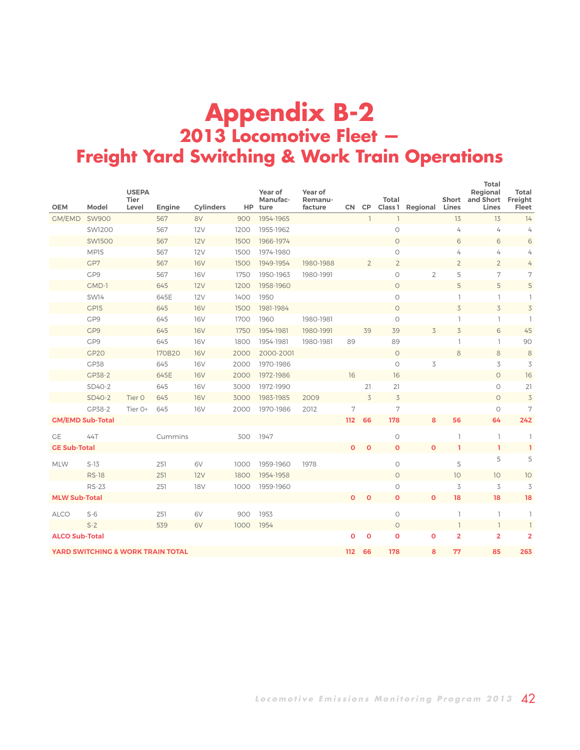# Appendix B-2

## 2013 Locomotive Fleet — Freight Yard Switching & Work Train Operations

| OEM | Model | USEPA Tier Level | Engine | Cylinders | HP | Year of Manufacture | Year of Remanufacture | CN | CP | Total Class 1 | Regional | Short Lines | Total Regional and Short Lines | Total Freight Fleet |
|---|---|---|---|---|---|---|---|---|---|---|---|---|---|---|
| GM/EMD | SW900 | | 567 | 8V | 900 | 1954-1965 | | | 1 | 1 | | 13 | 13 | 14 |
| | SW1200 | | 567 | 12V | 1200 | 1955-1962 | | | | 0 | | 4 | 4 | 4 |
| | SW1500 | | 567 | 12V | 1500 | 1966-1974 | | | | 0 | | 6 | 6 | 6 |
| | MP15 | | 567 | 12V | 1500 | 1974-1980 | | | | 0 | | 4 | 4 | 4 |
| | GP7 | | 567 | 16V | 1500 | 1949-1954 | 1980-1988 | | 2 | 2 | | 2 | 2 | 4 |
| | GP9 | | 567 | 16V | 1750 | 1950-1963 | 1980-1991 | | | 0 | 2 | 5 | 7 | 7 |
| | GMD-1 | | 645 | 12V | 1200 | 1958-1960 | | | | 0 | | 5 | 5 | 5 |
| | SW14 | | 645E | 12V | 1400 | 1950 | | | | 0 | | 1 | 1 | 1 |
| | GP15 | | 645 | 16V | 1500 | 1981-1984 | | | | 0 | | 3 | 3 | 3 |
| | GP9 | | 645 | 16V | 1700 | 1960 | 1980-1981 | | | 0 | | 1 | 1 | 1 |
| | GP9 | | 645 | 16V | 1750 | 1954-1981 | 1980-1991 | | 39 | 39 | 3 | 3 | 6 | 45 |
| | GP9 | | 645 | 16V | 1800 | 1954-1981 | 1980-1981 | 89 | | 89 | | 1 | 1 | 90 |
| | GP20 | | 170B20 | 16V | 2000 | 2000-2001 | | | | 0 | | 8 | 8 | 8 |
| | GP38 | | 645 | 16V | 2000 | 1970-1986 | | | | 0 | 3 | | 3 | 3 |
| | GP38-2 | | 645E | 16V | 2000 | 1972-1986 | | 16 | | 16 | | | 0 | 16 |
| | SD40-2 | | 645 | 16V | 3000 | 1972-1990 | | | 21 | 21 | | | 0 | 21 |
| | SD40-2 | Tier 0 | 645 | 16V | 3000 | 1983-1985 | 2009 | | 3 | 3 | | | 0 | 3 |
| | GP38-2 | Tier 0+ | 645 | 16V | 2000 | 1970-1986 | 2012 | 7 | | 7 | | | 0 | 7 |
| **GM/EMD Sub-Total** | | | | | | | | **112** | **66** | **178** | **8** | **56** | **64** | **242** |
| GE | 44T | | Cummins | | 300 | 1947 | | | | 0 | | 1 | 1 | 1 |
| **GE Sub-Total** | | | | | | | | **0** | **0** | **0** | **0** | **1** | **1** | **1** |
| MLW | S-13 | | 251 | 6V | 1000 | 1959-1960 | 1978 | | | 0 | | 5 | 5 | 5 |
| | RS-18 | | 251 | 12V | 1800 | 1954-1958 | | | | 0 | | 10 | 10 | 10 |
| | RS-23 | | 251 | 18V | 1000 | 1959-1960 | | | | 0 | | 3 | 3 | 3 |
| **MLW Sub-Total** | | | | | | | | **0** | **0** | **0** | **0** | **18** | **18** | **18** |
| ALCO | S-6 | | 251 | 6V | 900 | 1953 | | | | 0 | | 1 | 1 | 1 |
| | S-2 | | 539 | 6V | 1000 | 1954 | | | | 0 | | 1 | 1 | 1 |
| **ALCO Sub-Total** | | | | | | | | **0** | **0** | **0** | **0** | **2** | **2** | **2** |
| **YARD SWITCHING & WORK TRAIN TOTAL** | | | | | | | | **112** | **66** | **178** | **8** | **77** | **85** | **263** |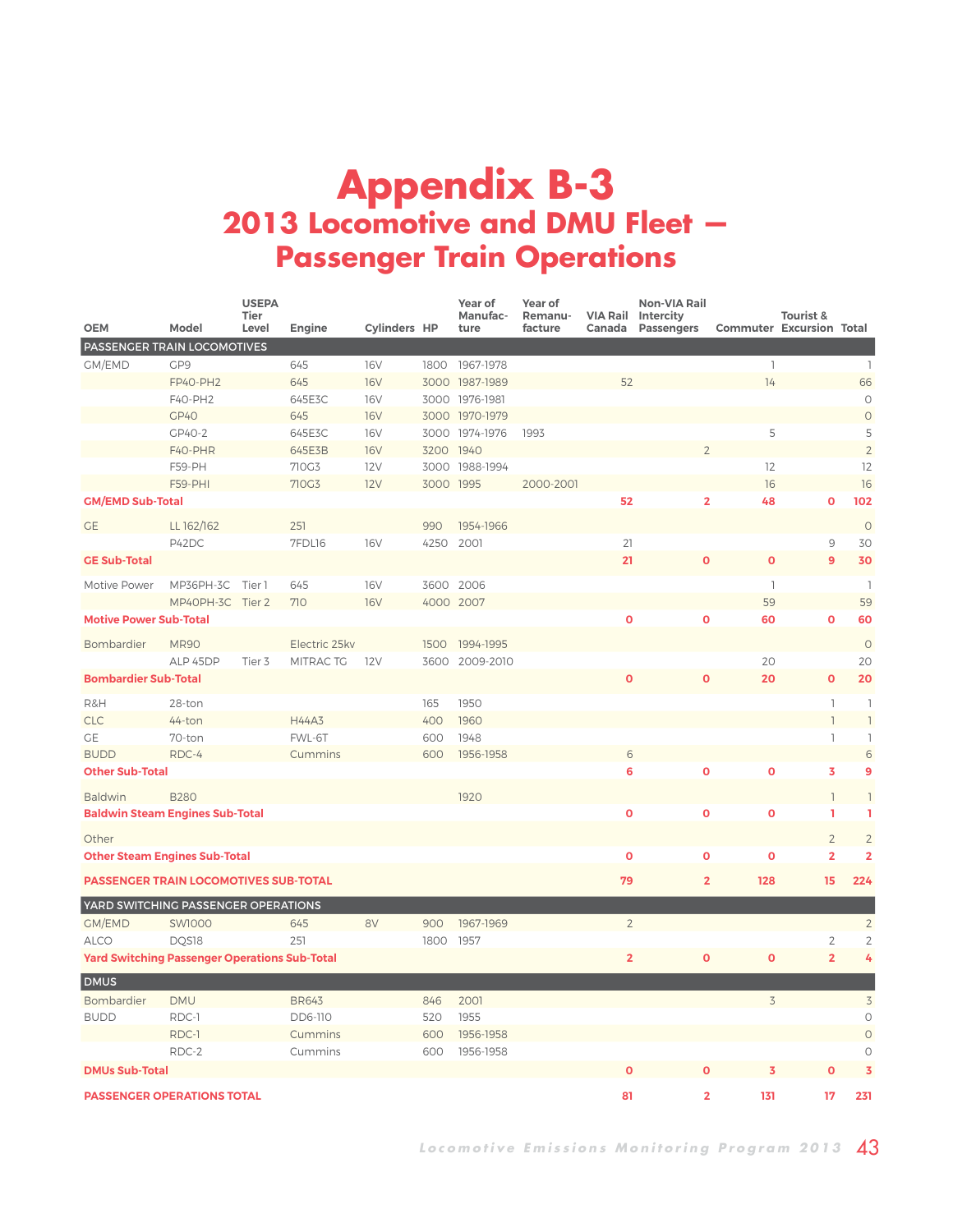# Appendix B-3

## 2013 Locomotive and DMU Fleet — Passenger Train Operations

| OEM | Model | USEPA Tier Level | Engine | Cylinders | HP | Year of Manufacture | Year of Remanufacture | VIA Rail Canada | Non-VIA Rail Intercity Passengers | Commuter | Tourist & Excursion | Total |
|---|---|---|---|---|---|---|---|---|---|---|---|---|
| **PASSENGER TRAIN LOCOMOTIVES** | | | | | | | | | | | | |
| GM/EMD | GP9 | | 645 | 16V | 1800 | 1967-1978 | | | | 1 | | 1 |
| | FP40-PH2 | | 645 | 16V | 3000 | 1987-1989 | | 52 | | 14 | | 66 |
| | F40-PH2 | | 645E3C | 16V | 3000 | 1976-1981 | | | | | | 0 |
| | GP40 | | 645 | 16V | 3000 | 1970-1979 | | | | | | 0 |
| | GP40-2 | | 645E3C | 16V | 3000 | 1974-1976 | 1993 | | | 5 | | 5 |
| | F40-PHR | | 645E3B | 16V | 3200 | 1940 | | | 2 | | | 2 |
| | F59-PH | | 710G3 | 12V | 3000 | 1988-1994 | | | | 12 | | 12 |
| | F59-PHI | | 710G3 | 12V | 3000 | 1995 | 2000-2001 | | | 16 | | 16 |
| **GM/EMD Sub-Total** | | | | | | | | **52** | **2** | **48** | **0** | **102** |
| GE | LL 162/162 | | 251 | | 990 | 1954-1966 | | | | | | 0 |
| | P42DC | | 7FDL16 | 16V | 4250 | 2001 | | 21 | | | 9 | 30 |
| **GE Sub-Total** | | | | | | | | **21** | **0** | **0** | **9** | **30** |
| Motive Power | MP36PH-3C | Tier 1 | 645 | 16V | 3600 | 2006 | | | | 1 | | 1 |
| | MP40PH-3C | Tier 2 | 710 | 16V | 4000 | 2007 | | | | 59 | | 59 |
| **Motive Power Sub-Total** | | | | | | | | **0** | **0** | **60** | **0** | **60** |
| Bombardier | MR90 | | Electric 25kv | | 1500 | 1994-1995 | | | | | | 0 |
| | ALP 45DP | Tier 3 | MITRAC TG | 12V | 3600 | 2009-2010 | | | | 20 | | 20 |
| **Bombardier Sub-Total** | | | | | | | | **0** | **0** | **20** | **0** | **20** |
| R&H | 28-ton | | | | 165 | 1950 | | | | | 1 | 1 |
| CLC | 44-ton | | H44A3 | | 400 | 1960 | | | | | 1 | 1 |
| GE | 70-ton | | FWL-6T | | 600 | 1948 | | | | | 1 | 1 |
| BUDD | RDC-4 | | Cummins | | 600 | 1956-1958 | | 6 | | | | 6 |
| **Other Sub-Total** | | | | | | | | **6** | **0** | **0** | **3** | **9** |
| Baldwin | B280 | | | | | 1920 | | | | | 1 | 1 |
| **Baldwin Steam Engines Sub-Total** | | | | | | | | **0** | **0** | **0** | **1** | **1** |
| Other | | | | | | | | | | | 2 | 2 |
| **Other Steam Engines Sub-Total** | | | | | | | | **0** | **0** | **0** | **2** | **2** |
| **PASSENGER TRAIN LOCOMOTIVES SUB-TOTAL** | | | | | | | | **79** | **2** | **128** | **15** | **224** |
| **YARD SWITCHING PASSENGER OPERATIONS** | | | | | | | | | | | | |
| GM/EMD | SW1000 | | 645 | 8V | 900 | 1967-1969 | | 2 | | | | 2 |
| ALCO | DQS18 | | 251 | | 1800 | 1957 | | | | | 2 | 2 |
| **Yard Switching Passenger Operations Sub-Total** | | | | | | | | **2** | **0** | **0** | **2** | **4** |
| **DMUS** | | | | | | | | | | | | |
| Bombardier | DMU | | BR643 | | 846 | 2001 | | | | 3 | | 3 |
| BUDD | RDC-1 | | DD6-110 | | 520 | 1955 | | | | | | 0 |
| | RDC-1 | | Cummins | | 600 | 1956-1958 | | | | | | 0 |
| | RDC-2 | | Cummins | | 600 | 1956-1958 | | | | | | 0 |
| **DMUs Sub-Total** | | | | | | | | **0** | **0** | **3** | **0** | **3** |
| **PASSENGER OPERATIONS TOTAL** | | | | | | | | **81** | **2** | **131** | **17** | **231** |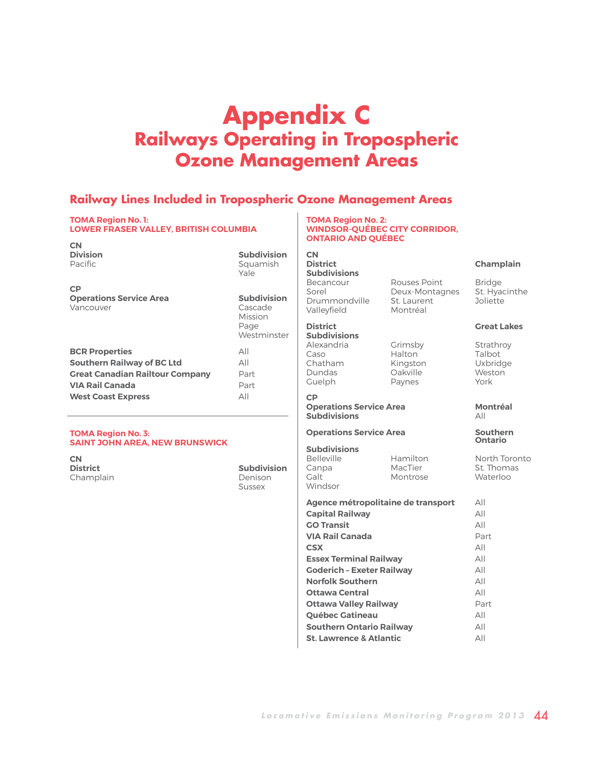# Appendix C
## Railways Operating in Tropospheric Ozone Management Areas

### Railway Lines Included in Tropospheric Ozone Management Areas

#### TOMA Region No. 1: LOWER FRASER VALLEY, BRITISH COLUMBIA

**CN**

| **Division** | **Subdivision** |
|---|---|
| Pacific | Squamish<br>Yale |

**CP**

| **Operations Service Area** | **Subdivision** |
|---|---|
| Vancouver | Cascade<br>Mission<br>Page<br>Westminster |

| | |
|---|---|
| **BCR Properties** | All |
| **Southern Railway of BC Ltd** | All |
| **Great Canadian Railtour Company** | Part |
| **VIA Rail Canada** | Part |
| **West Coast Express** | All |

#### TOMA Region No. 3: SAINT JOHN AREA, NEW BRUNSWICK

**CN**

| **District** | **Subdivision** |
|---|---|
| Champlain | Denison<br>Sussex |

#### TOMA Region No. 2: WINDSOR-QUÉBEC CITY CORRIDOR, ONTARIO AND QUÉBEC

**CN**

**District** — **Champlain**

**Subdivisions**

| | | |
|---|---|---|
| Becancour | Rouses Point | Bridge |
| Sorel | Deux-Montagnes | St. Hyacinthe |
| Drummondville | St. Laurent | Joliette |
| Valleyfield | Montréal | |

**District** — **Great Lakes**

**Subdivisions**

| | | |
|---|---|---|
| Alexandria | Grimsby | Strathroy |
| Caso | Halton | Talbot |
| Chatham | Kingston | Uxbridge |
| Dundas | Oakville | Weston |
| Guelph | Paynes | York |

**CP**

**Operations Service Area** — **Montréal**

**Subdivisions** — All

**Operations Service Area** — **Southern Ontario**

**Subdivisions**

| | | |
|---|---|---|
| Belleville | Hamilton | North Toronto |
| Canpa | MacTier | St. Thomas |
| Galt | Montrose | Waterloo |
| Windsor | | |

| | |
|---|---|
| **Agence métropolitaine de transport** | All |
| **Capital Railway** | All |
| **GO Transit** | All |
| **VIA Rail Canada** | Part |
| **CSX** | All |
| **Essex Terminal Railway** | All |
| **Goderich – Exeter Railway** | All |
| **Norfolk Southern** | All |
| **Ottawa Central** | All |
| **Ottawa Valley Railway** | Part |
| **Québec Gatineau** | All |
| **Southern Ontario Railway** | All |
| **St. Lawrence & Atlantic** | All |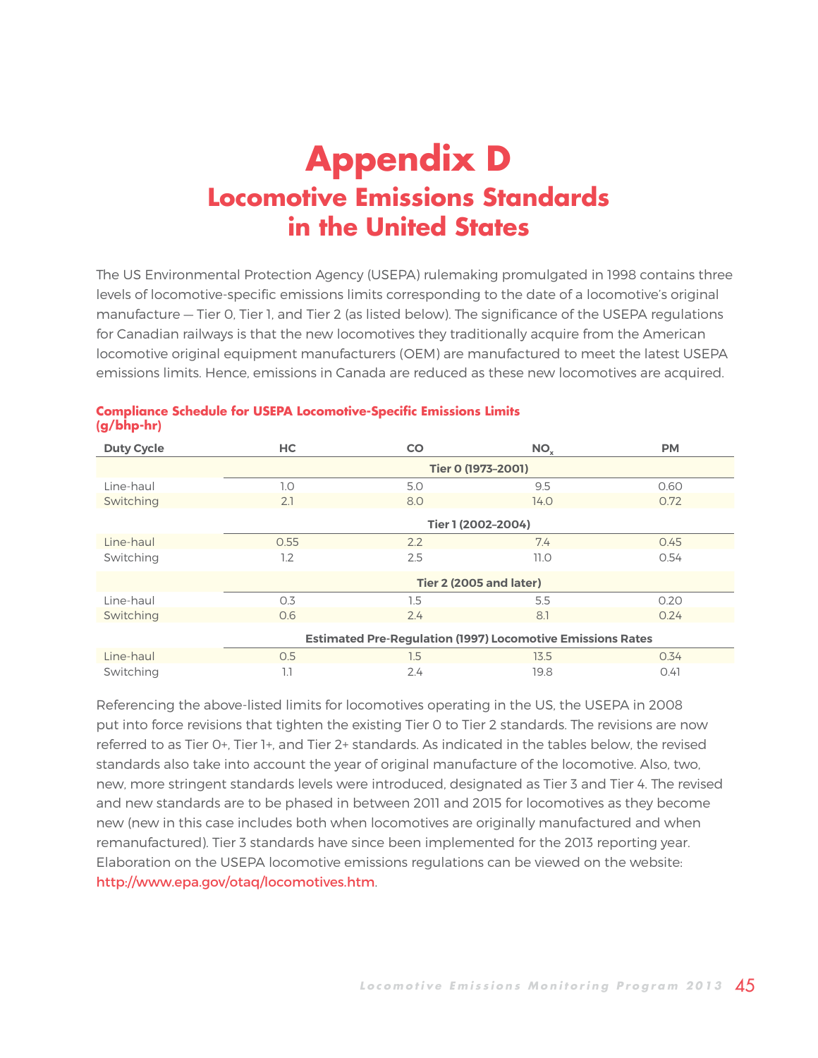# Appendix D

## Locomotive Emissions Standards in the United States

The US Environmental Protection Agency (USEPA) rulemaking promulgated in 1998 contains three levels of locomotive-specific emissions limits corresponding to the date of a locomotive's original manufacture — Tier 0, Tier 1, and Tier 2 (as listed below). The significance of the USEPA regulations for Canadian railways is that the new locomotives they traditionally acquire from the American locomotive original equipment manufacturers (OEM) are manufactured to meet the latest USEPA emissions limits. Hence, emissions in Canada are reduced as these new locomotives are acquired.

**Compliance Schedule for USEPA Locomotive-Specific Emissions Limits (g/bhp-hr)**

| Duty Cycle | HC | CO | $NO_x$ | PM |
|---|---|---|---|---|
| | **Tier 0 (1973–2001)** | | | |
| Line-haul | 1.0 | 5.0 | 9.5 | 0.60 |
| Switching | 2.1 | 8.0 | 14.0 | 0.72 |
| | **Tier 1 (2002–2004)** | | | |
| Line-haul | 0.55 | 2.2 | 7.4 | 0.45 |
| Switching | 1.2 | 2.5 | 11.0 | 0.54 |
| | **Tier 2 (2005 and later)** | | | |
| Line-haul | 0.3 | 1.5 | 5.5 | 0.20 |
| Switching | 0.6 | 2.4 | 8.1 | 0.24 |
| | **Estimated Pre-Regulation (1997) Locomotive Emissions Rates** | | | |
| Line-haul | 0.5 | 1.5 | 13.5 | 0.34 |
| Switching | 1.1 | 2.4 | 19.8 | 0.41 |

Referencing the above-listed limits for locomotives operating in the US, the USEPA in 2008 put into force revisions that tighten the existing Tier 0 to Tier 2 standards. The revisions are now referred to as Tier 0+, Tier 1+, and Tier 2+ standards. As indicated in the tables below, the revised standards also take into account the year of original manufacture of the locomotive. Also, two, new, more stringent standards levels were introduced, designated as Tier 3 and Tier 4. The revised and new standards are to be phased in between 2011 and 2015 for locomotives as they become new (new in this case includes both when locomotives are originally manufactured and when remanufactured). Tier 3 standards have since been implemented for the 2013 reporting year. Elaboration on the USEPA locomotive emissions regulations can be viewed on the website: http://www.epa.gov/otaq/locomotives.htm.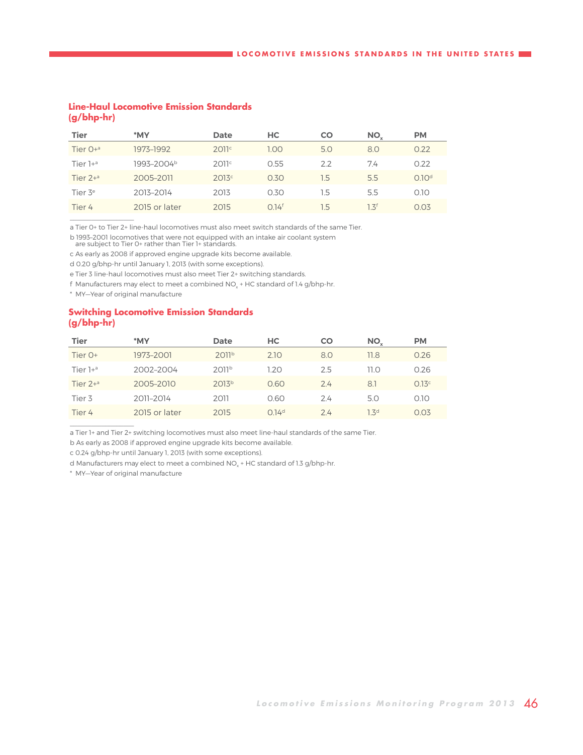## Line-Haul Locomotive Emission Standards (g/bhp-hr)

| Tier | *MY | Date | HC | CO | $NO_x$ | PM |
|---|---|---|---|---|---|---|
| Tier 0+[a] | 1973–1992 | 2011[c] | 1.00 | 5.0 | 8.0 | 0.22 |
| Tier 1+[a] | 1993–2004[b] | 2011[c] | 0.55 | 2.2 | 7.4 | 0.22 |
| Tier 2+[a] | 2005–2011 | 2013[c] | 0.30 | 1.5 | 5.5 | 0.10[d] |
| Tier 3[e] | 2013–2014 | 2013 | 0.30 | 1.5 | 5.5 | 0.10 |
| Tier 4 | 2015 or later | 2015 | 0.14[f] | 1.5 | 1.3[f] | 0.03 |

a Tier 0+ to Tier 2+ line-haul locomotives must also meet switch standards of the same Tier.

b 1993–2001 locomotives that were not equipped with an intake air coolant system are subject to Tier 0+ rather than Tier 1+ standards.

c As early as 2008 if approved engine upgrade kits become available.

d 0.20 g/bhp-hr until January 1, 2013 (with some exceptions).

e Tier 3 line-haul locomotives must also meet Tier 2+ switching standards.

f Manufacturers may elect to meet a combined $NO_x$ + HC standard of 1.4 g/bhp-hr.

\* MY—Year of original manufacture

## Switching Locomotive Emission Standards (g/bhp-hr)

| Tier | *MY | Date | HC | CO | $NO_x$ | PM |
|---|---|---|---|---|---|---|
| Tier 0+ | 1973–2001 | 2011[b] | 2.10 | 8.0 | 11.8 | 0.26 |
| Tier 1+[a] | 2002–2004 | 2011[b] | 1.20 | 2.5 | 11.0 | 0.26 |
| Tier 2+[a] | 2005–2010 | 2013[b] | 0.60 | 2.4 | 8.1 | 0.13[c] |
| Tier 3 | 2011–2014 | 2011 | 0.60 | 2.4 | 5.0 | 0.10 |
| Tier 4 | 2015 or later | 2015 | 0.14[d] | 2.4 | 1.3[d] | 0.03 |

a Tier 1+ and Tier 2+ switching locomotives must also meet line-haul standards of the same Tier.

b As early as 2008 if approved engine upgrade kits become available.

c 0.24 g/bhp-hr until January 1, 2013 (with some exceptions).

d Manufacturers may elect to meet a combined $NO_x$ + HC standard of 1.3 g/bhp-hr.

\* MY—Year of original manufacture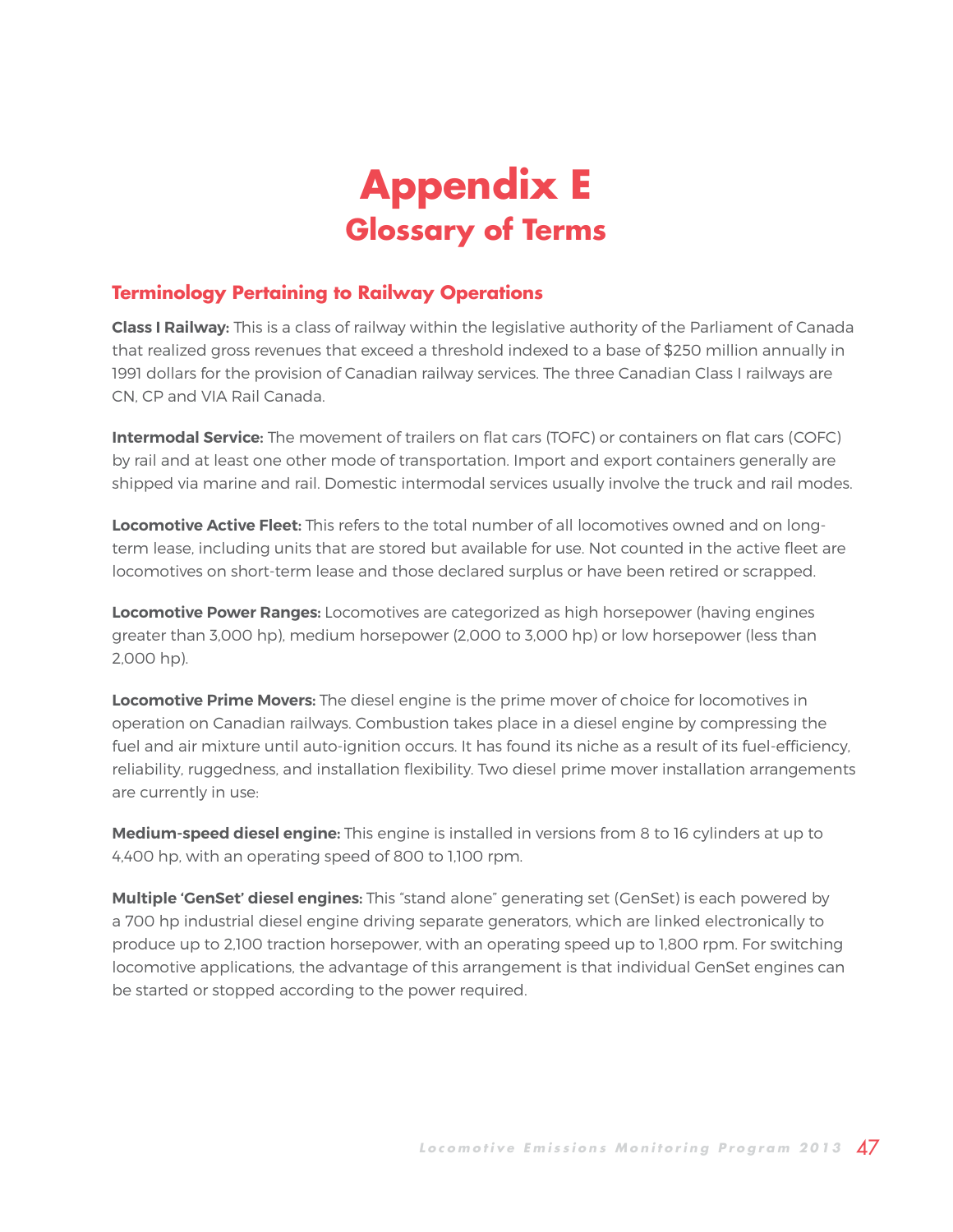# Appendix E
## Glossary of Terms

### Terminology Pertaining to Railway Operations

**Class I Railway:** This is a class of railway within the legislative authority of the Parliament of Canada that realized gross revenues that exceed a threshold indexed to a base of $250 million annually in 1991 dollars for the provision of Canadian railway services. The three Canadian Class I railways are CN, CP and VIA Rail Canada.

**Intermodal Service:** The movement of trailers on flat cars (TOFC) or containers on flat cars (COFC) by rail and at least one other mode of transportation. Import and export containers generally are shipped via marine and rail. Domestic intermodal services usually involve the truck and rail modes.

**Locomotive Active Fleet:** This refers to the total number of all locomotives owned and on long-term lease, including units that are stored but available for use. Not counted in the active fleet are locomotives on short-term lease and those declared surplus or have been retired or scrapped.

**Locomotive Power Ranges:** Locomotives are categorized as high horsepower (having engines greater than 3,000 hp), medium horsepower (2,000 to 3,000 hp) or low horsepower (less than 2,000 hp).

**Locomotive Prime Movers:** The diesel engine is the prime mover of choice for locomotives in operation on Canadian railways. Combustion takes place in a diesel engine by compressing the fuel and air mixture until auto-ignition occurs. It has found its niche as a result of its fuel-efficiency, reliability, ruggedness, and installation flexibility. Two diesel prime mover installation arrangements are currently in use:

**Medium-speed diesel engine:** This engine is installed in versions from 8 to 16 cylinders at up to 4,400 hp, with an operating speed of 800 to 1,100 rpm.

**Multiple 'GenSet' diesel engines:** This "stand alone" generating set (GenSet) is each powered by a 700 hp industrial diesel engine driving separate generators, which are linked electronically to produce up to 2,100 traction horsepower, with an operating speed up to 1,800 rpm. For switching locomotive applications, the advantage of this arrangement is that individual GenSet engines can be started or stopped according to the power required.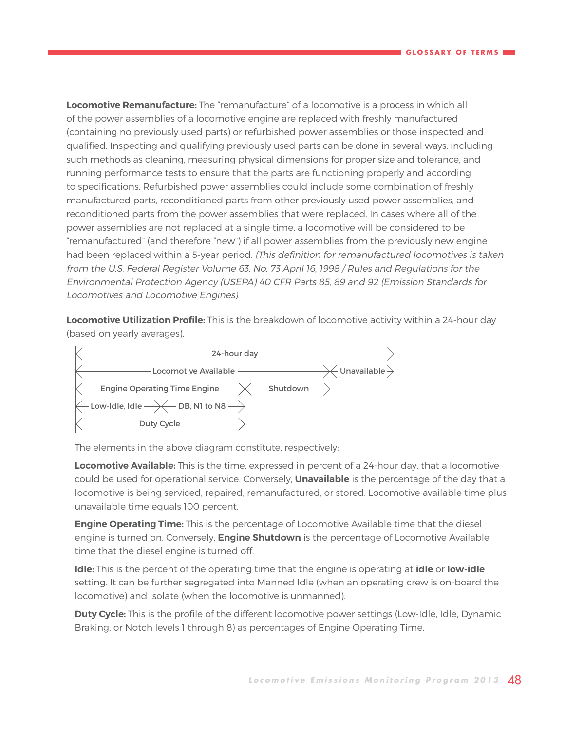**Locomotive Remanufacture:** The "remanufacture" of a locomotive is a process in which all of the power assemblies of a locomotive engine are replaced with freshly manufactured (containing no previously used parts) or refurbished power assemblies or those inspected and qualified. Inspecting and qualifying previously used parts can be done in several ways, including such methods as cleaning, measuring physical dimensions for proper size and tolerance, and running performance tests to ensure that the parts are functioning properly and according to specifications. Refurbished power assemblies could include some combination of freshly manufactured parts, reconditioned parts from other previously used power assemblies, and reconditioned parts from the power assemblies that were replaced. In cases where all of the power assemblies are not replaced at a single time, a locomotive will be considered to be "remanufactured" (and therefore "new") if all power assemblies from the previously new engine had been replaced within a 5-year period. *(This definition for remanufactured locomotives is taken from the U.S. Federal Register Volume 63, No. 73 April 16, 1998 / Rules and Regulations for the Environmental Protection Agency (USEPA) 40 CFR Parts 85, 89 and 92 (Emission Standards for Locomotives and Locomotive Engines).*

**Locomotive Utilization Profile:** This is the breakdown of locomotive activity within a 24-hour day (based on yearly averages).

```
|<------------------------ 24-hour day ------------------------>|
|<------------- Locomotive Available ------------->|<Unavailable>|
|<---- Engine Operating Time Engine ---->|<Shutdown>|
|<-- Low-Idle, Idle -->|<-- DB, N1 to N8 -->|
|<------------- Duty Cycle ------------->|
```

The elements in the above diagram constitute, respectively:

**Locomotive Available:** This is the time, expressed in percent of a 24-hour day, that a locomotive could be used for operational service. Conversely, **Unavailable** is the percentage of the day that a locomotive is being serviced, repaired, remanufactured, or stored. Locomotive available time plus unavailable time equals 100 percent.

**Engine Operating Time:** This is the percentage of Locomotive Available time that the diesel engine is turned on. Conversely, **Engine Shutdown** is the percentage of Locomotive Available time that the diesel engine is turned off.

**Idle:** This is the percent of the operating time that the engine is operating at **idle** or **low-idle** setting. It can be further segregated into Manned Idle (when an operating crew is on-board the locomotive) and Isolate (when the locomotive is unmanned).

**Duty Cycle:** This is the profile of the different locomotive power settings (Low-Idle, Idle, Dynamic Braking, or Notch levels 1 through 8) as percentages of Engine Operating Time.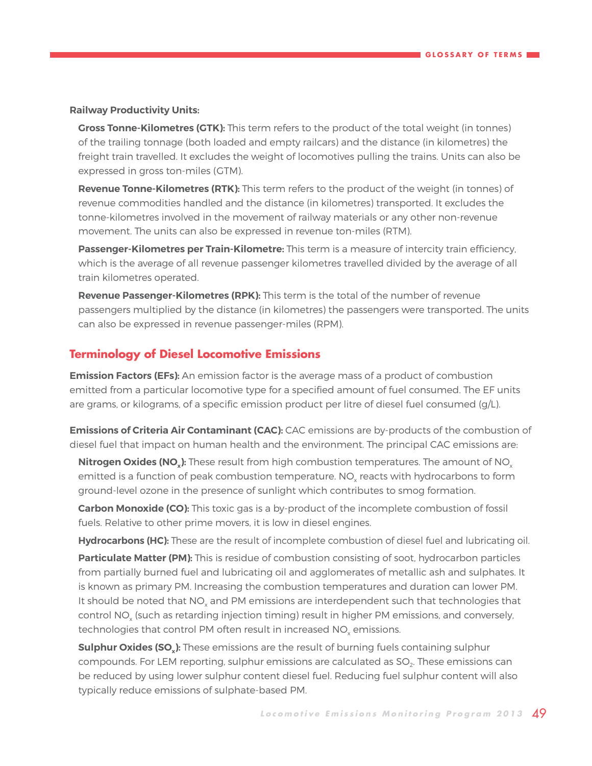**Railway Productivity Units:**

**Gross Tonne-Kilometres (GTK):** This term refers to the product of the total weight (in tonnes) of the trailing tonnage (both loaded and empty railcars) and the distance (in kilometres) the freight train travelled. It excludes the weight of locomotives pulling the trains. Units can also be expressed in gross ton-miles (GTM).

**Revenue Tonne-Kilometres (RTK):** This term refers to the product of the weight (in tonnes) of revenue commodities handled and the distance (in kilometres) transported. It excludes the tonne-kilometres involved in the movement of railway materials or any other non-revenue movement. The units can also be expressed in revenue ton-miles (RTM).

**Passenger-Kilometres per Train-Kilometre:** This term is a measure of intercity train efficiency, which is the average of all revenue passenger kilometres travelled divided by the average of all train kilometres operated.

**Revenue Passenger-Kilometres (RPK):** This term is the total of the number of revenue passengers multiplied by the distance (in kilometres) the passengers were transported. The units can also be expressed in revenue passenger-miles (RPM).

## Terminology of Diesel Locomotive Emissions

**Emission Factors (EFs):** An emission factor is the average mass of a product of combustion emitted from a particular locomotive type for a specified amount of fuel consumed. The EF units are grams, or kilograms, of a specific emission product per litre of diesel fuel consumed (g/L).

**Emissions of Criteria Air Contaminant (CAC):** CAC emissions are by-products of the combustion of diesel fuel that impact on human health and the environment. The principal CAC emissions are:

**Nitrogen Oxides ($NO_x$):** These result from high combustion temperatures. The amount of $NO_x$ emitted is a function of peak combustion temperature. $NO_x$ reacts with hydrocarbons to form ground-level ozone in the presence of sunlight which contributes to smog formation.

**Carbon Monoxide (CO):** This toxic gas is a by-product of the incomplete combustion of fossil fuels. Relative to other prime movers, it is low in diesel engines.

**Hydrocarbons (HC):** These are the result of incomplete combustion of diesel fuel and lubricating oil.

**Particulate Matter (PM):** This is residue of combustion consisting of soot, hydrocarbon particles from partially burned fuel and lubricating oil and agglomerates of metallic ash and sulphates. It is known as primary PM. Increasing the combustion temperatures and duration can lower PM. It should be noted that $NO_x$ and PM emissions are interdependent such that technologies that control $NO_x$ (such as retarding injection timing) result in higher PM emissions, and conversely, technologies that control PM often result in increased $NO_x$ emissions.

**Sulphur Oxides ($SO_x$):** These emissions are the result of burning fuels containing sulphur compounds. For LEM reporting, sulphur emissions are calculated as $SO_2$. These emissions can be reduced by using lower sulphur content diesel fuel. Reducing fuel sulphur content will also typically reduce emissions of sulphate-based PM.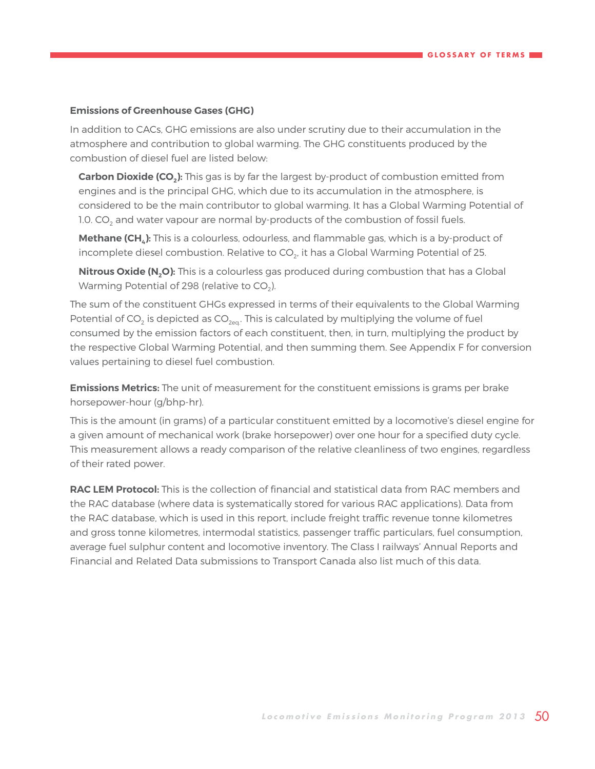**Emissions of Greenhouse Gases (GHG)**

In addition to CACs, GHG emissions are also under scrutiny due to their accumulation in the atmosphere and contribution to global warming. The GHG constituents produced by the combustion of diesel fuel are listed below:

**Carbon Dioxide ($CO_2$):** This gas is by far the largest by-product of combustion emitted from engines and is the principal GHG, which due to its accumulation in the atmosphere, is considered to be the main contributor to global warming. It has a Global Warming Potential of 1.0. $CO_2$ and water vapour are normal by-products of the combustion of fossil fuels.

**Methane ($CH_4$):** This is a colourless, odourless, and flammable gas, which is a by-product of incomplete diesel combustion. Relative to $CO_2$, it has a Global Warming Potential of 25.

**Nitrous Oxide ($N_2O$):** This is a colourless gas produced during combustion that has a Global Warming Potential of 298 (relative to $CO_2$).

The sum of the constituent GHGs expressed in terms of their equivalents to the Global Warming Potential of $CO_2$ is depicted as $CO_{2eq.}$. This is calculated by multiplying the volume of fuel consumed by the emission factors of each constituent, then, in turn, multiplying the product by the respective Global Warming Potential, and then summing them. See Appendix F for conversion values pertaining to diesel fuel combustion.

**Emissions Metrics:** The unit of measurement for the constituent emissions is grams per brake horsepower-hour (g/bhp-hr).

This is the amount (in grams) of a particular constituent emitted by a locomotive's diesel engine for a given amount of mechanical work (brake horsepower) over one hour for a specified duty cycle. This measurement allows a ready comparison of the relative cleanliness of two engines, regardless of their rated power.

**RAC LEM Protocol:** This is the collection of financial and statistical data from RAC members and the RAC database (where data is systematically stored for various RAC applications). Data from the RAC database, which is used in this report, include freight traffic revenue tonne kilometres and gross tonne kilometres, intermodal statistics, passenger traffic particulars, fuel consumption, average fuel sulphur content and locomotive inventory. The Class I railways' Annual Reports and Financial and Related Data submissions to Transport Canada also list much of this data.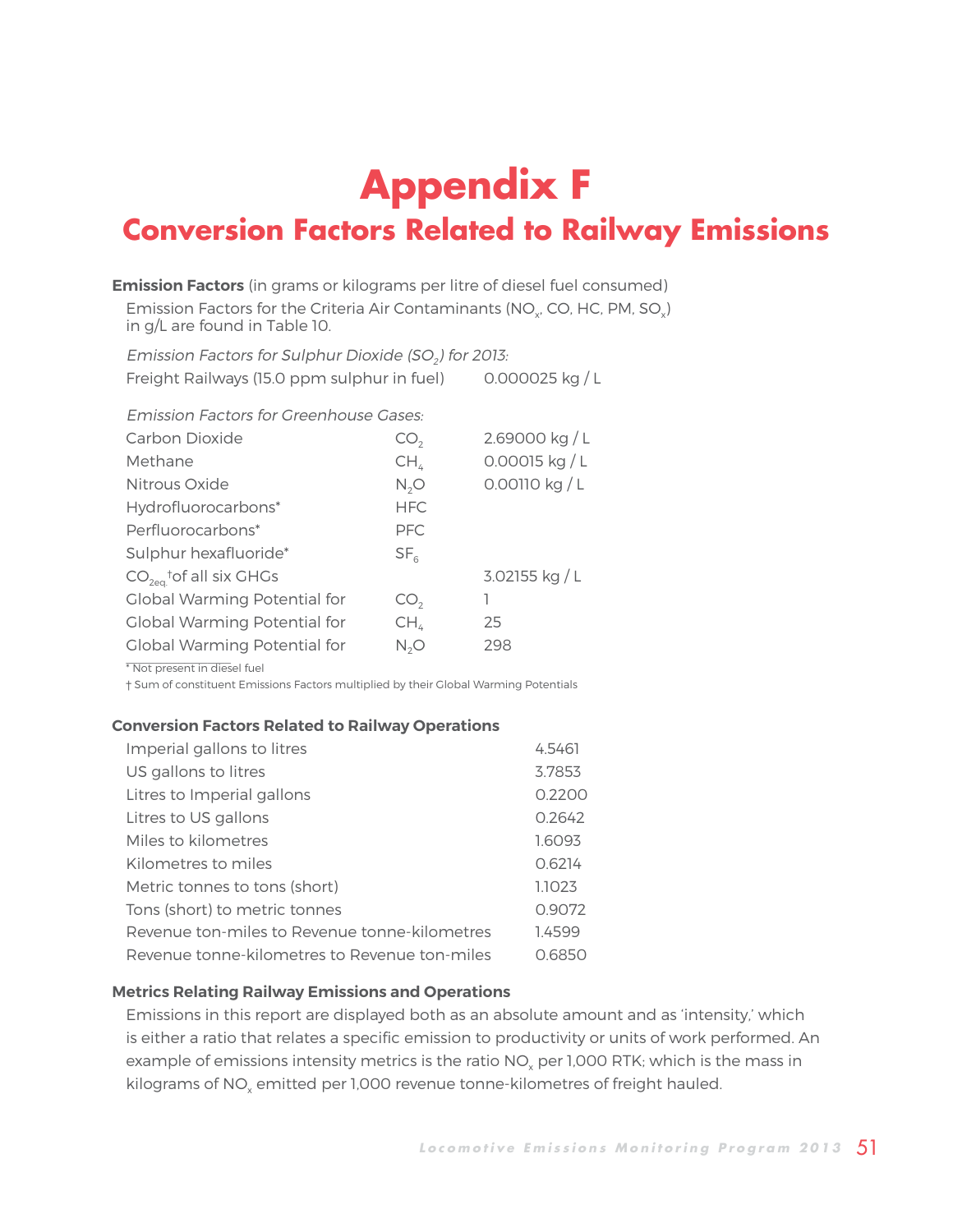# Appendix F

## Conversion Factors Related to Railway Emissions

**Emission Factors** (in grams or kilograms per litre of diesel fuel consumed)

Emission Factors for the Criteria Air Contaminants ($NO_x$, CO, HC, PM, $SO_x$) in g/L are found in Table 10.

*Emission Factors for Sulphur Dioxide ($SO_2$) for 2013:*

| | |
|---|---|
| Freight Railways (15.0 ppm sulphur in fuel) | 0.000025 kg / L |

*Emission Factors for Greenhouse Gases:*

| | | |
|---|---|---|
| Carbon Dioxide | $CO_2$ | 2.69000 kg / L |
| Methane | $CH_4$ | 0.00015 kg / L |
| Nitrous Oxide | $N_2O$ | 0.00110 kg / L |
| Hydrofluorocarbons* | HFC | |
| Perfluorocarbons* | PFC | |
| Sulphur hexafluoride* | $SF_6$ | |
| $CO_{2eq.}$† of all six GHGs | | 3.02155 kg / L |
| Global Warming Potential for | $CO_2$ | 1 |
| Global Warming Potential for | $CH_4$ | 25 |
| Global Warming Potential for | $N_2O$ | 298 |

\* Not present in diesel fuel

† Sum of constituent Emissions Factors multiplied by their Global Warming Potentials

**Conversion Factors Related to Railway Operations**

| | |
|---|---|
| Imperial gallons to litres | 4.5461 |
| US gallons to litres | 3.7853 |
| Litres to Imperial gallons | 0.2200 |
| Litres to US gallons | 0.2642 |
| Miles to kilometres | 1.6093 |
| Kilometres to miles | 0.6214 |
| Metric tonnes to tons (short) | 1.1023 |
| Tons (short) to metric tonnes | 0.9072 |
| Revenue ton-miles to Revenue tonne-kilometres | 1.4599 |
| Revenue tonne-kilometres to Revenue ton-miles | 0.6850 |

**Metrics Relating Railway Emissions and Operations**

Emissions in this report are displayed both as an absolute amount and as 'intensity,' which is either a ratio that relates a specific emission to productivity or units of work performed. An example of emissions intensity metrics is the ratio $NO_x$ per 1,000 RTK; which is the mass in kilograms of $NO_x$ emitted per 1,000 revenue tonne-kilometres of freight hauled.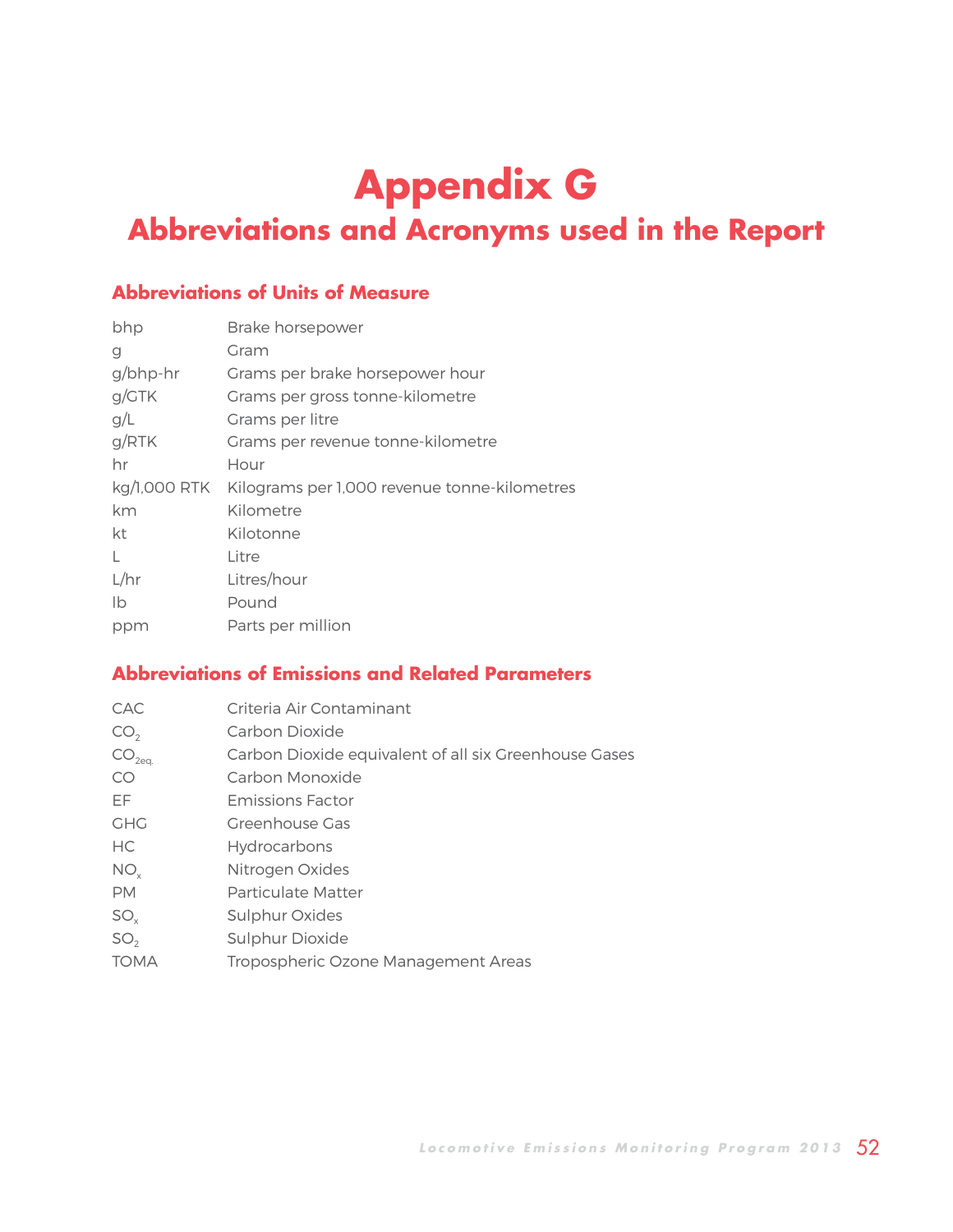# Appendix G

## Abbreviations and Acronyms used in the Report

### Abbreviations of Units of Measure

| | |
|---|---|
| bhp | Brake horsepower |
| g | Gram |
| g/bhp-hr | Grams per brake horsepower hour |
| g/GTK | Grams per gross tonne-kilometre |
| g/L | Grams per litre |
| g/RTK | Grams per revenue tonne-kilometre |
| hr | Hour |
| kg/1,000 RTK | Kilograms per 1,000 revenue tonne-kilometres |
| km | Kilometre |
| kt | Kilotonne |
| L | Litre |
| L/hr | Litres/hour |
| lb | Pound |
| ppm | Parts per million |

### Abbreviations of Emissions and Related Parameters

| | |
|---|---|
| CAC | Criteria Air Contaminant |
| $CO_2$ | Carbon Dioxide |
| $CO_{2eq.}$ | Carbon Dioxide equivalent of all six Greenhouse Gases |
| CO | Carbon Monoxide |
| EF | Emissions Factor |
| GHG | Greenhouse Gas |
| HC | Hydrocarbons |
| $NO_x$ | Nitrogen Oxides |
| PM | Particulate Matter |
| $SO_x$ | Sulphur Oxides |
| $SO_2$ | Sulphur Dioxide |
| TOMA | Tropospheric Ozone Management Areas |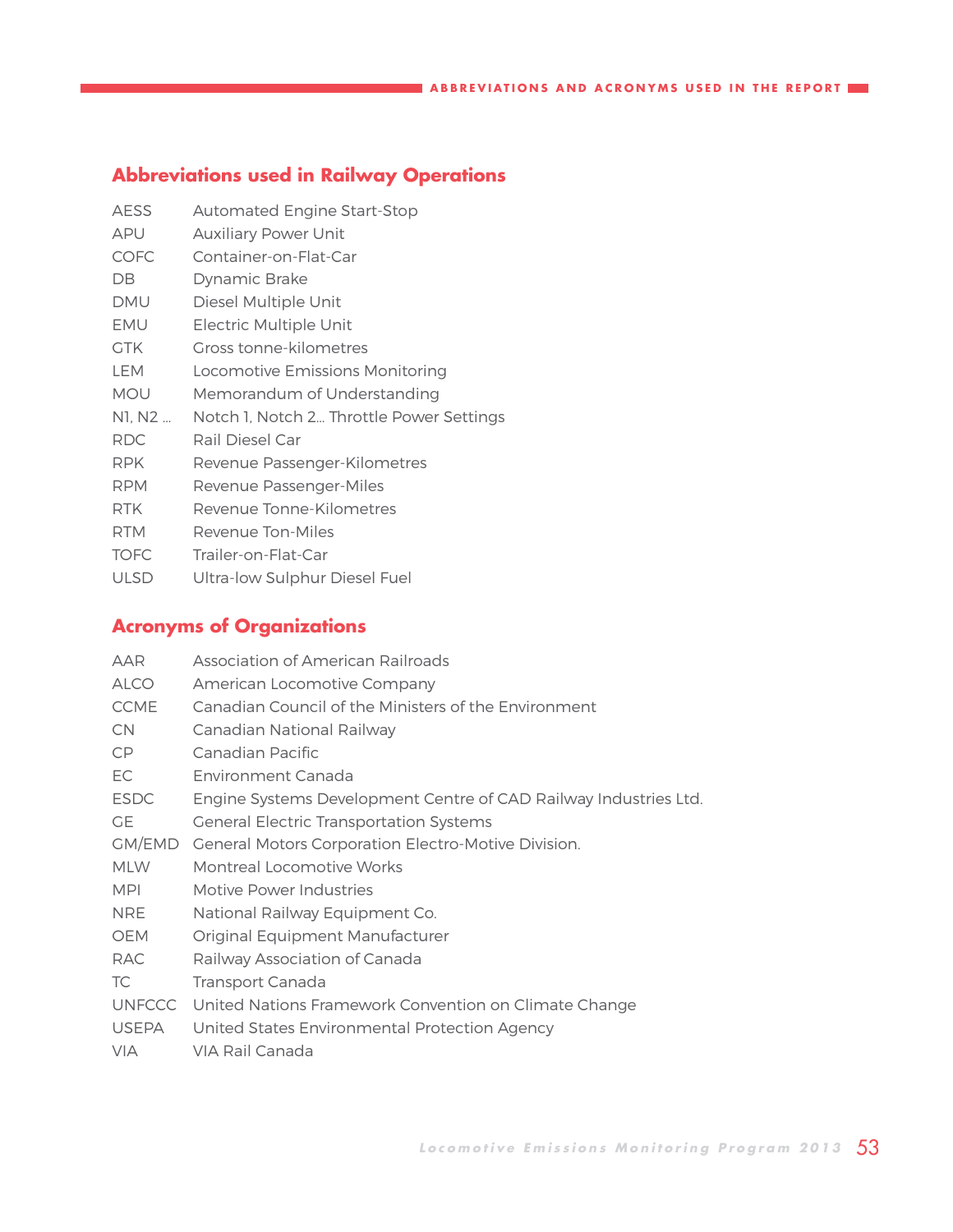## Abbreviations used in Railway Operations

| | |
|---|---|
| AESS | Automated Engine Start-Stop |
| APU | Auxiliary Power Unit |
| COFC | Container-on-Flat-Car |
| DB | Dynamic Brake |
| DMU | Diesel Multiple Unit |
| EMU | Electric Multiple Unit |
| GTK | Gross tonne-kilometres |
| LEM | Locomotive Emissions Monitoring |
| MOU | Memorandum of Understanding |
| N1, N2 ... | Notch 1, Notch 2... Throttle Power Settings |
| RDC | Rail Diesel Car |
| RPK | Revenue Passenger-Kilometres |
| RPM | Revenue Passenger-Miles |
| RTK | Revenue Tonne-Kilometres |
| RTM | Revenue Ton-Miles |
| TOFC | Trailer-on-Flat-Car |
| ULSD | Ultra-low Sulphur Diesel Fuel |

## Acronyms of Organizations

| | |
|---|---|
| AAR | Association of American Railroads |
| ALCO | American Locomotive Company |
| CCME | Canadian Council of the Ministers of the Environment |
| CN | Canadian National Railway |
| CP | Canadian Pacific |
| EC | Environment Canada |
| ESDC | Engine Systems Development Centre of CAD Railway Industries Ltd. |
| GE | General Electric Transportation Systems |
| GM/EMD | General Motors Corporation Electro-Motive Division. |
| MLW | Montreal Locomotive Works |
| MPI | Motive Power Industries |
| NRE | National Railway Equipment Co. |
| OEM | Original Equipment Manufacturer |
| RAC | Railway Association of Canada |
| TC | Transport Canada |
| UNFCCC | United Nations Framework Convention on Climate Change |
| USEPA | United States Environmental Protection Agency |
| VIA | VIA Rail Canada |